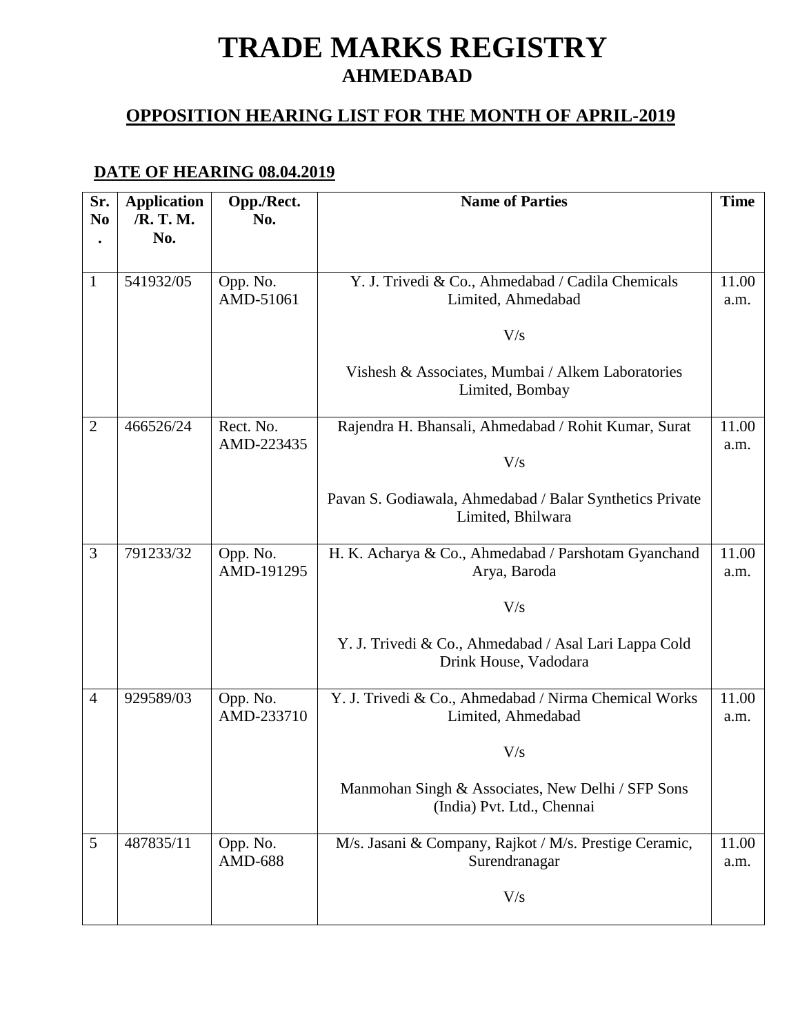# TRADE MARKS REGISTRY

## AHMEDABAD

### OPPOSITION HEARING LIST FOR THE MONTH OF APRIL-2019

**DATE OF HEARING 08.04.2019**

| Sr. No. | Application /R. T. M. No. | Opp./Rect. No. | Name of Parties | Time |
|---|---|---|---|---|
| 1 | 541932/05 | Opp. No. AMD-51061 | Y. J. Trivedi & Co., Ahmedabad / Cadila Chemicals Limited, Ahmedabad<br><br>V/s<br><br>Vishesh & Associates, Mumbai / Alkem Laboratories Limited, Bombay | 11.00 a.m. |
| 2 | 466526/24 | Rect. No. AMD-223435 | Rajendra H. Bhansali, Ahmedabad / Rohit Kumar, Surat<br><br>V/s<br><br>Pavan S. Godiawala, Ahmedabad / Balar Synthetics Private Limited, Bhilwara | 11.00 a.m. |
| 3 | 791233/32 | Opp. No. AMD-191295 | H. K. Acharya & Co., Ahmedabad / Parshotam Gyanchand Arya, Baroda<br><br>V/s<br><br>Y. J. Trivedi & Co., Ahmedabad / Asal Lari Lappa Cold Drink House, Vadodara | 11.00 a.m. |
| 4 | 929589/03 | Opp. No. AMD-233710 | Y. J. Trivedi & Co., Ahmedabad / Nirma Chemical Works Limited, Ahmedabad<br><br>V/s<br><br>Manmohan Singh & Associates, New Delhi / SFP Sons (India) Pvt. Ltd., Chennai | 11.00 a.m. |
| 5 | 487835/11 | Opp. No. AMD-688 | M/s. Jasani & Company, Rajkot / M/s. Prestige Ceramic, Surendranagar<br><br>V/s | 11.00 a.m. |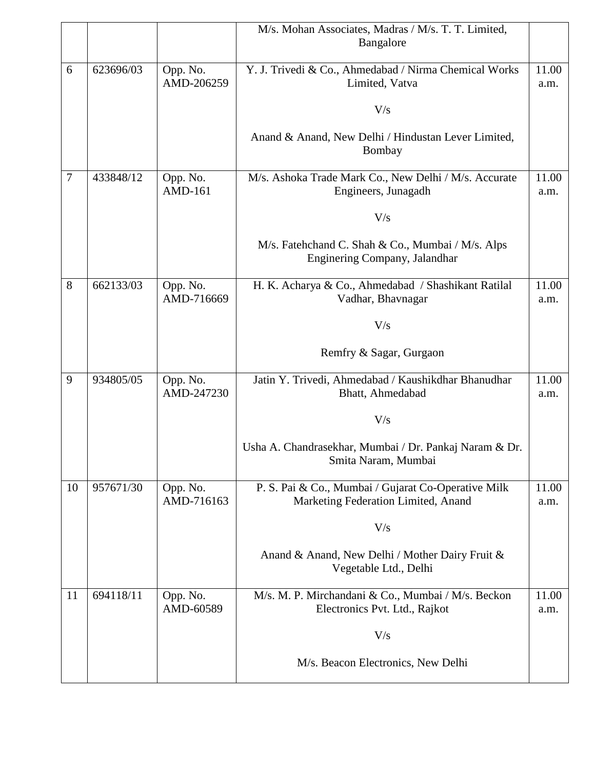| | | | | |
|---|---|---|---|---|
| | | | M/s. Mohan Associates, Madras / M/s. T. T. Limited, Bangalore | |
| 6 | 623696/03 | Opp. No. AMD-206259 | Y. J. Trivedi & Co., Ahmedabad / Nirma Chemical Works Limited, Vatva<br><br>V/s<br><br>Anand & Anand, New Delhi / Hindustan Lever Limited, Bombay | 11.00 a.m. |
| 7 | 433848/12 | Opp. No. AMD-161 | M/s. Ashoka Trade Mark Co., New Delhi / M/s. Accurate Engineers, Junagadh<br><br>V/s<br><br>M/s. Fatehchand C. Shah & Co., Mumbai / M/s. Alps Enginering Company, Jalandhar | 11.00 a.m. |
| 8 | 662133/03 | Opp. No. AMD-716669 | H. K. Acharya & Co., Ahmedabad / Shashikant Ratilal Vadhar, Bhavnagar<br><br>V/s<br><br>Remfry & Sagar, Gurgaon | 11.00 a.m. |
| 9 | 934805/05 | Opp. No. AMD-247230 | Jatin Y. Trivedi, Ahmedabad / Kaushikdhar Bhanudhar Bhatt, Ahmedabad<br><br>V/s<br><br>Usha A. Chandrasekhar, Mumbai / Dr. Pankaj Naram & Dr. Smita Naram, Mumbai | 11.00 a.m. |
| 10 | 957671/30 | Opp. No. AMD-716163 | P. S. Pai & Co., Mumbai / Gujarat Co-Operative Milk Marketing Federation Limited, Anand<br><br>V/s<br><br>Anand & Anand, New Delhi / Mother Dairy Fruit & Vegetable Ltd., Delhi | 11.00 a.m. |
| 11 | 694118/11 | Opp. No. AMD-60589 | M/s. M. P. Mirchandani & Co., Mumbai / M/s. Beckon Electronics Pvt. Ltd., Rajkot<br><br>V/s<br><br>M/s. Beacon Electronics, New Delhi | 11.00 a.m. |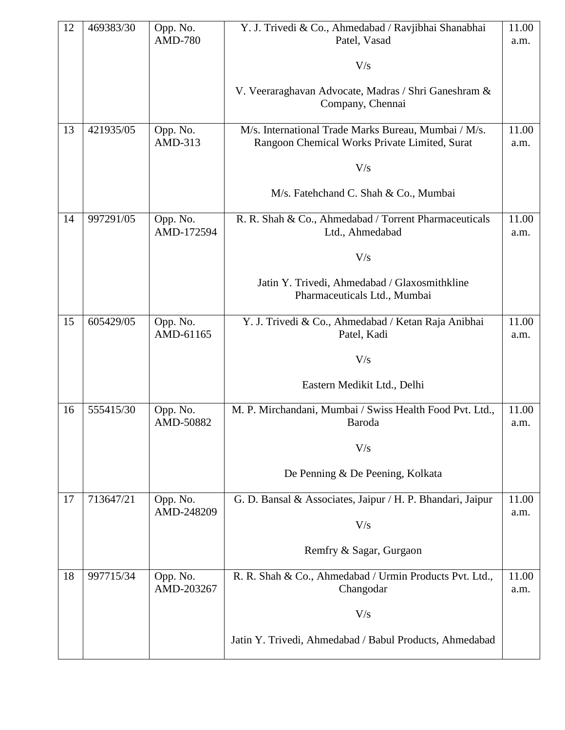| 12 | 469383/30 | Opp. No. AMD-780 | Y. J. Trivedi & Co., Ahmedabad / Ravjibhai Shanabhai Patel, Vasad<br><br>V/s<br><br>V. Veeraraghavan Advocate, Madras / Shri Ganeshram & Company, Chennai | 11.00 a.m. |
|---|---|---|---|---|
| 13 | 421935/05 | Opp. No. AMD-313 | M/s. International Trade Marks Bureau, Mumbai / M/s. Rangoon Chemical Works Private Limited, Surat<br><br>V/s<br><br>M/s. Fatehchand C. Shah & Co., Mumbai | 11.00 a.m. |
| 14 | 997291/05 | Opp. No. AMD-172594 | R. R. Shah & Co., Ahmedabad / Torrent Pharmaceuticals Ltd., Ahmedabad<br><br>V/s<br><br>Jatin Y. Trivedi, Ahmedabad / Glaxosmithkline Pharmaceuticals Ltd., Mumbai | 11.00 a.m. |
| 15 | 605429/05 | Opp. No. AMD-61165 | Y. J. Trivedi & Co., Ahmedabad / Ketan Raja Anibhai Patel, Kadi<br><br>V/s<br><br>Eastern Medikit Ltd., Delhi | 11.00 a.m. |
| 16 | 555415/30 | Opp. No. AMD-50882 | M. P. Mirchandani, Mumbai / Swiss Health Food Pvt. Ltd., Baroda<br><br>V/s<br><br>De Penning & De Peening, Kolkata | 11.00 a.m. |
| 17 | 713647/21 | Opp. No. AMD-248209 | G. D. Bansal & Associates, Jaipur / H. P. Bhandari, Jaipur<br><br>V/s<br><br>Remfry & Sagar, Gurgaon | 11.00 a.m. |
| 18 | 997715/34 | Opp. No. AMD-203267 | R. R. Shah & Co., Ahmedabad / Urmin Products Pvt. Ltd., Changodar<br><br>V/s<br><br>Jatin Y. Trivedi, Ahmedabad / Babul Products, Ahmedabad | 11.00 a.m. |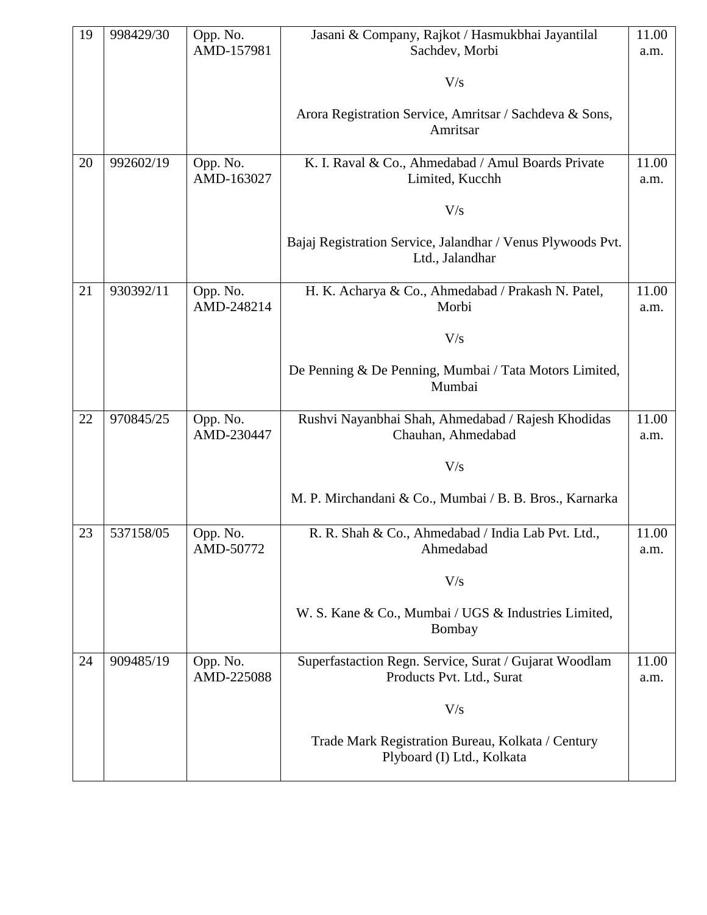| 19 | 998429/30 | Opp. No. AMD-157981 | Jasani & Company, Rajkot / Hasmukhbhai Jayantilal Sachdev, Morbi<br><br>V/s<br><br>Arora Registration Service, Amritsar / Sachdeva & Sons, Amritsar | 11.00 a.m. |
|---|---|---|---|---|
| 20 | 992602/19 | Opp. No. AMD-163027 | K. I. Raval & Co., Ahmedabad / Amul Boards Private Limited, Kucchh<br><br>V/s<br><br>Bajaj Registration Service, Jalandhar / Venus Plywoods Pvt. Ltd., Jalandhar | 11.00 a.m. |
| 21 | 930392/11 | Opp. No. AMD-248214 | H. K. Acharya & Co., Ahmedabad / Prakash N. Patel, Morbi<br><br>V/s<br><br>De Penning & De Penning, Mumbai / Tata Motors Limited, Mumbai | 11.00 a.m. |
| 22 | 970845/25 | Opp. No. AMD-230447 | Rushvi Nayanbhai Shah, Ahmedabad / Rajesh Khodidas Chauhan, Ahmedabad<br><br>V/s<br><br>M. P. Mirchandani & Co., Mumbai / B. B. Bros., Karnarka | 11.00 a.m. |
| 23 | 537158/05 | Opp. No. AMD-50772 | R. R. Shah & Co., Ahmedabad / India Lab Pvt. Ltd., Ahmedabad<br><br>V/s<br><br>W. S. Kane & Co., Mumbai / UGS & Industries Limited, Bombay | 11.00 a.m. |
| 24 | 909485/19 | Opp. No. AMD-225088 | Superfastaction Regn. Service, Surat / Gujarat Woodlam Products Pvt. Ltd., Surat<br><br>V/s<br><br>Trade Mark Registration Bureau, Kolkata / Century Plyboard (I) Ltd., Kolkata | 11.00 a.m. |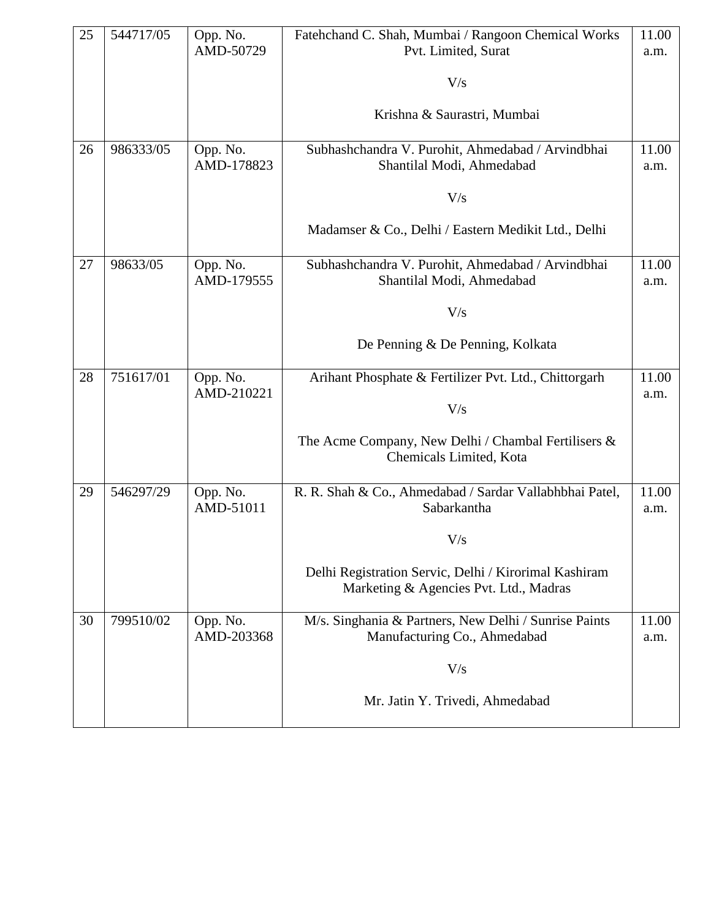| 25 | 544717/05 | Opp. No. AMD-50729 | Fatehchand C. Shah, Mumbai / Rangoon Chemical Works Pvt. Limited, Surat<br><br>V/s<br><br>Krishna & Saurastri, Mumbai | 11.00 a.m. |
|---|---|---|---|---|
| 26 | 986333/05 | Opp. No. AMD-178823 | Subhashchandra V. Purohit, Ahmedabad / Arvindbhai Shantilal Modi, Ahmedabad<br><br>V/s<br><br>Madamser & Co., Delhi / Eastern Medikit Ltd., Delhi | 11.00 a.m. |
| 27 | 98633/05 | Opp. No. AMD-179555 | Subhashchandra V. Purohit, Ahmedabad / Arvindbhai Shantilal Modi, Ahmedabad<br><br>V/s<br><br>De Penning & De Penning, Kolkata | 11.00 a.m. |
| 28 | 751617/01 | Opp. No. AMD-210221 | Arihant Phosphate & Fertilizer Pvt. Ltd., Chittorgarh<br><br>V/s<br><br>The Acme Company, New Delhi / Chambal Fertilisers & Chemicals Limited, Kota | 11.00 a.m. |
| 29 | 546297/29 | Opp. No. AMD-51011 | R. R. Shah & Co., Ahmedabad / Sardar Vallabhbhai Patel, Sabarkantha<br><br>V/s<br><br>Delhi Registration Servic, Delhi / Kirorimal Kashiram Marketing & Agencies Pvt. Ltd., Madras | 11.00 a.m. |
| 30 | 799510/02 | Opp. No. AMD-203368 | M/s. Singhania & Partners, New Delhi / Sunrise Paints Manufacturing Co., Ahmedabad<br><br>V/s<br><br>Mr. Jatin Y. Trivedi, Ahmedabad | 11.00 a.m. |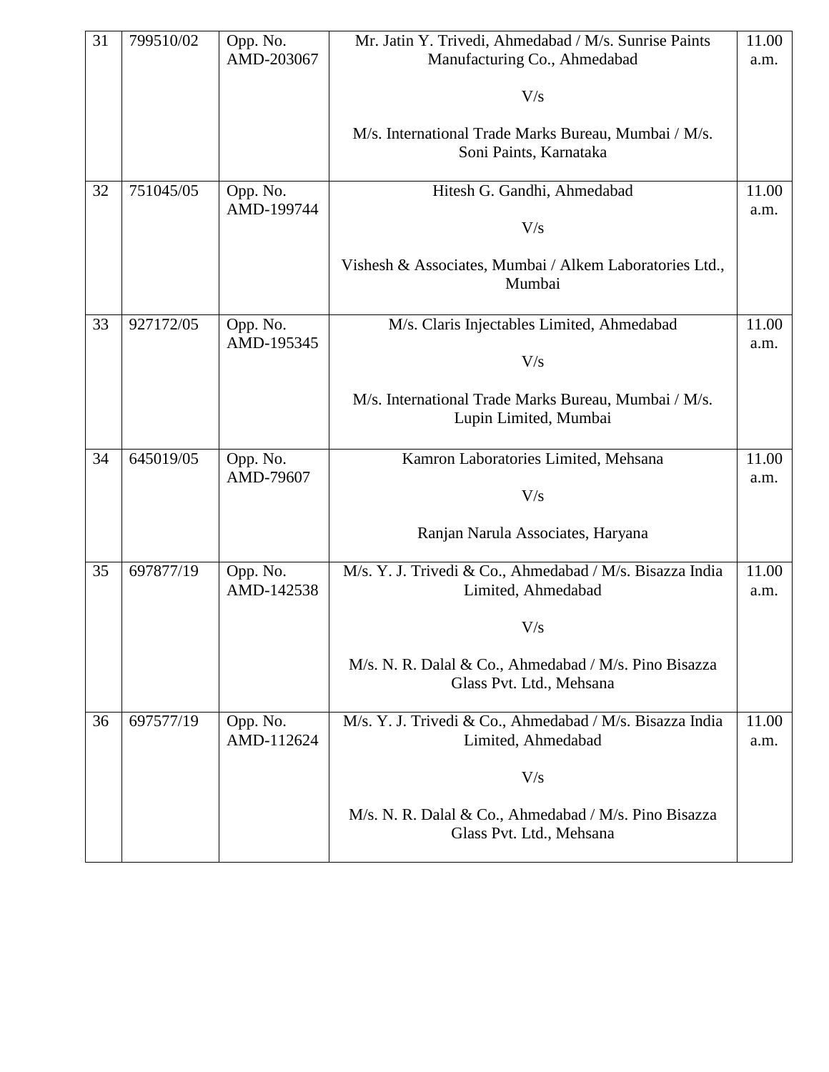| 31 | 799510/02 | Opp. No. AMD-203067 | Mr. Jatin Y. Trivedi, Ahmedabad / M/s. Sunrise Paints Manufacturing Co., Ahmedabad<br><br>V/s<br><br>M/s. International Trade Marks Bureau, Mumbai / M/s. Soni Paints, Karnataka | 11.00 a.m. |
|---|---|---|---|---|
| 32 | 751045/05 | Opp. No. AMD-199744 | Hitesh G. Gandhi, Ahmedabad<br><br>V/s<br><br>Vishesh & Associates, Mumbai / Alkem Laboratories Ltd., Mumbai | 11.00 a.m. |
| 33 | 927172/05 | Opp. No. AMD-195345 | M/s. Claris Injectables Limited, Ahmedabad<br><br>V/s<br><br>M/s. International Trade Marks Bureau, Mumbai / M/s. Lupin Limited, Mumbai | 11.00 a.m. |
| 34 | 645019/05 | Opp. No. AMD-79607 | Kamron Laboratories Limited, Mehsana<br><br>V/s<br><br>Ranjan Narula Associates, Haryana | 11.00 a.m. |
| 35 | 697877/19 | Opp. No. AMD-142538 | M/s. Y. J. Trivedi & Co., Ahmedabad / M/s. Bisazza India Limited, Ahmedabad<br><br>V/s<br><br>M/s. N. R. Dalal & Co., Ahmedabad / M/s. Pino Bisazza Glass Pvt. Ltd., Mehsana | 11.00 a.m. |
| 36 | 697577/19 | Opp. No. AMD-112624 | M/s. Y. J. Trivedi & Co., Ahmedabad / M/s. Bisazza India Limited, Ahmedabad<br><br>V/s<br><br>M/s. N. R. Dalal & Co., Ahmedabad / M/s. Pino Bisazza Glass Pvt. Ltd., Mehsana | 11.00 a.m. |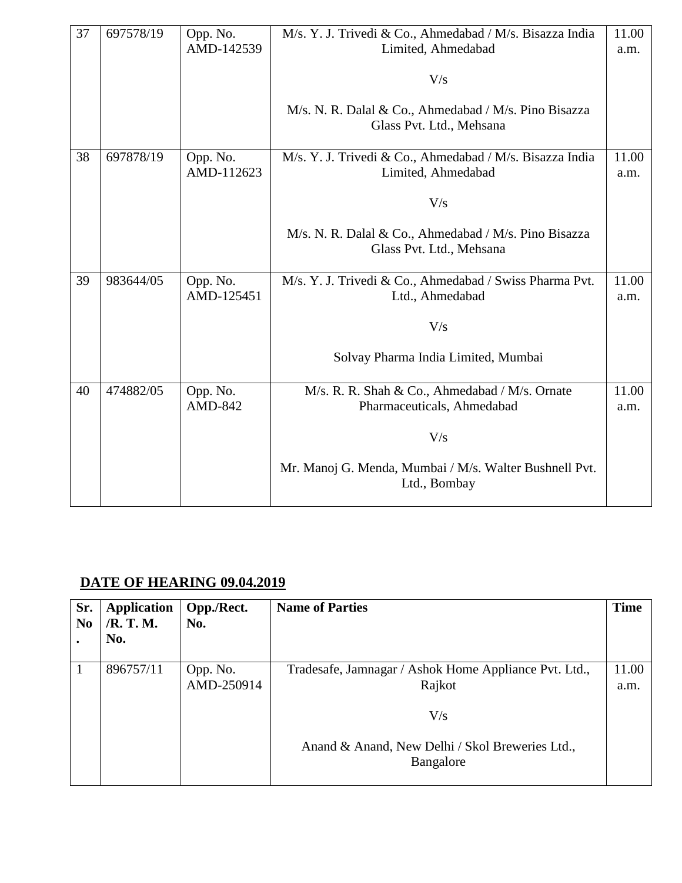| 37 | 697578/19 | Opp. No. AMD-142539 | M/s. Y. J. Trivedi & Co., Ahmedabad / M/s. Bisazza India Limited, Ahmedabad<br><br>V/s<br><br>M/s. N. R. Dalal & Co., Ahmedabad / M/s. Pino Bisazza Glass Pvt. Ltd., Mehsana | 11.00 a.m. |
|---|---|---|---|---|
| 38 | 697878/19 | Opp. No. AMD-112623 | M/s. Y. J. Trivedi & Co., Ahmedabad / M/s. Bisazza India Limited, Ahmedabad<br><br>V/s<br><br>M/s. N. R. Dalal & Co., Ahmedabad / M/s. Pino Bisazza Glass Pvt. Ltd., Mehsana | 11.00 a.m. |
| 39 | 983644/05 | Opp. No. AMD-125451 | M/s. Y. J. Trivedi & Co., Ahmedabad / Swiss Pharma Pvt. Ltd., Ahmedabad<br><br>V/s<br><br>Solvay Pharma India Limited, Mumbai | 11.00 a.m. |
| 40 | 474882/05 | Opp. No. AMD-842 | M/s. R. R. Shah & Co., Ahmedabad / M/s. Ornate Pharmaceuticals, Ahmedabad<br><br>V/s<br><br>Mr. Manoj G. Menda, Mumbai / M/s. Walter Bushnell Pvt. Ltd., Bombay | 11.00 a.m. |

**DATE OF HEARING 09.04.2019**

| Sr. No. | Application /R. T. M. No. | Opp./Rect. No. | Name of Parties | Time |
|---|---|---|---|---|
| 1 | 896757/11 | Opp. No. AMD-250914 | Tradesafe, Jamnagar / Ashok Home Appliance Pvt. Ltd., Rajkot<br><br>V/s<br><br>Anand & Anand, New Delhi / Skol Breweries Ltd., Bangalore | 11.00 a.m. |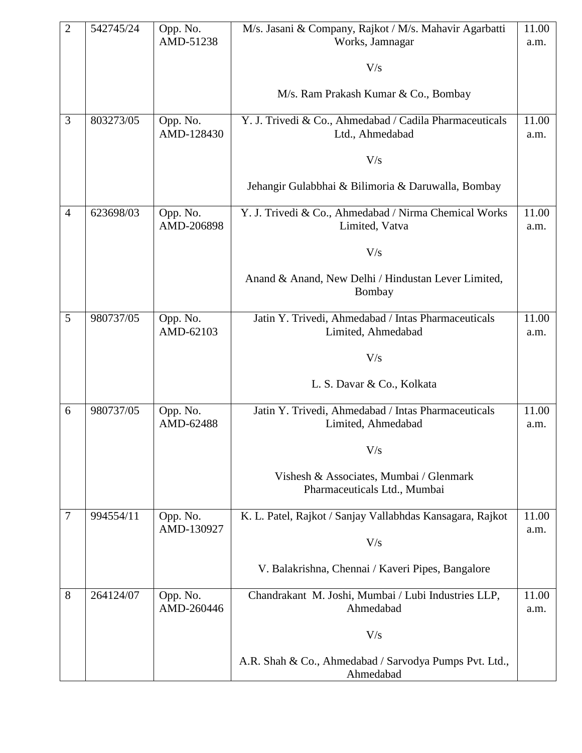| 2 | 542745/24 | Opp. No. AMD-51238 | M/s. Jasani & Company, Rajkot / M/s. Mahavir Agarbatti Works, Jamnagar<br><br>V/s<br><br>M/s. Ram Prakash Kumar & Co., Bombay | 11.00 a.m. |
|---|---|---|---|---|
| 3 | 803273/05 | Opp. No. AMD-128430 | Y. J. Trivedi & Co., Ahmedabad / Cadila Pharmaceuticals Ltd., Ahmedabad<br><br>V/s<br><br>Jehangir Gulabbhai & Bilimoria & Daruwalla, Bombay | 11.00 a.m. |
| 4 | 623698/03 | Opp. No. AMD-206898 | Y. J. Trivedi & Co., Ahmedabad / Nirma Chemical Works Limited, Vatva<br><br>V/s<br><br>Anand & Anand, New Delhi / Hindustan Lever Limited, Bombay | 11.00 a.m. |
| 5 | 980737/05 | Opp. No. AMD-62103 | Jatin Y. Trivedi, Ahmedabad / Intas Pharmaceuticals Limited, Ahmedabad<br><br>V/s<br><br>L. S. Davar & Co., Kolkata | 11.00 a.m. |
| 6 | 980737/05 | Opp. No. AMD-62488 | Jatin Y. Trivedi, Ahmedabad / Intas Pharmaceuticals Limited, Ahmedabad<br><br>V/s<br><br>Vishesh & Associates, Mumbai / Glenmark Pharmaceuticals Ltd., Mumbai | 11.00 a.m. |
| 7 | 994554/11 | Opp. No. AMD-130927 | K. L. Patel, Rajkot / Sanjay Vallabhdas Kansagara, Rajkot<br><br>V/s<br><br>V. Balakrishna, Chennai / Kaveri Pipes, Bangalore | 11.00 a.m. |
| 8 | 264124/07 | Opp. No. AMD-260446 | Chandrakant M. Joshi, Mumbai / Lubi Industries LLP, Ahmedabad<br><br>V/s<br><br>A.R. Shah & Co., Ahmedabad / Sarvodya Pumps Pvt. Ltd., Ahmedabad | 11.00 a.m. |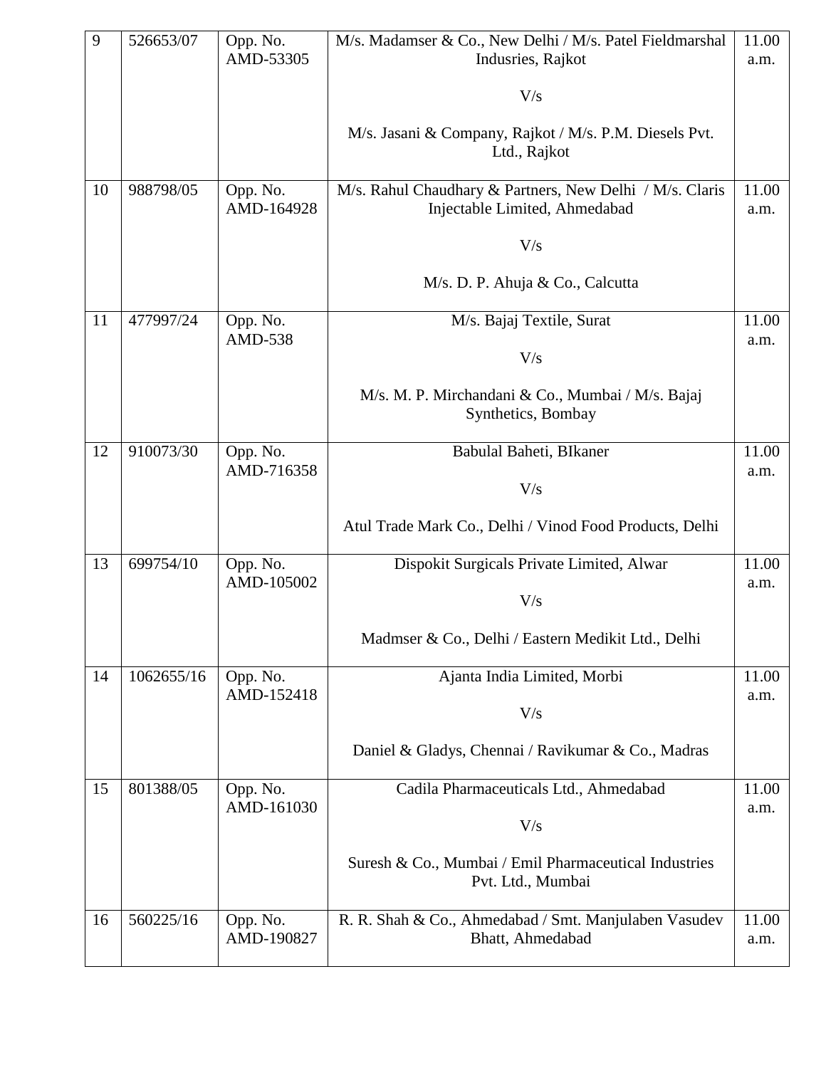| 9 | 526653/07 | Opp. No. AMD-53305 | M/s. Madamser & Co., New Delhi / M/s. Patel Fieldmarshal Indusries, Rajkot<br><br>V/s<br><br>M/s. Jasani & Company, Rajkot / M/s. P.M. Diesels Pvt. Ltd., Rajkot | 11.00 a.m. |
|---|---|---|---|---|
| 10 | 988798/05 | Opp. No. AMD-164928 | M/s. Rahul Chaudhary & Partners, New Delhi / M/s. Claris Injectable Limited, Ahmedabad<br><br>V/s<br><br>M/s. D. P. Ahuja & Co., Calcutta | 11.00 a.m. |
| 11 | 477997/24 | Opp. No. AMD-538 | M/s. Bajaj Textile, Surat<br><br>V/s<br><br>M/s. M. P. Mirchandani & Co., Mumbai / M/s. Bajaj Synthetics, Bombay | 11.00 a.m. |
| 12 | 910073/30 | Opp. No. AMD-716358 | Babulal Baheti, BIkaner<br><br>V/s<br><br>Atul Trade Mark Co., Delhi / Vinod Food Products, Delhi | 11.00 a.m. |
| 13 | 699754/10 | Opp. No. AMD-105002 | Dispokit Surgicals Private Limited, Alwar<br><br>V/s<br><br>Madmser & Co., Delhi / Eastern Medikit Ltd., Delhi | 11.00 a.m. |
| 14 | 1062655/16 | Opp. No. AMD-152418 | Ajanta India Limited, Morbi<br><br>V/s<br><br>Daniel & Gladys, Chennai / Ravikumar & Co., Madras | 11.00 a.m. |
| 15 | 801388/05 | Opp. No. AMD-161030 | Cadila Pharmaceuticals Ltd., Ahmedabad<br><br>V/s<br><br>Suresh & Co., Mumbai / Emil Pharmaceutical Industries Pvt. Ltd., Mumbai | 11.00 a.m. |
| 16 | 560225/16 | Opp. No. AMD-190827 | R. R. Shah & Co., Ahmedabad / Smt. Manjulaben Vasudev Bhatt, Ahmedabad | 11.00 a.m. |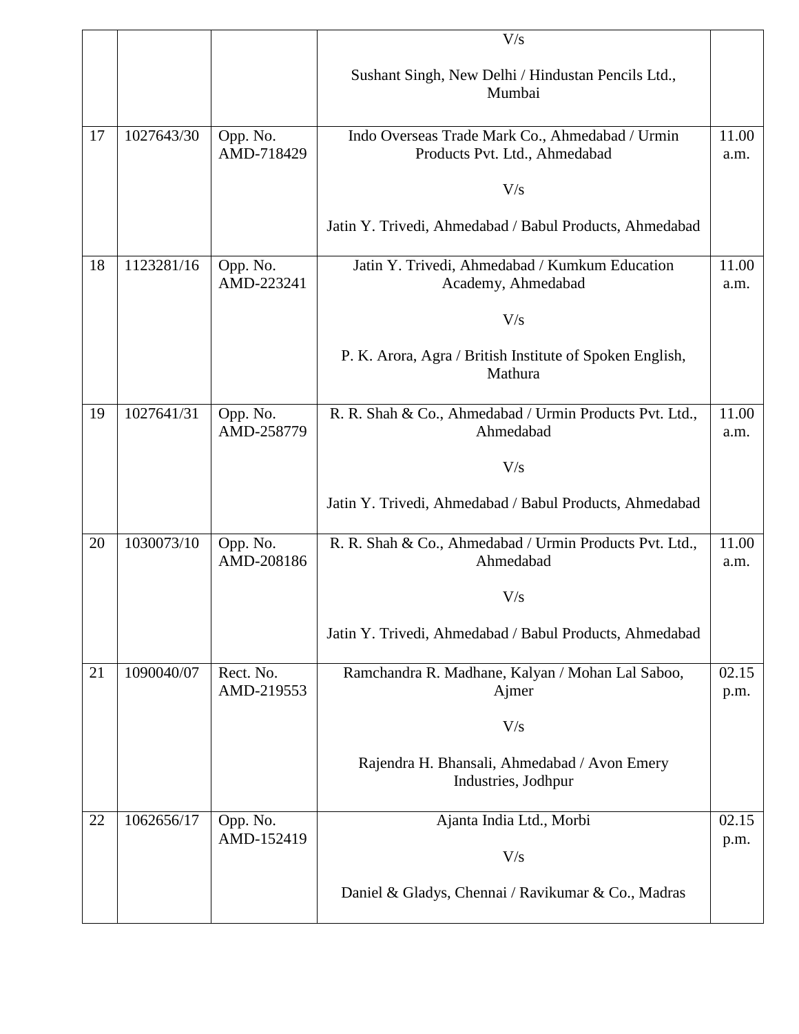| | | | | |
|---|---|---|---|---|
| | | | V/s<br><br>Sushant Singh, New Delhi / Hindustan Pencils Ltd., Mumbai | |
| 17 | 1027643/30 | Opp. No. AMD-718429 | Indo Overseas Trade Mark Co., Ahmedabad / Urmin Products Pvt. Ltd., Ahmedabad<br><br>V/s<br><br>Jatin Y. Trivedi, Ahmedabad / Babul Products, Ahmedabad | 11.00 a.m. |
| 18 | 1123281/16 | Opp. No. AMD-223241 | Jatin Y. Trivedi, Ahmedabad / Kumkum Education Academy, Ahmedabad<br><br>V/s<br><br>P. K. Arora, Agra / British Institute of Spoken English, Mathura | 11.00 a.m. |
| 19 | 1027641/31 | Opp. No. AMD-258779 | R. R. Shah & Co., Ahmedabad / Urmin Products Pvt. Ltd., Ahmedabad<br><br>V/s<br><br>Jatin Y. Trivedi, Ahmedabad / Babul Products, Ahmedabad | 11.00 a.m. |
| 20 | 1030073/10 | Opp. No. AMD-208186 | R. R. Shah & Co., Ahmedabad / Urmin Products Pvt. Ltd., Ahmedabad<br><br>V/s<br><br>Jatin Y. Trivedi, Ahmedabad / Babul Products, Ahmedabad | 11.00 a.m. |
| 21 | 1090040/07 | Rect. No. AMD-219553 | Ramchandra R. Madhane, Kalyan / Mohan Lal Saboo, Ajmer<br><br>V/s<br><br>Rajendra H. Bhansali, Ahmedabad / Avon Emery Industries, Jodhpur | 02.15 p.m. |
| 22 | 1062656/17 | Opp. No. AMD-152419 | Ajanta India Ltd., Morbi<br><br>V/s<br><br>Daniel & Gladys, Chennai / Ravikumar & Co., Madras | 02.15 p.m. |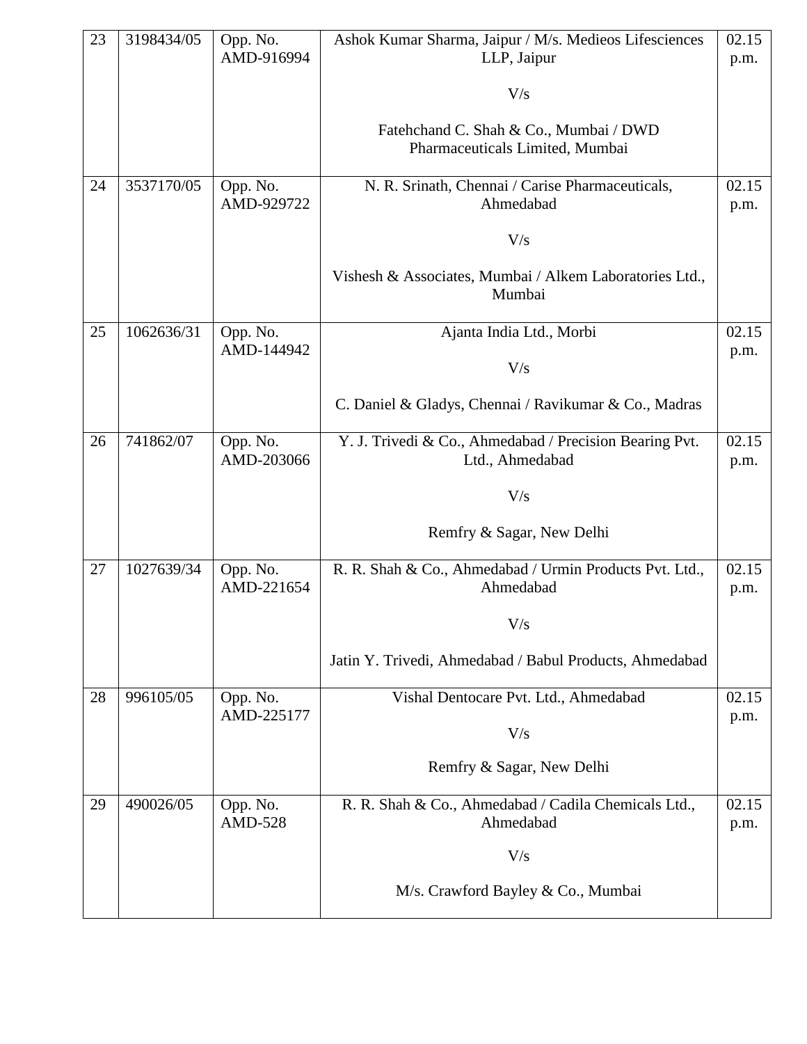| 23 | 3198434/05 | Opp. No. AMD-916994 | Ashok Kumar Sharma, Jaipur / M/s. Medieos Lifesciences LLP, Jaipur<br><br>V/s<br><br>Fatehchand C. Shah & Co., Mumbai / DWD Pharmaceuticals Limited, Mumbai | 02.15 p.m. |
|---|---|---|---|---|
| 24 | 3537170/05 | Opp. No. AMD-929722 | N. R. Srinath, Chennai / Carise Pharmaceuticals, Ahmedabad<br><br>V/s<br><br>Vishesh & Associates, Mumbai / Alkem Laboratories Ltd., Mumbai | 02.15 p.m. |
| 25 | 1062636/31 | Opp. No. AMD-144942 | Ajanta India Ltd., Morbi<br><br>V/s<br><br>C. Daniel & Gladys, Chennai / Ravikumar & Co., Madras | 02.15 p.m. |
| 26 | 741862/07 | Opp. No. AMD-203066 | Y. J. Trivedi & Co., Ahmedabad / Precision Bearing Pvt. Ltd., Ahmedabad<br><br>V/s<br><br>Remfry & Sagar, New Delhi | 02.15 p.m. |
| 27 | 1027639/34 | Opp. No. AMD-221654 | R. R. Shah & Co., Ahmedabad / Urmin Products Pvt. Ltd., Ahmedabad<br><br>V/s<br><br>Jatin Y. Trivedi, Ahmedabad / Babul Products, Ahmedabad | 02.15 p.m. |
| 28 | 996105/05 | Opp. No. AMD-225177 | Vishal Dentocare Pvt. Ltd., Ahmedabad<br><br>V/s<br><br>Remfry & Sagar, New Delhi | 02.15 p.m. |
| 29 | 490026/05 | Opp. No. AMD-528 | R. R. Shah & Co., Ahmedabad / Cadila Chemicals Ltd., Ahmedabad<br><br>V/s<br><br>M/s. Crawford Bayley & Co., Mumbai | 02.15 p.m. |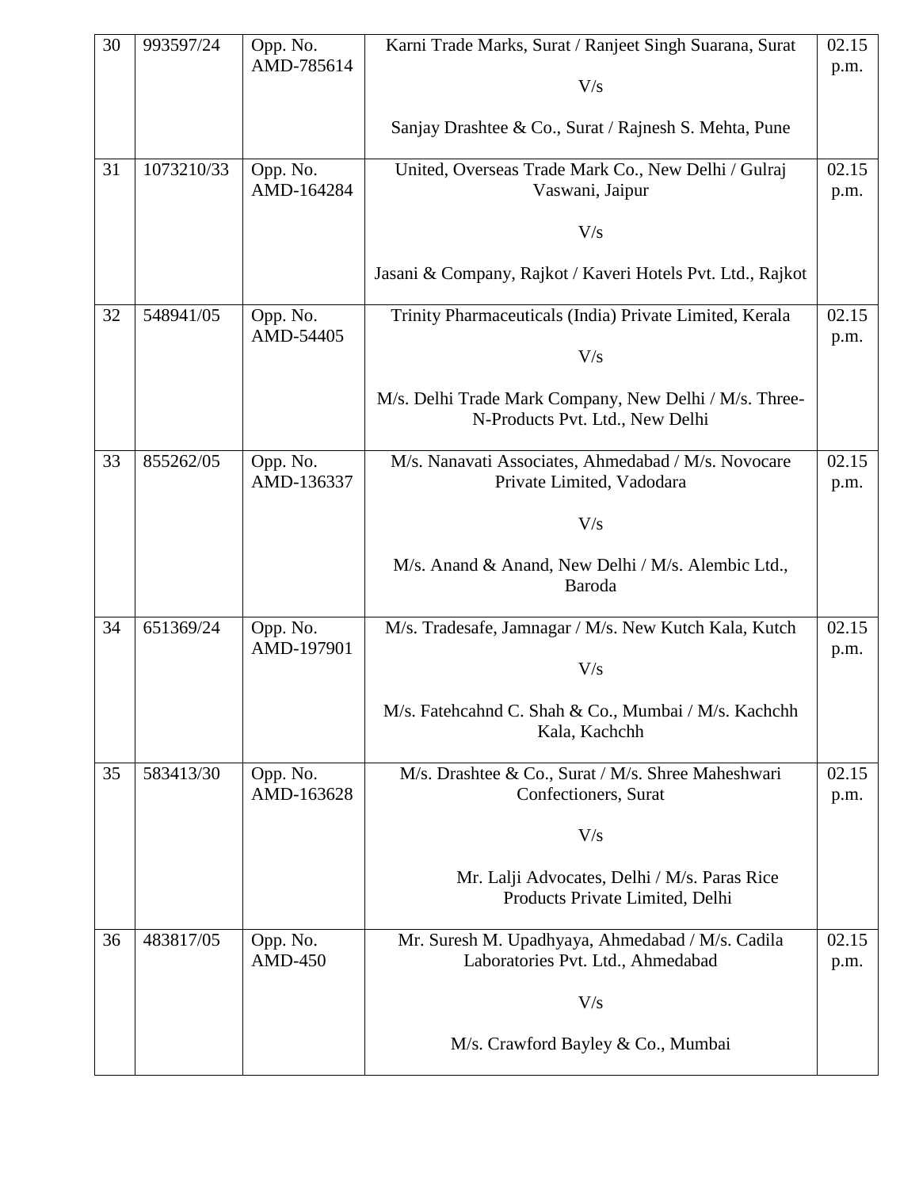| 30 | 993597/24 | Opp. No. AMD-785614 | Karni Trade Marks, Surat / Ranjeet Singh Suarana, Surat<br><br>V/s<br><br>Sanjay Drashtee & Co., Surat / Rajnesh S. Mehta, Pune | 02.15 p.m. |
|---|---|---|---|---|
| 31 | 1073210/33 | Opp. No. AMD-164284 | United, Overseas Trade Mark Co., New Delhi / Gulraj Vaswani, Jaipur<br><br>V/s<br><br>Jasani & Company, Rajkot / Kaveri Hotels Pvt. Ltd., Rajkot | 02.15 p.m. |
| 32 | 548941/05 | Opp. No. AMD-54405 | Trinity Pharmaceuticals (India) Private Limited, Kerala<br><br>V/s<br><br>M/s. Delhi Trade Mark Company, New Delhi / M/s. Three-N-Products Pvt. Ltd., New Delhi | 02.15 p.m. |
| 33 | 855262/05 | Opp. No. AMD-136337 | M/s. Nanavati Associates, Ahmedabad / M/s. Novocare Private Limited, Vadodara<br><br>V/s<br><br>M/s. Anand & Anand, New Delhi / M/s. Alembic Ltd., Baroda | 02.15 p.m. |
| 34 | 651369/24 | Opp. No. AMD-197901 | M/s. Tradesafe, Jamnagar / M/s. New Kutch Kala, Kutch<br><br>V/s<br><br>M/s. Fatehcahnd C. Shah & Co., Mumbai / M/s. Kachchh Kala, Kachchh | 02.15 p.m. |
| 35 | 583413/30 | Opp. No. AMD-163628 | M/s. Drashtee & Co., Surat / M/s. Shree Maheshwari Confectioners, Surat<br><br>V/s<br><br>Mr. Lalji Advocates, Delhi / M/s. Paras Rice Products Private Limited, Delhi | 02.15 p.m. |
| 36 | 483817/05 | Opp. No. AMD-450 | Mr. Suresh M. Upadhyaya, Ahmedabad / M/s. Cadila Laboratories Pvt. Ltd., Ahmedabad<br><br>V/s<br><br>M/s. Crawford Bayley & Co., Mumbai | 02.15 p.m. |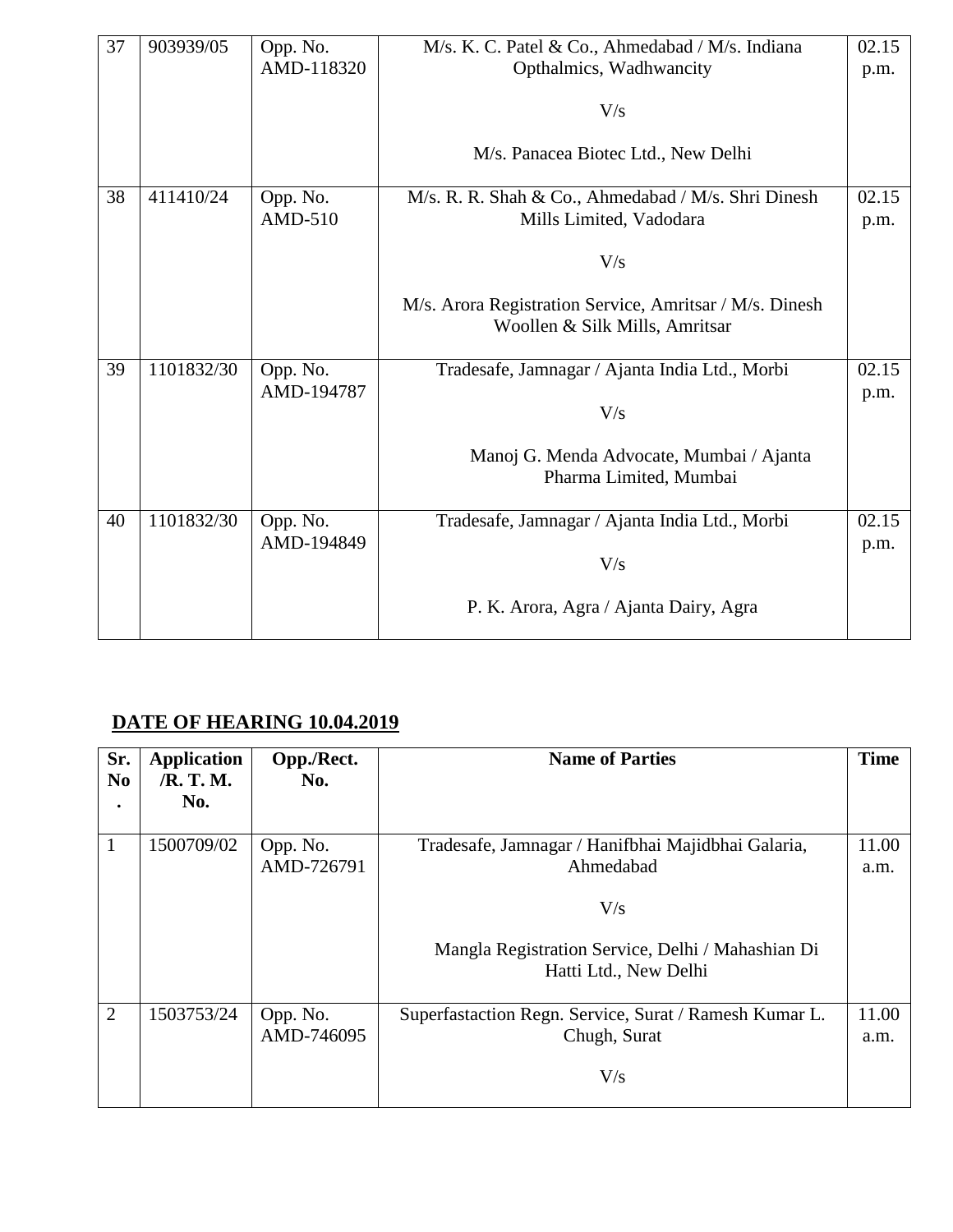| 37 | 903939/05 | Opp. No. AMD-118320 | M/s. K. C. Patel & Co., Ahmedabad / M/s. Indiana Opthalmics, Wadhwancity<br><br>V/s<br><br>M/s. Panacea Biotec Ltd., New Delhi | 02.15 p.m. |
|---|---|---|---|---|
| 38 | 411410/24 | Opp. No. AMD-510 | M/s. R. R. Shah & Co., Ahmedabad / M/s. Shri Dinesh Mills Limited, Vadodara<br><br>V/s<br><br>M/s. Arora Registration Service, Amritsar / M/s. Dinesh Woollen & Silk Mills, Amritsar | 02.15 p.m. |
| 39 | 1101832/30 | Opp. No. AMD-194787 | Tradesafe, Jamnagar / Ajanta India Ltd., Morbi<br><br>V/s<br><br>Manoj G. Menda Advocate, Mumbai / Ajanta Pharma Limited, Mumbai | 02.15 p.m. |
| 40 | 1101832/30 | Opp. No. AMD-194849 | Tradesafe, Jamnagar / Ajanta India Ltd., Morbi<br><br>V/s<br><br>P. K. Arora, Agra / Ajanta Dairy, Agra | 02.15 p.m. |

**DATE OF HEARING 10.04.2019**

| Sr. No. | Application /R. T. M. No. | Opp./Rect. No. | Name of Parties | Time |
|---|---|---|---|---|
| 1 | 1500709/02 | Opp. No. AMD-726791 | Tradesafe, Jamnagar / Hanifbhai Majidbhai Galaria, Ahmedabad<br><br>V/s<br><br>Mangla Registration Service, Delhi / Mahashian Di Hatti Ltd., New Delhi | 11.00 a.m. |
| 2 | 1503753/24 | Opp. No. AMD-746095 | Superfastaction Regn. Service, Surat / Ramesh Kumar L. Chugh, Surat<br><br>V/s | 11.00 a.m. |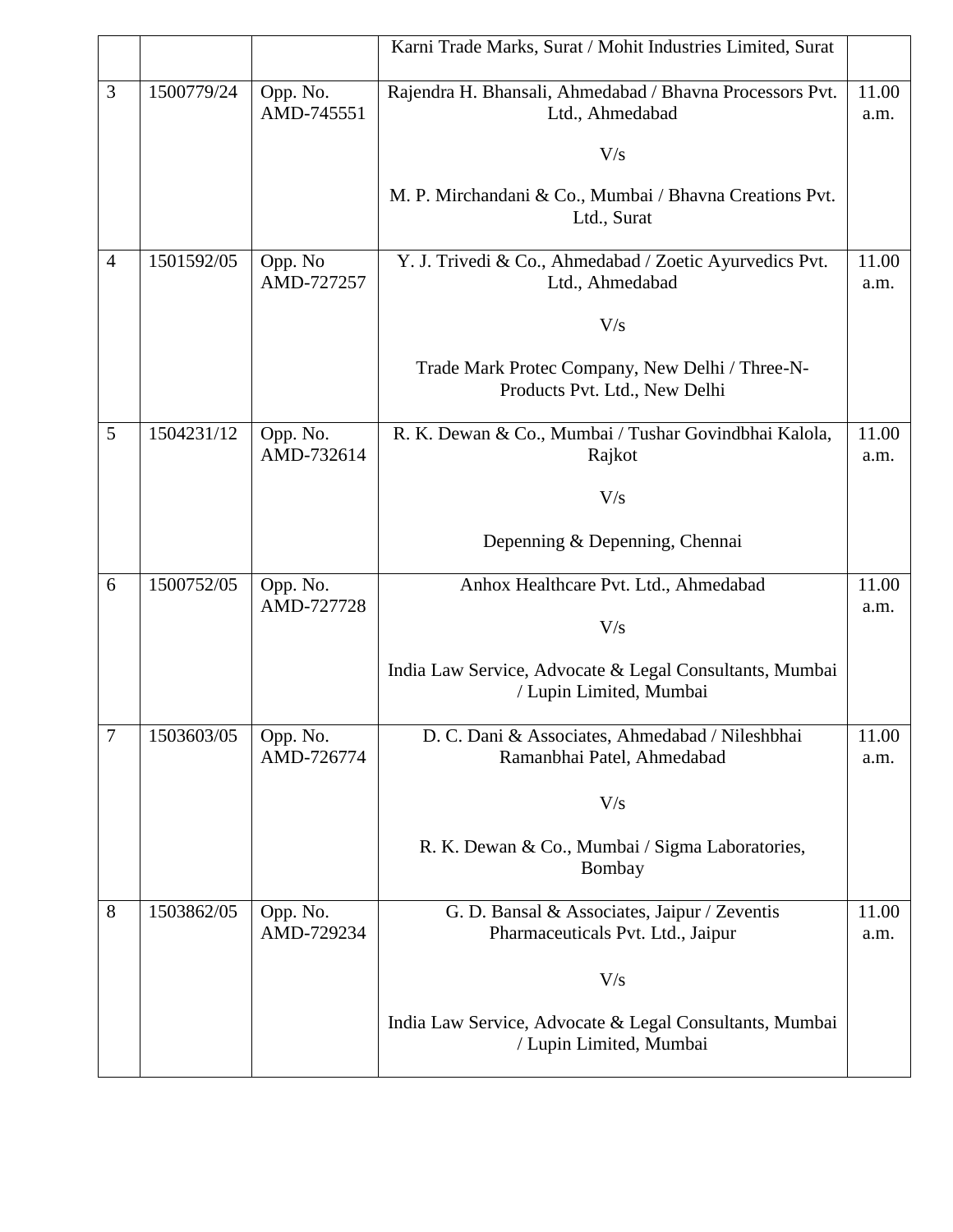|   |   |   |   |   |
|---|---|---|---|---|
|   |   |   | Karni Trade Marks, Surat / Mohit Industries Limited, Surat |   |
| 3 | 1500779/24 | Opp. No. AMD-745551 | Rajendra H. Bhansali, Ahmedabad / Bhavna Processors Pvt. Ltd., Ahmedabad<br><br>V/s<br><br>M. P. Mirchandani & Co., Mumbai / Bhavna Creations Pvt. Ltd., Surat | 11.00 a.m. |
| 4 | 1501592/05 | Opp. No AMD-727257 | Y. J. Trivedi & Co., Ahmedabad / Zoetic Ayurvedics Pvt. Ltd., Ahmedabad<br><br>V/s<br><br>Trade Mark Protec Company, New Delhi / Three-N-Products Pvt. Ltd., New Delhi | 11.00 a.m. |
| 5 | 1504231/12 | Opp. No. AMD-732614 | R. K. Dewan & Co., Mumbai / Tushar Govindbhai Kalola, Rajkot<br><br>V/s<br><br>Depenning & Depenning, Chennai | 11.00 a.m. |
| 6 | 1500752/05 | Opp. No. AMD-727728 | Anhox Healthcare Pvt. Ltd., Ahmedabad<br><br>V/s<br><br>India Law Service, Advocate & Legal Consultants, Mumbai / Lupin Limited, Mumbai | 11.00 a.m. |
| 7 | 1503603/05 | Opp. No. AMD-726774 | D. C. Dani & Associates, Ahmedabad / Nileshbhai Ramanbhai Patel, Ahmedabad<br><br>V/s<br><br>R. K. Dewan & Co., Mumbai / Sigma Laboratories, Bombay | 11.00 a.m. |
| 8 | 1503862/05 | Opp. No. AMD-729234 | G. D. Bansal & Associates, Jaipur / Zeventis Pharmaceuticals Pvt. Ltd., Jaipur<br><br>V/s<br><br>India Law Service, Advocate & Legal Consultants, Mumbai / Lupin Limited, Mumbai | 11.00 a.m. |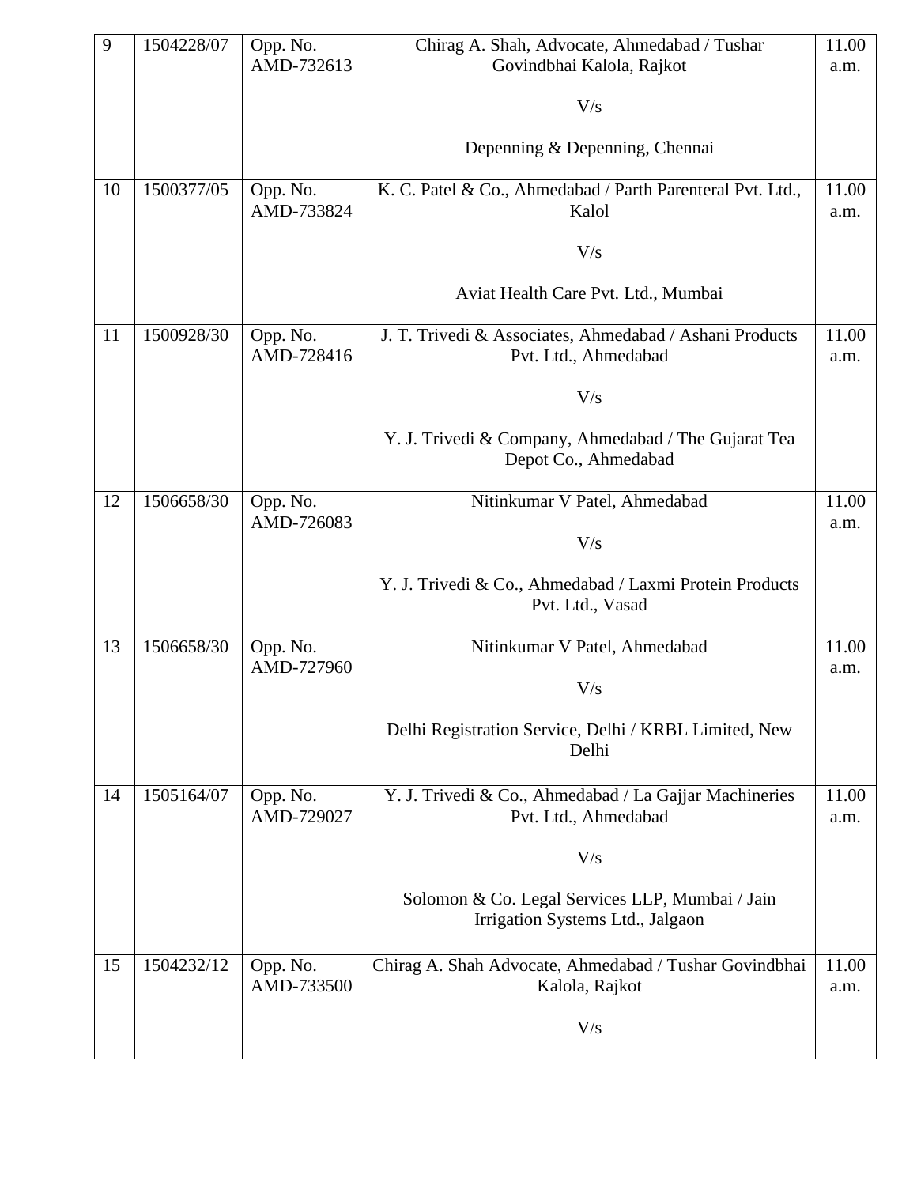| 9 | 1504228/07 | Opp. No. AMD-732613 | Chirag A. Shah, Advocate, Ahmedabad / Tushar Govindbhai Kalola, Rajkot<br><br>V/s<br><br>Depenning & Depenning, Chennai | 11.00 a.m. |
|---|---|---|---|---|
| 10 | 1500377/05 | Opp. No. AMD-733824 | K. C. Patel & Co., Ahmedabad / Parth Parenteral Pvt. Ltd., Kalol<br><br>V/s<br><br>Aviat Health Care Pvt. Ltd., Mumbai | 11.00 a.m. |
| 11 | 1500928/30 | Opp. No. AMD-728416 | J. T. Trivedi & Associates, Ahmedabad / Ashani Products Pvt. Ltd., Ahmedabad<br><br>V/s<br><br>Y. J. Trivedi & Company, Ahmedabad / The Gujarat Tea Depot Co., Ahmedabad | 11.00 a.m. |
| 12 | 1506658/30 | Opp. No. AMD-726083 | Nitinkumar V Patel, Ahmedabad<br><br>V/s<br><br>Y. J. Trivedi & Co., Ahmedabad / Laxmi Protein Products Pvt. Ltd., Vasad | 11.00 a.m. |
| 13 | 1506658/30 | Opp. No. AMD-727960 | Nitinkumar V Patel, Ahmedabad<br><br>V/s<br><br>Delhi Registration Service, Delhi / KRBL Limited, New Delhi | 11.00 a.m. |
| 14 | 1505164/07 | Opp. No. AMD-729027 | Y. J. Trivedi & Co., Ahmedabad / La Gajjar Machineries Pvt. Ltd., Ahmedabad<br><br>V/s<br><br>Solomon & Co. Legal Services LLP, Mumbai / Jain Irrigation Systems Ltd., Jalgaon | 11.00 a.m. |
| 15 | 1504232/12 | Opp. No. AMD-733500 | Chirag A. Shah Advocate, Ahmedabad / Tushar Govindbhai Kalola, Rajkot<br><br>V/s | 11.00 a.m. |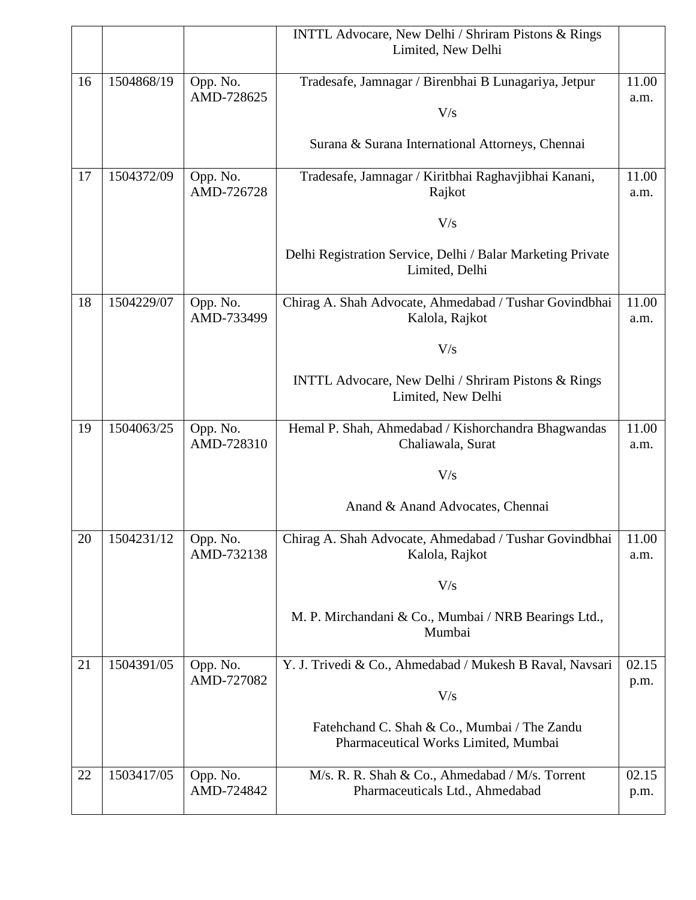| | | | | |
|---|---|---|---|---|
| | | | INTTL Advocare, New Delhi / Shriram Pistons & Rings Limited, New Delhi | |
| 16 | 1504868/19 | Opp. No. AMD-728625 | Tradesafe, Jamnagar / Birenbhai B Lunagariya, Jetpur<br><br>V/s<br><br>Surana & Surana International Attorneys, Chennai | 11.00 a.m. |
| 17 | 1504372/09 | Opp. No. AMD-726728 | Tradesafe, Jamnagar / Kiritbhai Raghavjibhai Kanani, Rajkot<br><br>V/s<br><br>Delhi Registration Service, Delhi / Balar Marketing Private Limited, Delhi | 11.00 a.m. |
| 18 | 1504229/07 | Opp. No. AMD-733499 | Chirag A. Shah Advocate, Ahmedabad / Tushar Govindbhai Kalola, Rajkot<br><br>V/s<br><br>INTTL Advocare, New Delhi / Shriram Pistons & Rings Limited, New Delhi | 11.00 a.m. |
| 19 | 1504063/25 | Opp. No. AMD-728310 | Hemal P. Shah, Ahmedabad / Kishorchandra Bhagwandas Chaliawala, Surat<br><br>V/s<br><br>Anand & Anand Advocates, Chennai | 11.00 a.m. |
| 20 | 1504231/12 | Opp. No. AMD-732138 | Chirag A. Shah Advocate, Ahmedabad / Tushar Govindbhai Kalola, Rajkot<br><br>V/s<br><br>M. P. Mirchandani & Co., Mumbai / NRB Bearings Ltd., Mumbai | 11.00 a.m. |
| 21 | 1504391/05 | Opp. No. AMD-727082 | Y. J. Trivedi & Co., Ahmedabad / Mukesh B Raval, Navsari<br><br>V/s<br><br>Fatehchand C. Shah & Co., Mumbai / The Zandu Pharmaceutical Works Limited, Mumbai | 02.15 p.m. |
| 22 | 1503417/05 | Opp. No. AMD-724842 | M/s. R. R. Shah & Co., Ahmedabad / M/s. Torrent Pharmaceuticals Ltd., Ahmedabad | 02.15 p.m. |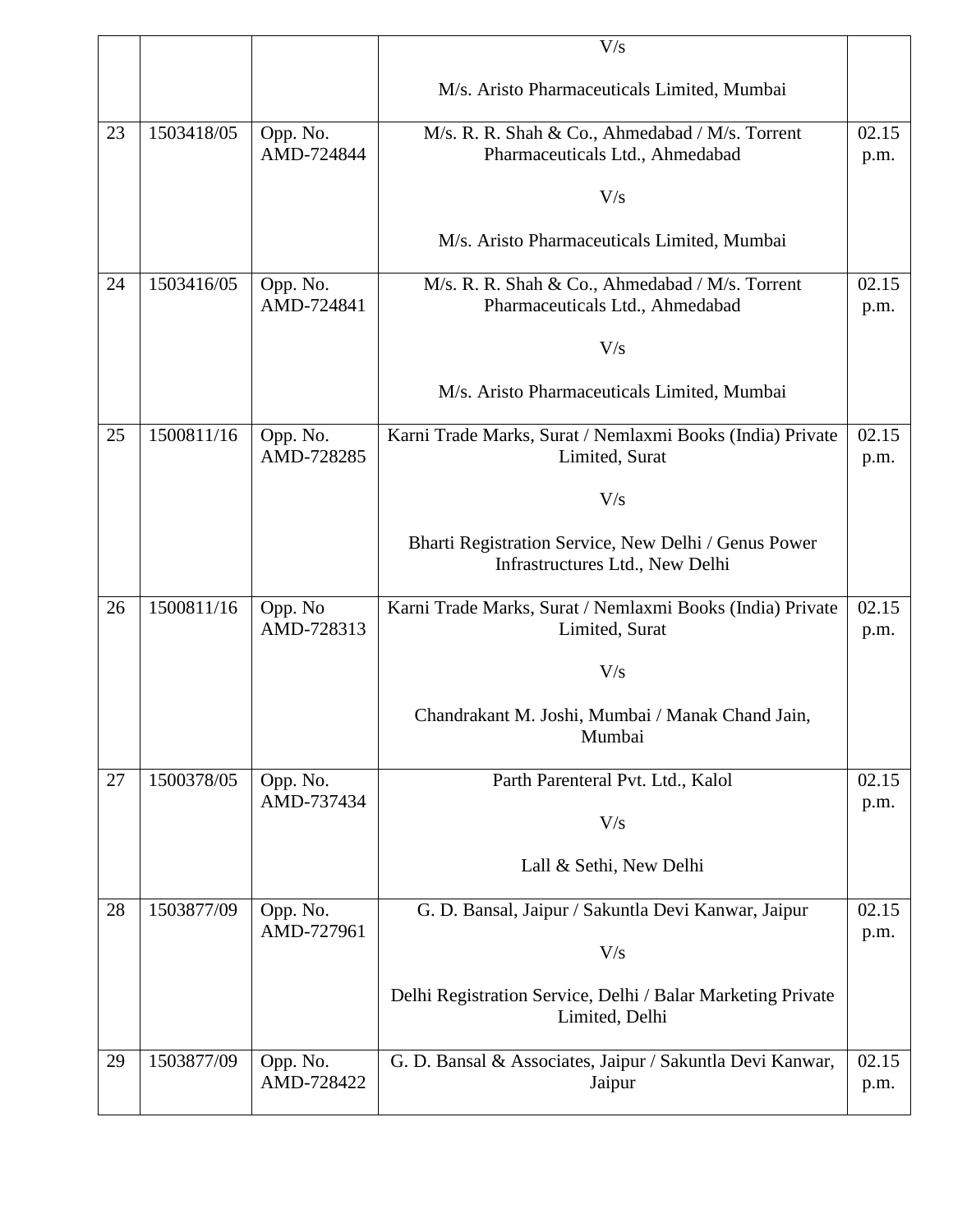| | | | V/s<br><br>M/s. Aristo Pharmaceuticals Limited, Mumbai | |
|---|---|---|---|---|
| 23 | 1503418/05 | Opp. No. AMD-724844 | M/s. R. R. Shah & Co., Ahmedabad / M/s. Torrent Pharmaceuticals Ltd., Ahmedabad<br><br>V/s<br><br>M/s. Aristo Pharmaceuticals Limited, Mumbai | 02.15 p.m. |
| 24 | 1503416/05 | Opp. No. AMD-724841 | M/s. R. R. Shah & Co., Ahmedabad / M/s. Torrent Pharmaceuticals Ltd., Ahmedabad<br><br>V/s<br><br>M/s. Aristo Pharmaceuticals Limited, Mumbai | 02.15 p.m. |
| 25 | 1500811/16 | Opp. No. AMD-728285 | Karni Trade Marks, Surat / Nemlaxmi Books (India) Private Limited, Surat<br><br>V/s<br><br>Bharti Registration Service, New Delhi / Genus Power Infrastructures Ltd., New Delhi | 02.15 p.m. |
| 26 | 1500811/16 | Opp. No AMD-728313 | Karni Trade Marks, Surat / Nemlaxmi Books (India) Private Limited, Surat<br><br>V/s<br><br>Chandrakant M. Joshi, Mumbai / Manak Chand Jain, Mumbai | 02.15 p.m. |
| 27 | 1500378/05 | Opp. No. AMD-737434 | Parth Parenteral Pvt. Ltd., Kalol<br><br>V/s<br><br>Lall & Sethi, New Delhi | 02.15 p.m. |
| 28 | 1503877/09 | Opp. No. AMD-727961 | G. D. Bansal, Jaipur / Sakuntla Devi Kanwar, Jaipur<br><br>V/s<br><br>Delhi Registration Service, Delhi / Balar Marketing Private Limited, Delhi | 02.15 p.m. |
| 29 | 1503877/09 | Opp. No. AMD-728422 | G. D. Bansal & Associates, Jaipur / Sakuntla Devi Kanwar, Jaipur | 02.15 p.m. |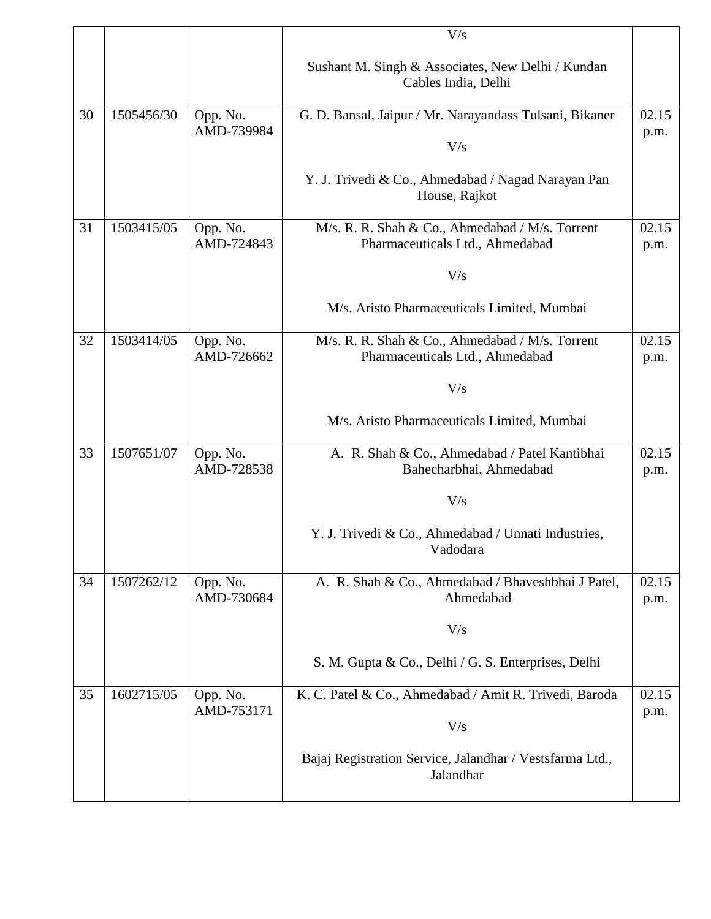| | | | | |
|---|---|---|---|---|
| | | | V/s<br><br>Sushant M. Singh & Associates, New Delhi / Kundan Cables India, Delhi | |
| 30 | 1505456/30 | Opp. No. AMD-739984 | G. D. Bansal, Jaipur / Mr. Narayandass Tulsani, Bikaner<br><br>V/s<br><br>Y. J. Trivedi & Co., Ahmedabad / Nagad Narayan Pan House, Rajkot | 02.15 p.m. |
| 31 | 1503415/05 | Opp. No. AMD-724843 | M/s. R. R. Shah & Co., Ahmedabad / M/s. Torrent Pharmaceuticals Ltd., Ahmedabad<br><br>V/s<br><br>M/s. Aristo Pharmaceuticals Limited, Mumbai | 02.15 p.m. |
| 32 | 1503414/05 | Opp. No. AMD-726662 | M/s. R. R. Shah & Co., Ahmedabad / M/s. Torrent Pharmaceuticals Ltd., Ahmedabad<br><br>V/s<br><br>M/s. Aristo Pharmaceuticals Limited, Mumbai | 02.15 p.m. |
| 33 | 1507651/07 | Opp. No. AMD-728538 | A. R. Shah & Co., Ahmedabad / Patel Kantibhai Bahecharbhai, Ahmedabad<br><br>V/s<br><br>Y. J. Trivedi & Co., Ahmedabad / Unnati Industries, Vadodara | 02.15 p.m. |
| 34 | 1507262/12 | Opp. No. AMD-730684 | A. R. Shah & Co., Ahmedabad / Bhaveshbhai J Patel, Ahmedabad<br><br>V/s<br><br>S. M. Gupta & Co., Delhi / G. S. Enterprises, Delhi | 02.15 p.m. |
| 35 | 1602715/05 | Opp. No. AMD-753171 | K. C. Patel & Co., Ahmedabad / Amit R. Trivedi, Baroda<br><br>V/s<br><br>Bajaj Registration Service, Jalandhar / Vestsfarma Ltd., Jalandhar | 02.15 p.m. |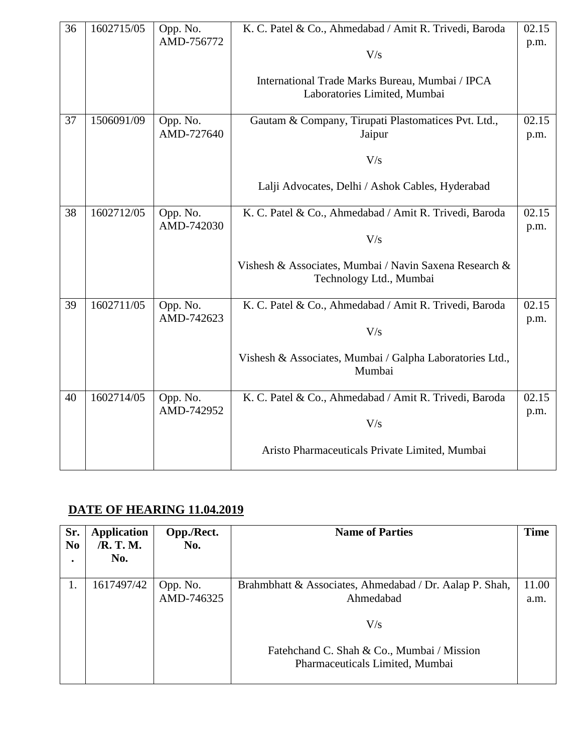| | | | | |
|---|---|---|---|---|
| 36 | 1602715/05 | Opp. No. AMD-756772 | K. C. Patel & Co., Ahmedabad / Amit R. Trivedi, Baroda<br><br>V/s<br><br>International Trade Marks Bureau, Mumbai / IPCA Laboratories Limited, Mumbai | 02.15 p.m. |
| 37 | 1506091/09 | Opp. No. AMD-727640 | Gautam & Company, Tirupati Plastomatices Pvt. Ltd., Jaipur<br><br>V/s<br><br>Lalji Advocates, Delhi / Ashok Cables, Hyderabad | 02.15 p.m. |
| 38 | 1602712/05 | Opp. No. AMD-742030 | K. C. Patel & Co., Ahmedabad / Amit R. Trivedi, Baroda<br><br>V/s<br><br>Vishesh & Associates, Mumbai / Navin Saxena Research & Technology Ltd., Mumbai | 02.15 p.m. |
| 39 | 1602711/05 | Opp. No. AMD-742623 | K. C. Patel & Co., Ahmedabad / Amit R. Trivedi, Baroda<br><br>V/s<br><br>Vishesh & Associates, Mumbai / Galpha Laboratories Ltd., Mumbai | 02.15 p.m. |
| 40 | 1602714/05 | Opp. No. AMD-742952 | K. C. Patel & Co., Ahmedabad / Amit R. Trivedi, Baroda<br><br>V/s<br><br>Aristo Pharmaceuticals Private Limited, Mumbai | 02.15 p.m. |

**DATE OF HEARING 11.04.2019**

| Sr. No. | Application /R. T. M. No. | Opp./Rect. No. | Name of Parties | Time |
|---|---|---|---|---|
| 1. | 1617497/42 | Opp. No. AMD-746325 | Brahmbhatt & Associates, Ahmedabad / Dr. Aalap P. Shah, Ahmedabad<br><br>V/s<br><br>Fatehchand C. Shah & Co., Mumbai / Mission Pharmaceuticals Limited, Mumbai | 11.00 a.m. |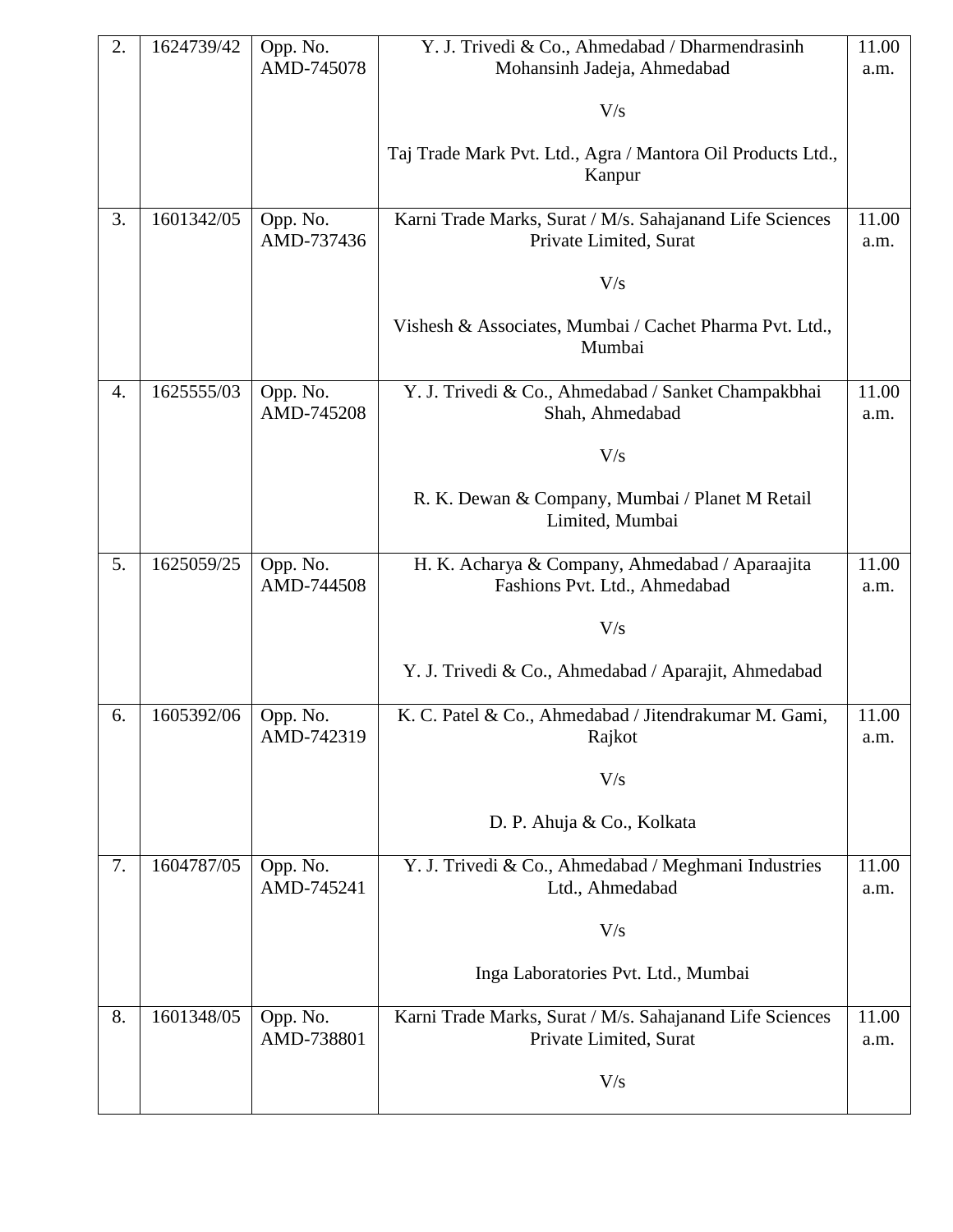| 2. | 1624739/42 | Opp. No. AMD-745078 | Y. J. Trivedi & Co., Ahmedabad / Dharmendrasinh Mohansinh Jadeja, Ahmedabad<br><br>V/s<br><br>Taj Trade Mark Pvt. Ltd., Agra / Mantora Oil Products Ltd., Kanpur | 11.00 a.m. |
|---|---|---|---|---|
| 3. | 1601342/05 | Opp. No. AMD-737436 | Karni Trade Marks, Surat / M/s. Sahajanand Life Sciences Private Limited, Surat<br><br>V/s<br><br>Vishesh & Associates, Mumbai / Cachet Pharma Pvt. Ltd., Mumbai | 11.00 a.m. |
| 4. | 1625555/03 | Opp. No. AMD-745208 | Y. J. Trivedi & Co., Ahmedabad / Sanket Champakbhai Shah, Ahmedabad<br><br>V/s<br><br>R. K. Dewan & Company, Mumbai / Planet M Retail Limited, Mumbai | 11.00 a.m. |
| 5. | 1625059/25 | Opp. No. AMD-744508 | H. K. Acharya & Company, Ahmedabad / Aparaajita Fashions Pvt. Ltd., Ahmedabad<br><br>V/s<br><br>Y. J. Trivedi & Co., Ahmedabad / Aparajit, Ahmedabad | 11.00 a.m. |
| 6. | 1605392/06 | Opp. No. AMD-742319 | K. C. Patel & Co., Ahmedabad / Jitendrakumar M. Gami, Rajkot<br><br>V/s<br><br>D. P. Ahuja & Co., Kolkata | 11.00 a.m. |
| 7. | 1604787/05 | Opp. No. AMD-745241 | Y. J. Trivedi & Co., Ahmedabad / Meghmani Industries Ltd., Ahmedabad<br><br>V/s<br><br>Inga Laboratories Pvt. Ltd., Mumbai | 11.00 a.m. |
| 8. | 1601348/05 | Opp. No. AMD-738801 | Karni Trade Marks, Surat / M/s. Sahajanand Life Sciences Private Limited, Surat<br><br>V/s | 11.00 a.m. |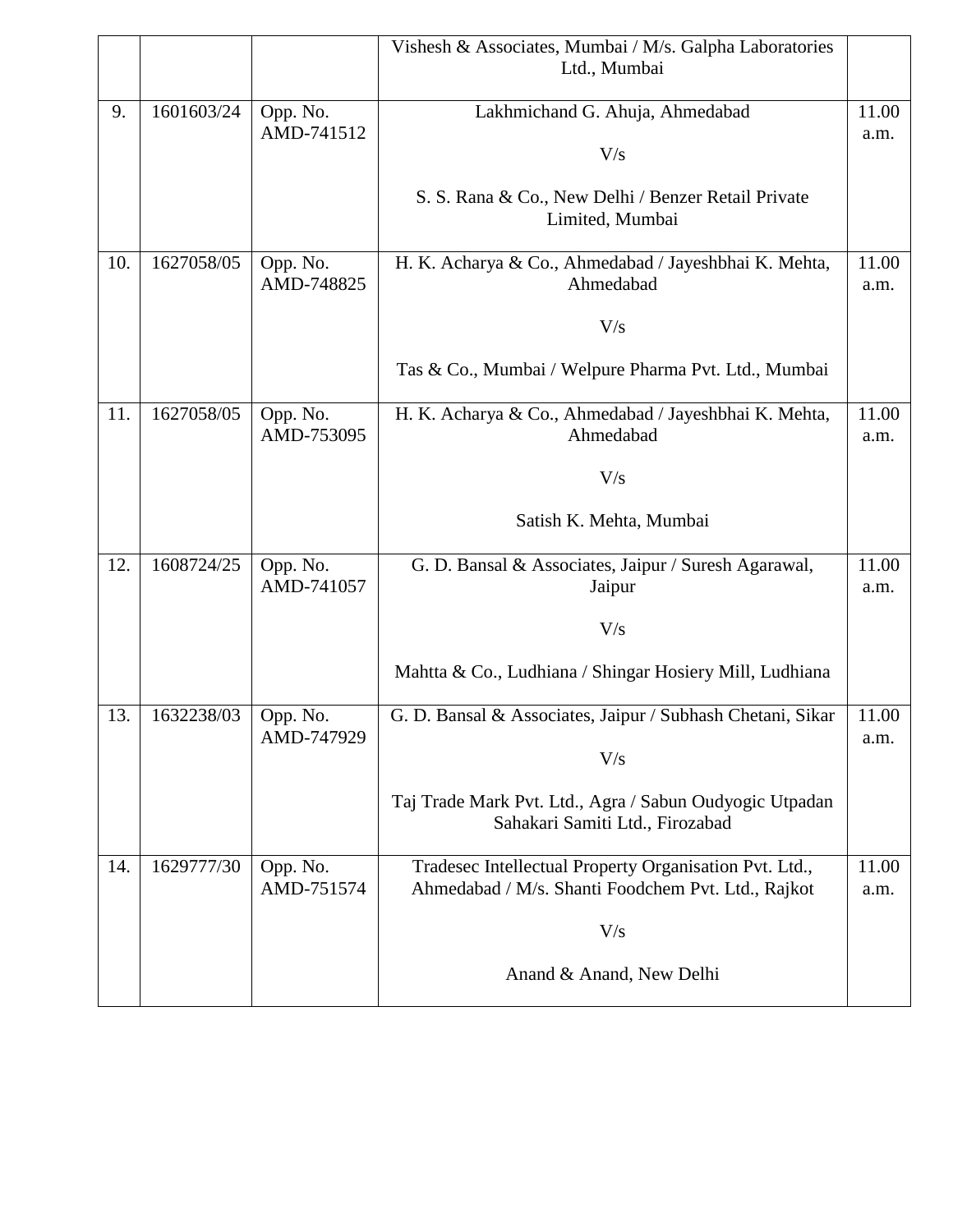|  |  |  |  |  |
|---|---|---|---|---|
|  |  |  | Vishesh & Associates, Mumbai / M/s. Galpha Laboratories Ltd., Mumbai |  |
| 9. | 1601603/24 | Opp. No. AMD-741512 | Lakhmichand G. Ahuja, Ahmedabad<br><br>V/s<br><br>S. S. Rana & Co., New Delhi / Benzer Retail Private Limited, Mumbai | 11.00 a.m. |
| 10. | 1627058/05 | Opp. No. AMD-748825 | H. K. Acharya & Co., Ahmedabad / Jayeshbhai K. Mehta, Ahmedabad<br><br>V/s<br><br>Tas & Co., Mumbai / Welpure Pharma Pvt. Ltd., Mumbai | 11.00 a.m. |
| 11. | 1627058/05 | Opp. No. AMD-753095 | H. K. Acharya & Co., Ahmedabad / Jayeshbhai K. Mehta, Ahmedabad<br><br>V/s<br><br>Satish K. Mehta, Mumbai | 11.00 a.m. |
| 12. | 1608724/25 | Opp. No. AMD-741057 | G. D. Bansal & Associates, Jaipur / Suresh Agarawal, Jaipur<br><br>V/s<br><br>Mahtta & Co., Ludhiana / Shingar Hosiery Mill, Ludhiana | 11.00 a.m. |
| 13. | 1632238/03 | Opp. No. AMD-747929 | G. D. Bansal & Associates, Jaipur / Subhash Chetani, Sikar<br><br>V/s<br><br>Taj Trade Mark Pvt. Ltd., Agra / Sabun Oudyogic Utpadan Sahakari Samiti Ltd., Firozabad | 11.00 a.m. |
| 14. | 1629777/30 | Opp. No. AMD-751574 | Tradesec Intellectual Property Organisation Pvt. Ltd., Ahmedabad / M/s. Shanti Foodchem Pvt. Ltd., Rajkot<br><br>V/s<br><br>Anand & Anand, New Delhi | 11.00 a.m. |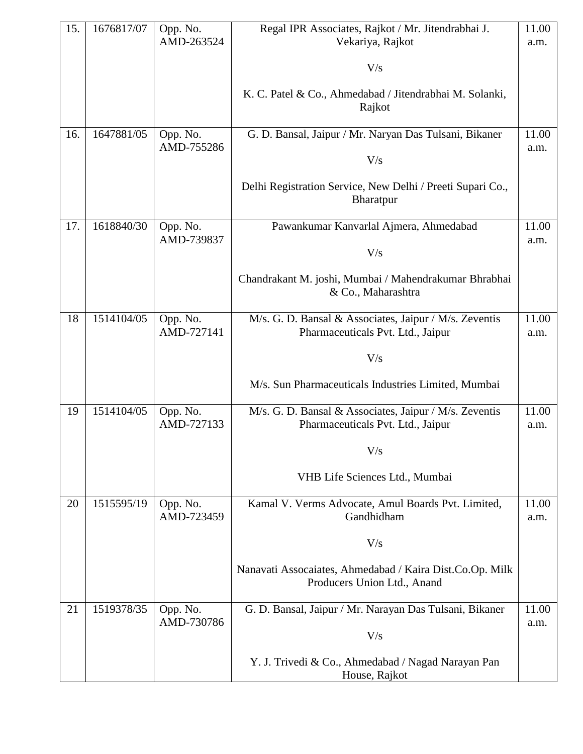| 15. | 1676817/07 | Opp. No. AMD-263524 | Regal IPR Associates, Rajkot / Mr. Jitendrabhai J. Vekariya, Rajkot<br><br>V/s<br><br>K. C. Patel & Co., Ahmedabad / Jitendrabhai M. Solanki, Rajkot | 11.00 a.m. |
|---|---|---|---|---|
| 16. | 1647881/05 | Opp. No. AMD-755286 | G. D. Bansal, Jaipur / Mr. Naryan Das Tulsani, Bikaner<br><br>V/s<br><br>Delhi Registration Service, New Delhi / Preeti Supari Co., Bharatpur | 11.00 a.m. |
| 17. | 1618840/30 | Opp. No. AMD-739837 | Pawankumar Kanvarlal Ajmera, Ahmedabad<br><br>V/s<br><br>Chandrakant M. joshi, Mumbai / Mahendrakumar Bhrabhai & Co., Maharashtra | 11.00 a.m. |
| 18 | 1514104/05 | Opp. No. AMD-727141 | M/s. G. D. Bansal & Associates, Jaipur / M/s. Zeventis Pharmaceuticals Pvt. Ltd., Jaipur<br><br>V/s<br><br>M/s. Sun Pharmaceuticals Industries Limited, Mumbai | 11.00 a.m. |
| 19 | 1514104/05 | Opp. No. AMD-727133 | M/s. G. D. Bansal & Associates, Jaipur / M/s. Zeventis Pharmaceuticals Pvt. Ltd., Jaipur<br><br>V/s<br><br>VHB Life Sciences Ltd., Mumbai | 11.00 a.m. |
| 20 | 1515595/19 | Opp. No. AMD-723459 | Kamal V. Verms Advocate, Amul Boards Pvt. Limited, Gandhidham<br><br>V/s<br><br>Nanavati Assocaiates, Ahmedabad / Kaira Dist.Co.Op. Milk Producers Union Ltd., Anand | 11.00 a.m. |
| 21 | 1519378/35 | Opp. No. AMD-730786 | G. D. Bansal, Jaipur / Mr. Narayan Das Tulsani, Bikaner<br><br>V/s<br><br>Y. J. Trivedi & Co., Ahmedabad / Nagad Narayan Pan House, Rajkot | 11.00 a.m. |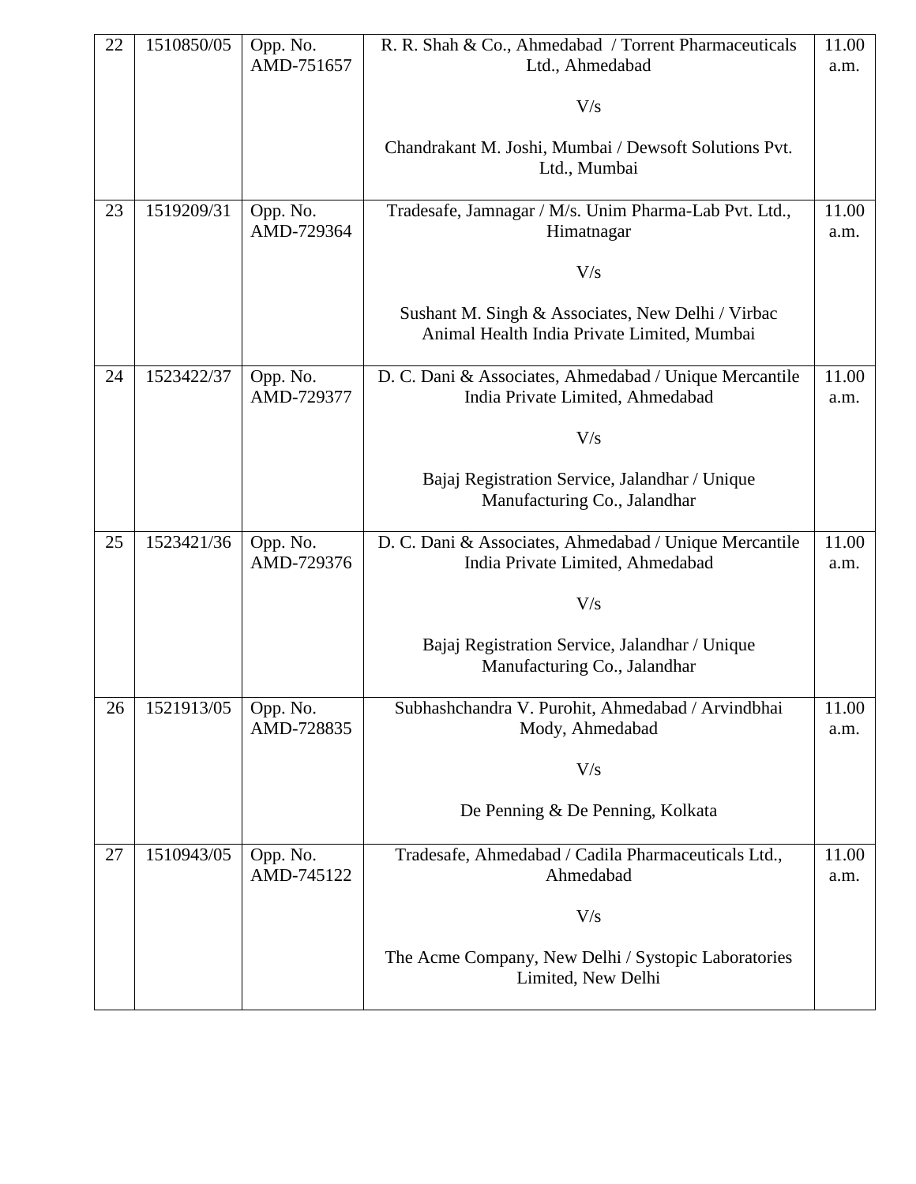| 22 | 1510850/05 | Opp. No. AMD-751657 | R. R. Shah & Co., Ahmedabad / Torrent Pharmaceuticals Ltd., Ahmedabad<br><br>V/s<br><br>Chandrakant M. Joshi, Mumbai / Dewsoft Solutions Pvt. Ltd., Mumbai | 11.00 a.m. |
|---|---|---|---|---|
| 23 | 1519209/31 | Opp. No. AMD-729364 | Tradesafe, Jamnagar / M/s. Unim Pharma-Lab Pvt. Ltd., Himatnagar<br><br>V/s<br><br>Sushant M. Singh & Associates, New Delhi / Virbac Animal Health India Private Limited, Mumbai | 11.00 a.m. |
| 24 | 1523422/37 | Opp. No. AMD-729377 | D. C. Dani & Associates, Ahmedabad / Unique Mercantile India Private Limited, Ahmedabad<br><br>V/s<br><br>Bajaj Registration Service, Jalandhar / Unique Manufacturing Co., Jalandhar | 11.00 a.m. |
| 25 | 1523421/36 | Opp. No. AMD-729376 | D. C. Dani & Associates, Ahmedabad / Unique Mercantile India Private Limited, Ahmedabad<br><br>V/s<br><br>Bajaj Registration Service, Jalandhar / Unique Manufacturing Co., Jalandhar | 11.00 a.m. |
| 26 | 1521913/05 | Opp. No. AMD-728835 | Subhashchandra V. Purohit, Ahmedabad / Arvindbhai Mody, Ahmedabad<br><br>V/s<br><br>De Penning & De Penning, Kolkata | 11.00 a.m. |
| 27 | 1510943/05 | Opp. No. AMD-745122 | Tradesafe, Ahmedabad / Cadila Pharmaceuticals Ltd., Ahmedabad<br><br>V/s<br><br>The Acme Company, New Delhi / Systopic Laboratories Limited, New Delhi | 11.00 a.m. |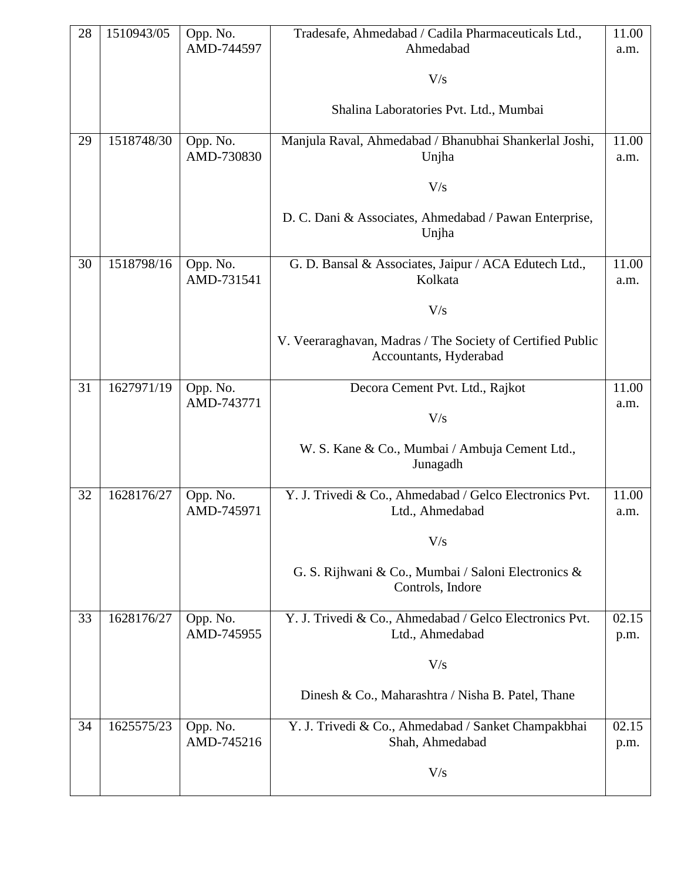| 28 | 1510943/05 | Opp. No. AMD-744597 | Tradesafe, Ahmedabad / Cadila Pharmaceuticals Ltd., Ahmedabad<br><br>V/s<br><br>Shalina Laboratories Pvt. Ltd., Mumbai | 11.00 a.m. |
|---|---|---|---|---|
| 29 | 1518748/30 | Opp. No. AMD-730830 | Manjula Raval, Ahmedabad / Bhanubhai Shankerlal Joshi, Unjha<br><br>V/s<br><br>D. C. Dani & Associates, Ahmedabad / Pawan Enterprise, Unjha | 11.00 a.m. |
| 30 | 1518798/16 | Opp. No. AMD-731541 | G. D. Bansal & Associates, Jaipur / ACA Edutech Ltd., Kolkata<br><br>V/s<br><br>V. Veeraraghavan, Madras / The Society of Certified Public Accountants, Hyderabad | 11.00 a.m. |
| 31 | 1627971/19 | Opp. No. AMD-743771 | Decora Cement Pvt. Ltd., Rajkot<br><br>V/s<br><br>W. S. Kane & Co., Mumbai / Ambuja Cement Ltd., Junagadh | 11.00 a.m. |
| 32 | 1628176/27 | Opp. No. AMD-745971 | Y. J. Trivedi & Co., Ahmedabad / Gelco Electronics Pvt. Ltd., Ahmedabad<br><br>V/s<br><br>G. S. Rijhwani & Co., Mumbai / Saloni Electronics & Controls, Indore | 11.00 a.m. |
| 33 | 1628176/27 | Opp. No. AMD-745955 | Y. J. Trivedi & Co., Ahmedabad / Gelco Electronics Pvt. Ltd., Ahmedabad<br><br>V/s<br><br>Dinesh & Co., Maharashtra / Nisha B. Patel, Thane | 02.15 p.m. |
| 34 | 1625575/23 | Opp. No. AMD-745216 | Y. J. Trivedi & Co., Ahmedabad / Sanket Champakbhai Shah, Ahmedabad<br><br>V/s | 02.15 p.m. |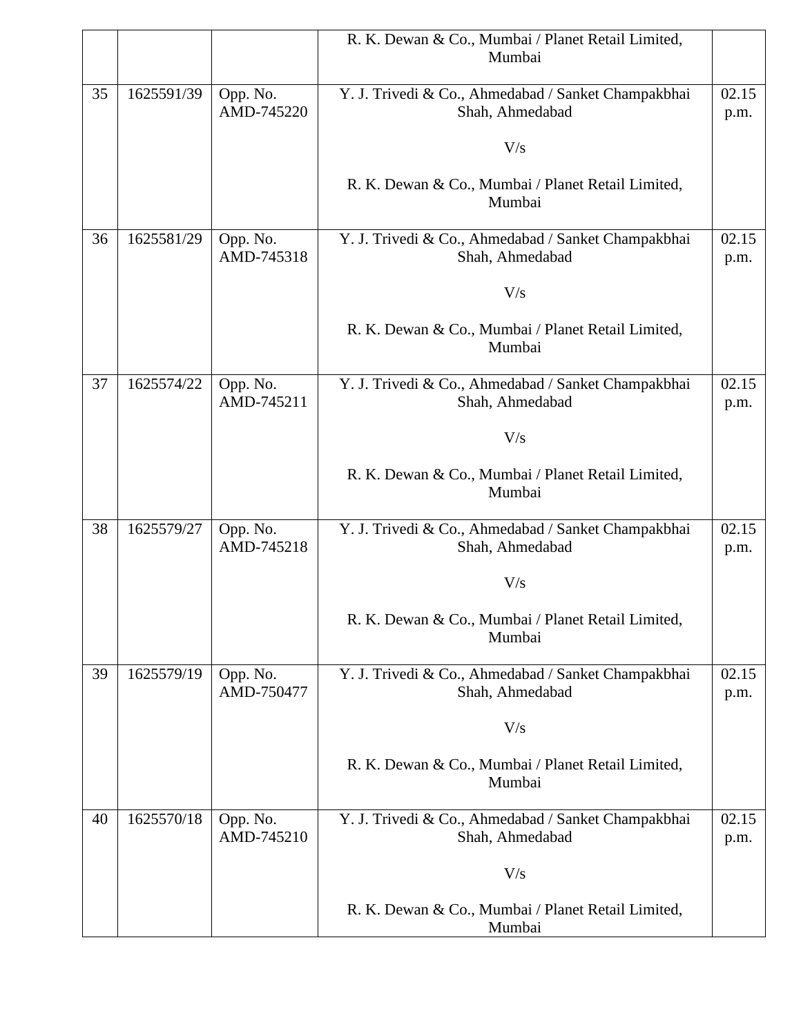|  |  |  | R. K. Dewan & Co., Mumbai / Planet Retail Limited, Mumbai |  |
|---|---|---|---|---|
| 35 | 1625591/39 | Opp. No. AMD-745220 | Y. J. Trivedi & Co., Ahmedabad / Sanket Champakbhai Shah, Ahmedabad<br><br>V/s<br><br>R. K. Dewan & Co., Mumbai / Planet Retail Limited, Mumbai | 02.15 p.m. |
| 36 | 1625581/29 | Opp. No. AMD-745318 | Y. J. Trivedi & Co., Ahmedabad / Sanket Champakbhai Shah, Ahmedabad<br><br>V/s<br><br>R. K. Dewan & Co., Mumbai / Planet Retail Limited, Mumbai | 02.15 p.m. |
| 37 | 1625574/22 | Opp. No. AMD-745211 | Y. J. Trivedi & Co., Ahmedabad / Sanket Champakbhai Shah, Ahmedabad<br><br>V/s<br><br>R. K. Dewan & Co., Mumbai / Planet Retail Limited, Mumbai | 02.15 p.m. |
| 38 | 1625579/27 | Opp. No. AMD-745218 | Y. J. Trivedi & Co., Ahmedabad / Sanket Champakbhai Shah, Ahmedabad<br><br>V/s<br><br>R. K. Dewan & Co., Mumbai / Planet Retail Limited, Mumbai | 02.15 p.m. |
| 39 | 1625579/19 | Opp. No. AMD-750477 | Y. J. Trivedi & Co., Ahmedabad / Sanket Champakbhai Shah, Ahmedabad<br><br>V/s<br><br>R. K. Dewan & Co., Mumbai / Planet Retail Limited, Mumbai | 02.15 p.m. |
| 40 | 1625570/18 | Opp. No. AMD-745210 | Y. J. Trivedi & Co., Ahmedabad / Sanket Champakbhai Shah, Ahmedabad<br><br>V/s<br><br>R. K. Dewan & Co., Mumbai / Planet Retail Limited, Mumbai | 02.15 p.m. |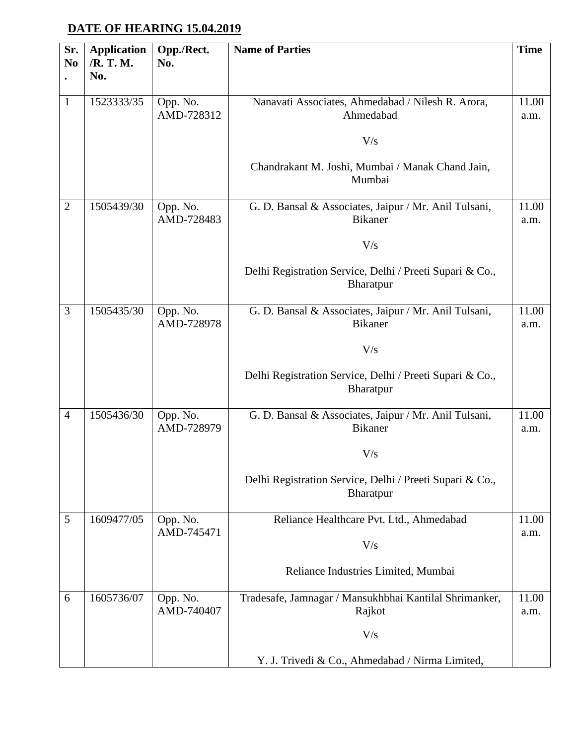**DATE OF HEARING 15.04.2019**

| Sr. No. | Application /R. T. M. No. | Opp./Rect. No. | Name of Parties | Time |
|---|---|---|---|---|
| 1 | 1523333/35 | Opp. No. AMD-728312 | Nanavati Associates, Ahmedabad / Nilesh R. Arora, Ahmedabad<br><br>V/s<br><br>Chandrakant M. Joshi, Mumbai / Manak Chand Jain, Mumbai | 11.00 a.m. |
| 2 | 1505439/30 | Opp. No. AMD-728483 | G. D. Bansal & Associates, Jaipur / Mr. Anil Tulsani, Bikaner<br><br>V/s<br><br>Delhi Registration Service, Delhi / Preeti Supari & Co., Bharatpur | 11.00 a.m. |
| 3 | 1505435/30 | Opp. No. AMD-728978 | G. D. Bansal & Associates, Jaipur / Mr. Anil Tulsani, Bikaner<br><br>V/s<br><br>Delhi Registration Service, Delhi / Preeti Supari & Co., Bharatpur | 11.00 a.m. |
| 4 | 1505436/30 | Opp. No. AMD-728979 | G. D. Bansal & Associates, Jaipur / Mr. Anil Tulsani, Bikaner<br><br>V/s<br><br>Delhi Registration Service, Delhi / Preeti Supari & Co., Bharatpur | 11.00 a.m. |
| 5 | 1609477/05 | Opp. No. AMD-745471 | Reliance Healthcare Pvt. Ltd., Ahmedabad<br><br>V/s<br><br>Reliance Industries Limited, Mumbai | 11.00 a.m. |
| 6 | 1605736/07 | Opp. No. AMD-740407 | Tradesafe, Jamnagar / Mansukhbhai Kantilal Shrimanker, Rajkot<br><br>V/s<br><br>Y. J. Trivedi & Co., Ahmedabad / Nirma Limited, | 11.00 a.m. |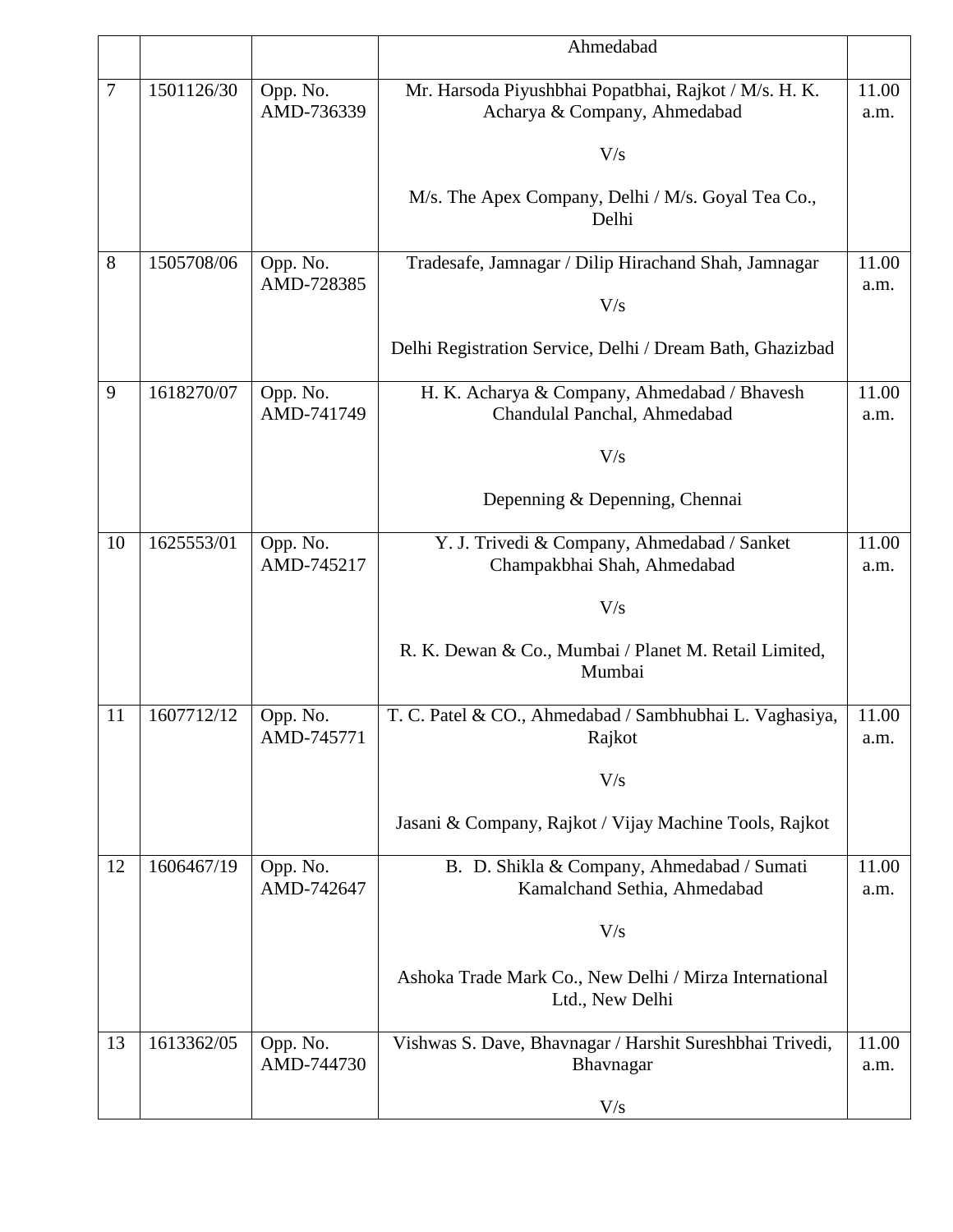| | | | Ahmedabad | |
|---|---|---|---|---|
| 7 | 1501126/30 | Opp. No. AMD-736339 | Mr. Harsoda Piyushbhai Popatbhai, Rajkot / M/s. H. K. Acharya & Company, Ahmedabad<br><br>V/s<br><br>M/s. The Apex Company, Delhi / M/s. Goyal Tea Co., Delhi | 11.00 a.m. |
| 8 | 1505708/06 | Opp. No. AMD-728385 | Tradesafe, Jamnagar / Dilip Hirachand Shah, Jamnagar<br><br>V/s<br><br>Delhi Registration Service, Delhi / Dream Bath, Ghazizbad | 11.00 a.m. |
| 9 | 1618270/07 | Opp. No. AMD-741749 | H. K. Acharya & Company, Ahmedabad / Bhavesh Chandulal Panchal, Ahmedabad<br><br>V/s<br><br>Depenning & Depenning, Chennai | 11.00 a.m. |
| 10 | 1625553/01 | Opp. No. AMD-745217 | Y. J. Trivedi & Company, Ahmedabad / Sanket Champakbhai Shah, Ahmedabad<br><br>V/s<br><br>R. K. Dewan & Co., Mumbai / Planet M. Retail Limited, Mumbai | 11.00 a.m. |
| 11 | 1607712/12 | Opp. No. AMD-745771 | T. C. Patel & CO., Ahmedabad / Sambhubhai L. Vaghasiya, Rajkot<br><br>V/s<br><br>Jasani & Company, Rajkot / Vijay Machine Tools, Rajkot | 11.00 a.m. |
| 12 | 1606467/19 | Opp. No. AMD-742647 | B. D. Shikla & Company, Ahmedabad / Sumati Kamalchand Sethia, Ahmedabad<br><br>V/s<br><br>Ashoka Trade Mark Co., New Delhi / Mirza International Ltd., New Delhi | 11.00 a.m. |
| 13 | 1613362/05 | Opp. No. AMD-744730 | Vishwas S. Dave, Bhavnagar / Harshit Sureshbhai Trivedi, Bhavnagar<br><br>V/s | 11.00 a.m. |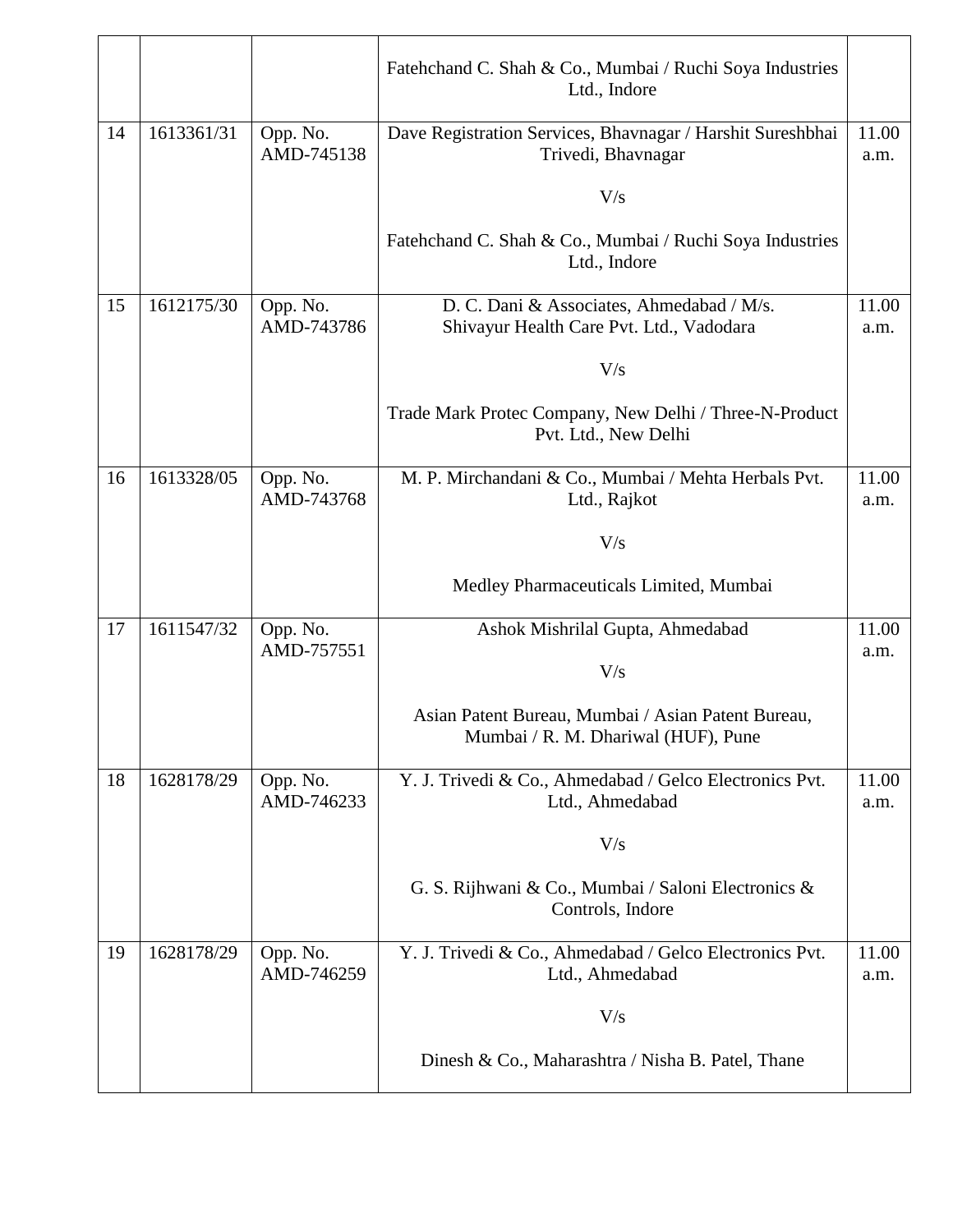| | | | | |
|---|---|---|---|---|
| | | | Fatehchand C. Shah & Co., Mumbai / Ruchi Soya Industries Ltd., Indore | |
| 14 | 1613361/31 | Opp. No. AMD-745138 | Dave Registration Services, Bhavnagar / Harshit Sureshbhai Trivedi, Bhavnagar<br><br>V/s<br><br>Fatehchand C. Shah & Co., Mumbai / Ruchi Soya Industries Ltd., Indore | 11.00 a.m. |
| 15 | 1612175/30 | Opp. No. AMD-743786 | D. C. Dani & Associates, Ahmedabad / M/s. Shivayur Health Care Pvt. Ltd., Vadodara<br><br>V/s<br><br>Trade Mark Protec Company, New Delhi / Three-N-Product Pvt. Ltd., New Delhi | 11.00 a.m. |
| 16 | 1613328/05 | Opp. No. AMD-743768 | M. P. Mirchandani & Co., Mumbai / Mehta Herbals Pvt. Ltd., Rajkot<br><br>V/s<br><br>Medley Pharmaceuticals Limited, Mumbai | 11.00 a.m. |
| 17 | 1611547/32 | Opp. No. AMD-757551 | Ashok Mishrilal Gupta, Ahmedabad<br><br>V/s<br><br>Asian Patent Bureau, Mumbai / Asian Patent Bureau, Mumbai / R. M. Dhariwal (HUF), Pune | 11.00 a.m. |
| 18 | 1628178/29 | Opp. No. AMD-746233 | Y. J. Trivedi & Co., Ahmedabad / Gelco Electronics Pvt. Ltd., Ahmedabad<br><br>V/s<br><br>G. S. Rijhwani & Co., Mumbai / Saloni Electronics & Controls, Indore | 11.00 a.m. |
| 19 | 1628178/29 | Opp. No. AMD-746259 | Y. J. Trivedi & Co., Ahmedabad / Gelco Electronics Pvt. Ltd., Ahmedabad<br><br>V/s<br><br>Dinesh & Co., Maharashtra / Nisha B. Patel, Thane | 11.00 a.m. |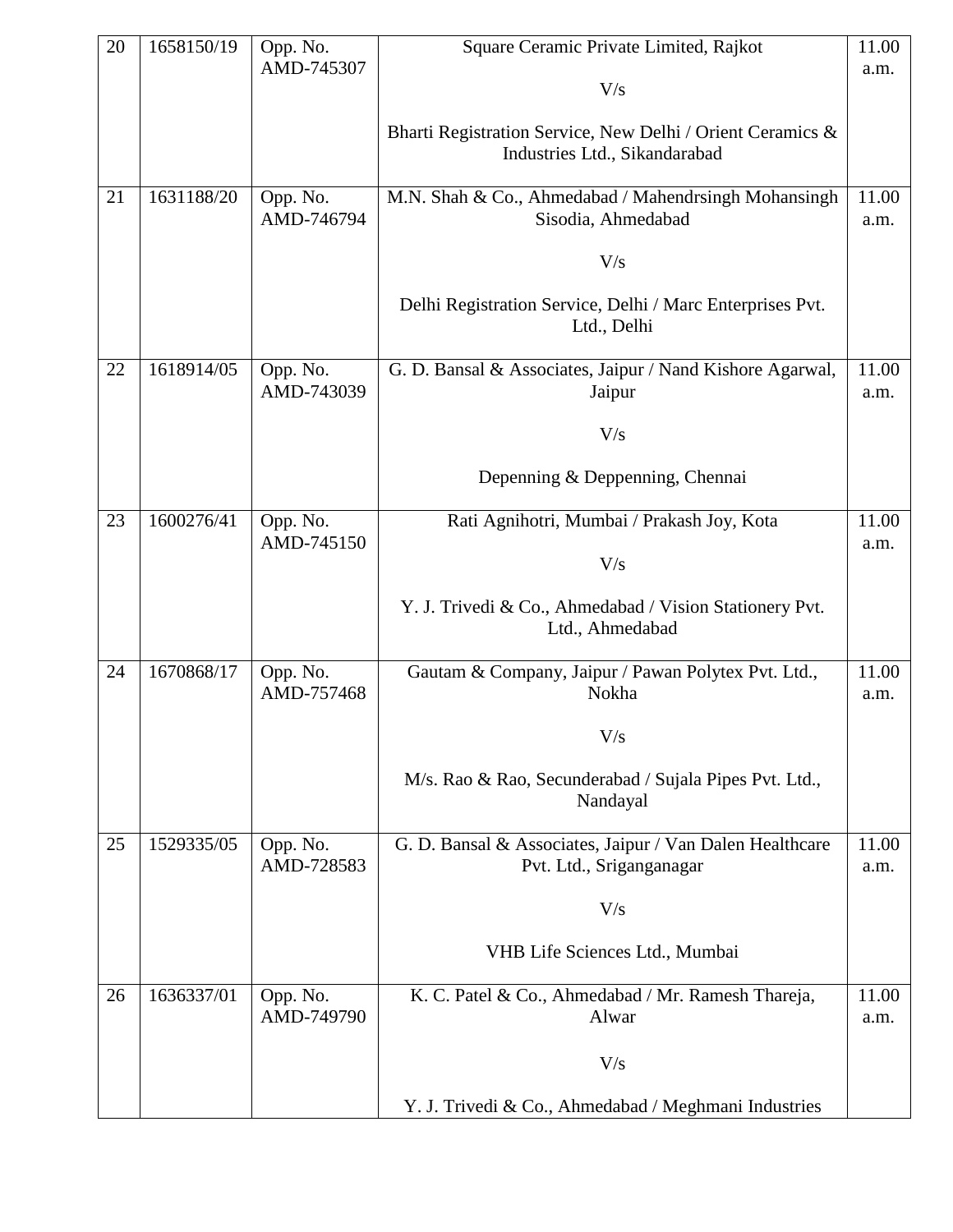| 20 | 1658150/19 | Opp. No. AMD-745307 | Square Ceramic Private Limited, Rajkot<br><br>V/s<br><br>Bharti Registration Service, New Delhi / Orient Ceramics & Industries Ltd., Sikandarabad | 11.00 a.m. |
|---|---|---|---|---|
| 21 | 1631188/20 | Opp. No. AMD-746794 | M.N. Shah & Co., Ahmedabad / Mahendrsingh Mohansingh Sisodia, Ahmedabad<br><br>V/s<br><br>Delhi Registration Service, Delhi / Marc Enterprises Pvt. Ltd., Delhi | 11.00 a.m. |
| 22 | 1618914/05 | Opp. No. AMD-743039 | G. D. Bansal & Associates, Jaipur / Nand Kishore Agarwal, Jaipur<br><br>V/s<br><br>Depenning & Deppenning, Chennai | 11.00 a.m. |
| 23 | 1600276/41 | Opp. No. AMD-745150 | Rati Agnihotri, Mumbai / Prakash Joy, Kota<br><br>V/s<br><br>Y. J. Trivedi & Co., Ahmedabad / Vision Stationery Pvt. Ltd., Ahmedabad | 11.00 a.m. |
| 24 | 1670868/17 | Opp. No. AMD-757468 | Gautam & Company, Jaipur / Pawan Polytex Pvt. Ltd., Nokha<br><br>V/s<br><br>M/s. Rao & Rao, Secunderabad / Sujala Pipes Pvt. Ltd., Nandayal | 11.00 a.m. |
| 25 | 1529335/05 | Opp. No. AMD-728583 | G. D. Bansal & Associates, Jaipur / Van Dalen Healthcare Pvt. Ltd., Sriganganagar<br><br>V/s<br><br>VHB Life Sciences Ltd., Mumbai | 11.00 a.m. |
| 26 | 1636337/01 | Opp. No. AMD-749790 | K. C. Patel & Co., Ahmedabad / Mr. Ramesh Thareja, Alwar<br><br>V/s<br><br>Y. J. Trivedi & Co., Ahmedabad / Meghmani Industries | 11.00 a.m. |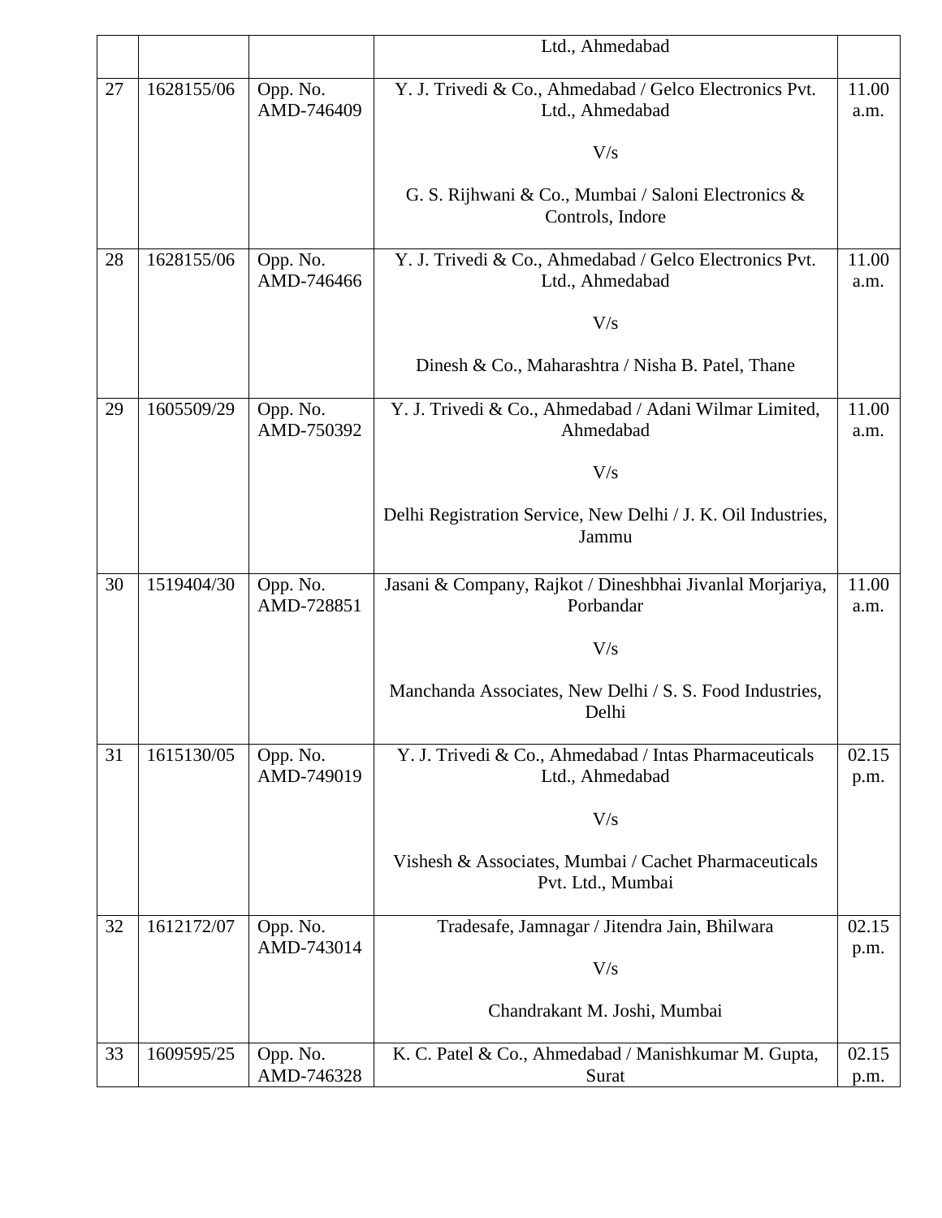| | | | | |
|---|---|---|---|---|
| | | | Ltd., Ahmedabad | |
| 27 | 1628155/06 | Opp. No. AMD-746409 | Y. J. Trivedi & Co., Ahmedabad / Gelco Electronics Pvt. Ltd., Ahmedabad<br><br>V/s<br><br>G. S. Rijhwani & Co., Mumbai / Saloni Electronics & Controls, Indore | 11.00 a.m. |
| 28 | 1628155/06 | Opp. No. AMD-746466 | Y. J. Trivedi & Co., Ahmedabad / Gelco Electronics Pvt. Ltd., Ahmedabad<br><br>V/s<br><br>Dinesh & Co., Maharashtra / Nisha B. Patel, Thane | 11.00 a.m. |
| 29 | 1605509/29 | Opp. No. AMD-750392 | Y. J. Trivedi & Co., Ahmedabad / Adani Wilmar Limited, Ahmedabad<br><br>V/s<br><br>Delhi Registration Service, New Delhi / J. K. Oil Industries, Jammu | 11.00 a.m. |
| 30 | 1519404/30 | Opp. No. AMD-728851 | Jasani & Company, Rajkot / Dineshbhai Jivanlal Morjariya, Porbandar<br><br>V/s<br><br>Manchanda Associates, New Delhi / S. S. Food Industries, Delhi | 11.00 a.m. |
| 31 | 1615130/05 | Opp. No. AMD-749019 | Y. J. Trivedi & Co., Ahmedabad / Intas Pharmaceuticals Ltd., Ahmedabad<br><br>V/s<br><br>Vishesh & Associates, Mumbai / Cachet Pharmaceuticals Pvt. Ltd., Mumbai | 02.15 p.m. |
| 32 | 1612172/07 | Opp. No. AMD-743014 | Tradesafe, Jamnagar / Jitendra Jain, Bhilwara<br><br>V/s<br><br>Chandrakant M. Joshi, Mumbai | 02.15 p.m. |
| 33 | 1609595/25 | Opp. No. AMD-746328 | K. C. Patel & Co., Ahmedabad / Manishkumar M. Gupta, Surat | 02.15 p.m. |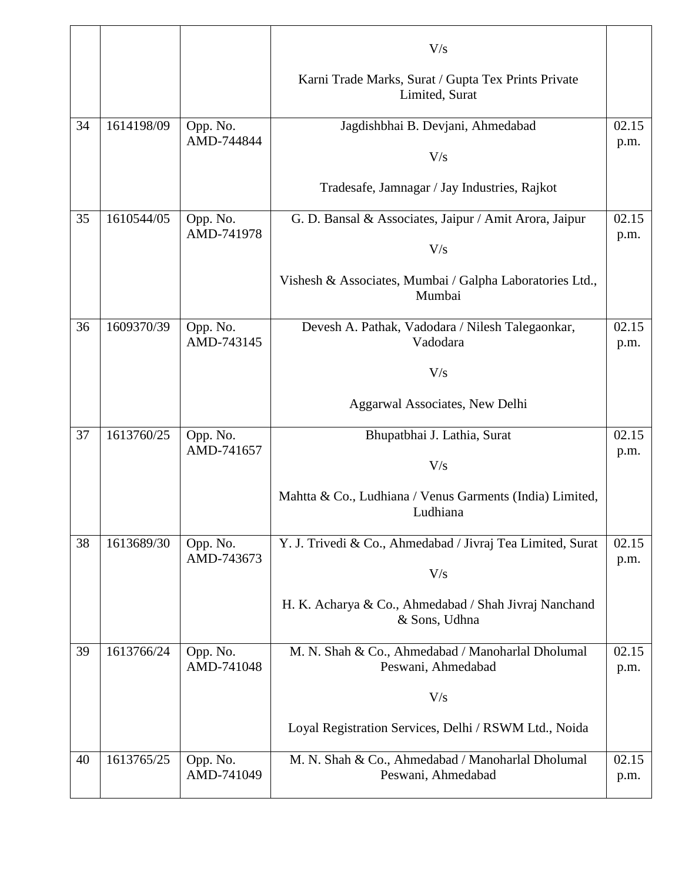| | | | | |
|---|---|---|---|---|
| | | | V/s<br><br>Karni Trade Marks, Surat / Gupta Tex Prints Private Limited, Surat | |
| 34 | 1614198/09 | Opp. No. AMD-744844 | Jagdishbhai B. Devjani, Ahmedabad<br><br>V/s<br><br>Tradesafe, Jamnagar / Jay Industries, Rajkot | 02.15 p.m. |
| 35 | 1610544/05 | Opp. No. AMD-741978 | G. D. Bansal & Associates, Jaipur / Amit Arora, Jaipur<br><br>V/s<br><br>Vishesh & Associates, Mumbai / Galpha Laboratories Ltd., Mumbai | 02.15 p.m. |
| 36 | 1609370/39 | Opp. No. AMD-743145 | Devesh A. Pathak, Vadodara / Nilesh Talegaonkar, Vadodara<br><br>V/s<br><br>Aggarwal Associates, New Delhi | 02.15 p.m. |
| 37 | 1613760/25 | Opp. No. AMD-741657 | Bhupatbhai J. Lathia, Surat<br><br>V/s<br><br>Mahtta & Co., Ludhiana / Venus Garments (India) Limited, Ludhiana | 02.15 p.m. |
| 38 | 1613689/30 | Opp. No. AMD-743673 | Y. J. Trivedi & Co., Ahmedabad / Jivraj Tea Limited, Surat<br><br>V/s<br><br>H. K. Acharya & Co., Ahmedabad / Shah Jivraj Nanchand & Sons, Udhna | 02.15 p.m. |
| 39 | 1613766/24 | Opp. No. AMD-741048 | M. N. Shah & Co., Ahmedabad / Manoharlal Dholumal Peswani, Ahmedabad<br><br>V/s<br><br>Loyal Registration Services, Delhi / RSWM Ltd., Noida | 02.15 p.m. |
| 40 | 1613765/25 | Opp. No. AMD-741049 | M. N. Shah & Co., Ahmedabad / Manoharlal Dholumal Peswani, Ahmedabad | 02.15 p.m. |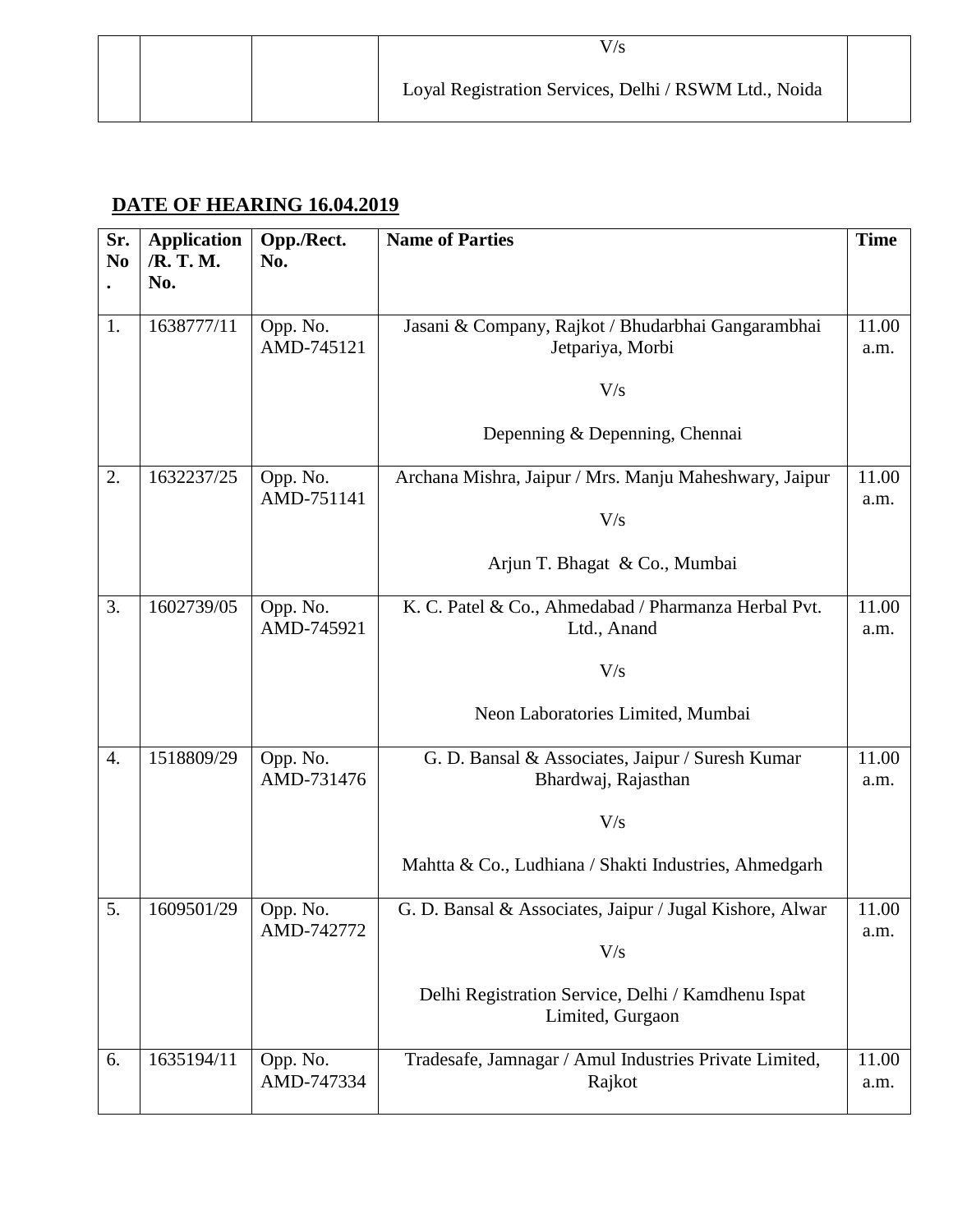| | | | V/s<br><br>Loyal Registration Services, Delhi / RSWM Ltd., Noida | |
|---|---|---|---|---|

**DATE OF HEARING 16.04.2019**

| Sr. No. | Application /R. T. M. No. | Opp./Rect. No. | Name of Parties | Time |
|---|---|---|---|---|
| 1. | 1638777/11 | Opp. No. AMD-745121 | Jasani & Company, Rajkot / Bhudarbhai Gangarambhai Jetpariya, Morbi<br><br>V/s<br><br>Depenning & Depenning, Chennai | 11.00 a.m. |
| 2. | 1632237/25 | Opp. No. AMD-751141 | Archana Mishra, Jaipur / Mrs. Manju Maheshwary, Jaipur<br><br>V/s<br><br>Arjun T. Bhagat & Co., Mumbai | 11.00 a.m. |
| 3. | 1602739/05 | Opp. No. AMD-745921 | K. C. Patel & Co., Ahmedabad / Pharmanza Herbal Pvt. Ltd., Anand<br><br>V/s<br><br>Neon Laboratories Limited, Mumbai | 11.00 a.m. |
| 4. | 1518809/29 | Opp. No. AMD-731476 | G. D. Bansal & Associates, Jaipur / Suresh Kumar Bhardwaj, Rajasthan<br><br>V/s<br><br>Mahtta & Co., Ludhiana / Shakti Industries, Ahmedgarh | 11.00 a.m. |
| 5. | 1609501/29 | Opp. No. AMD-742772 | G. D. Bansal & Associates, Jaipur / Jugal Kishore, Alwar<br><br>V/s<br><br>Delhi Registration Service, Delhi / Kamdhenu Ispat Limited, Gurgaon | 11.00 a.m. |
| 6. | 1635194/11 | Opp. No. AMD-747334 | Tradesafe, Jamnagar / Amul Industries Private Limited, Rajkot | 11.00 a.m. |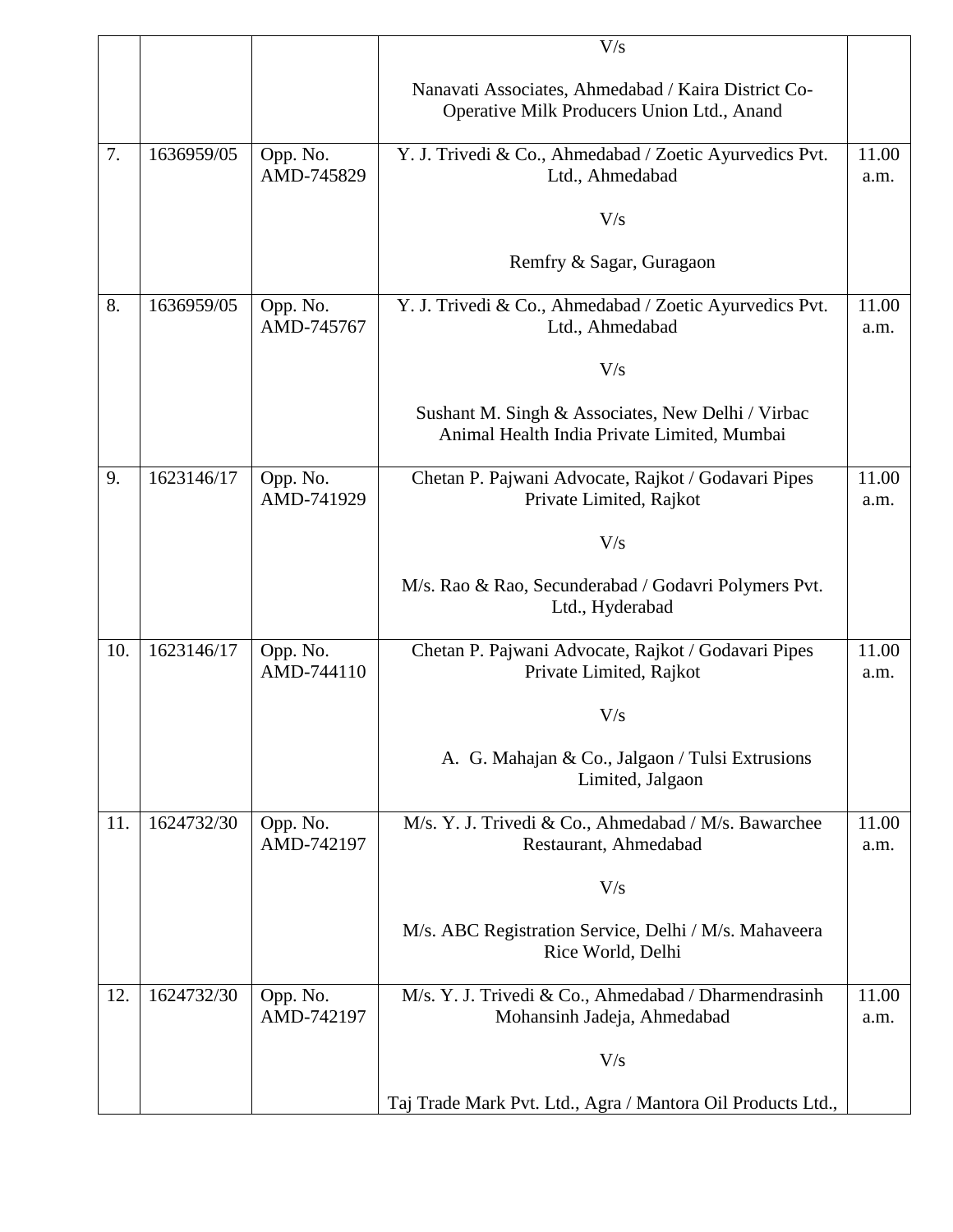|  |  |  |  |  |
| --- | --- | --- | --- | --- |
|  |  |  | V/s<br><br>Nanavati Associates, Ahmedabad / Kaira District Co-Operative Milk Producers Union Ltd., Anand |  |
| 7. | 1636959/05 | Opp. No. AMD-745829 | Y. J. Trivedi & Co., Ahmedabad / Zoetic Ayurvedics Pvt. Ltd., Ahmedabad<br><br>V/s<br><br>Remfry & Sagar, Guragaon | 11.00 a.m. |
| 8. | 1636959/05 | Opp. No. AMD-745767 | Y. J. Trivedi & Co., Ahmedabad / Zoetic Ayurvedics Pvt. Ltd., Ahmedabad<br><br>V/s<br><br>Sushant M. Singh & Associates, New Delhi / Virbac Animal Health India Private Limited, Mumbai | 11.00 a.m. |
| 9. | 1623146/17 | Opp. No. AMD-741929 | Chetan P. Pajwani Advocate, Rajkot / Godavari Pipes Private Limited, Rajkot<br><br>V/s<br><br>M/s. Rao & Rao, Secunderabad / Godavri Polymers Pvt. Ltd., Hyderabad | 11.00 a.m. |
| 10. | 1623146/17 | Opp. No. AMD-744110 | Chetan P. Pajwani Advocate, Rajkot / Godavari Pipes Private Limited, Rajkot<br><br>V/s<br><br>A. G. Mahajan & Co., Jalgaon / Tulsi Extrusions Limited, Jalgaon | 11.00 a.m. |
| 11. | 1624732/30 | Opp. No. AMD-742197 | M/s. Y. J. Trivedi & Co., Ahmedabad / M/s. Bawarchee Restaurant, Ahmedabad<br><br>V/s<br><br>M/s. ABC Registration Service, Delhi / M/s. Mahaveera Rice World, Delhi | 11.00 a.m. |
| 12. | 1624732/30 | Opp. No. AMD-742197 | M/s. Y. J. Trivedi & Co., Ahmedabad / Dharmendrasinh Mohansinh Jadeja, Ahmedabad<br><br>V/s<br><br>Taj Trade Mark Pvt. Ltd., Agra / Mantora Oil Products Ltd., | 11.00 a.m. |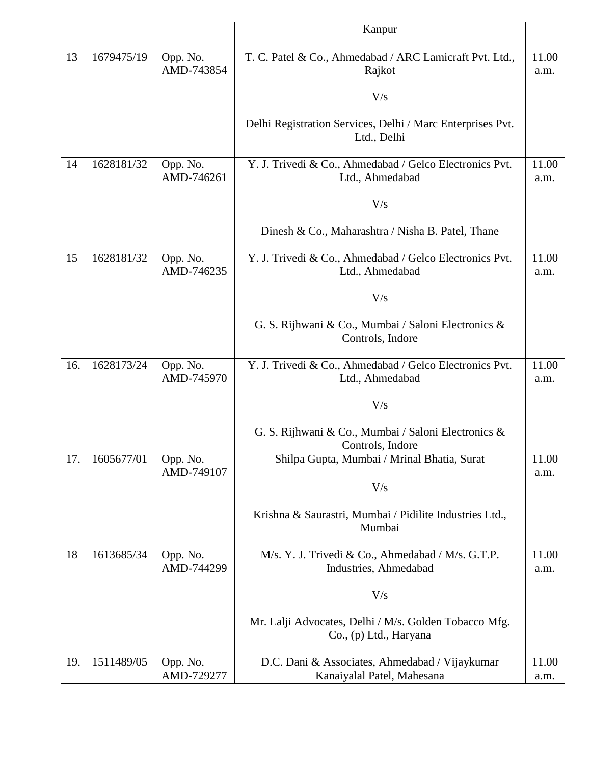| | | | | |
|---|---|---|---|---|
| | | | Kanpur | |
| 13 | 1679475/19 | Opp. No. AMD-743854 | T. C. Patel & Co., Ahmedabad / ARC Lamicraft Pvt. Ltd., Rajkot<br><br>V/s<br><br>Delhi Registration Services, Delhi / Marc Enterprises Pvt. Ltd., Delhi | 11.00 a.m. |
| 14 | 1628181/32 | Opp. No. AMD-746261 | Y. J. Trivedi & Co., Ahmedabad / Gelco Electronics Pvt. Ltd., Ahmedabad<br><br>V/s<br><br>Dinesh & Co., Maharashtra / Nisha B. Patel, Thane | 11.00 a.m. |
| 15 | 1628181/32 | Opp. No. AMD-746235 | Y. J. Trivedi & Co., Ahmedabad / Gelco Electronics Pvt. Ltd., Ahmedabad<br><br>V/s<br><br>G. S. Rijhwani & Co., Mumbai / Saloni Electronics & Controls, Indore | 11.00 a.m. |
| 16. | 1628173/24 | Opp. No. AMD-745970 | Y. J. Trivedi & Co., Ahmedabad / Gelco Electronics Pvt. Ltd., Ahmedabad<br><br>V/s<br><br>G. S. Rijhwani & Co., Mumbai / Saloni Electronics & Controls, Indore | 11.00 a.m. |
| 17. | 1605677/01 | Opp. No. AMD-749107 | Shilpa Gupta, Mumbai / Mrinal Bhatia, Surat<br><br>V/s<br><br>Krishna & Saurastri, Mumbai / Pidilite Industries Ltd., Mumbai | 11.00 a.m. |
| 18 | 1613685/34 | Opp. No. AMD-744299 | M/s. Y. J. Trivedi & Co., Ahmedabad / M/s. G.T.P. Industries, Ahmedabad<br><br>V/s<br><br>Mr. Lalji Advocates, Delhi / M/s. Golden Tobacco Mfg. Co., (p) Ltd., Haryana | 11.00 a.m. |
| 19. | 1511489/05 | Opp. No. AMD-729277 | D.C. Dani & Associates, Ahmedabad / Vijaykumar Kanaiyalal Patel, Mahesana | 11.00 a.m. |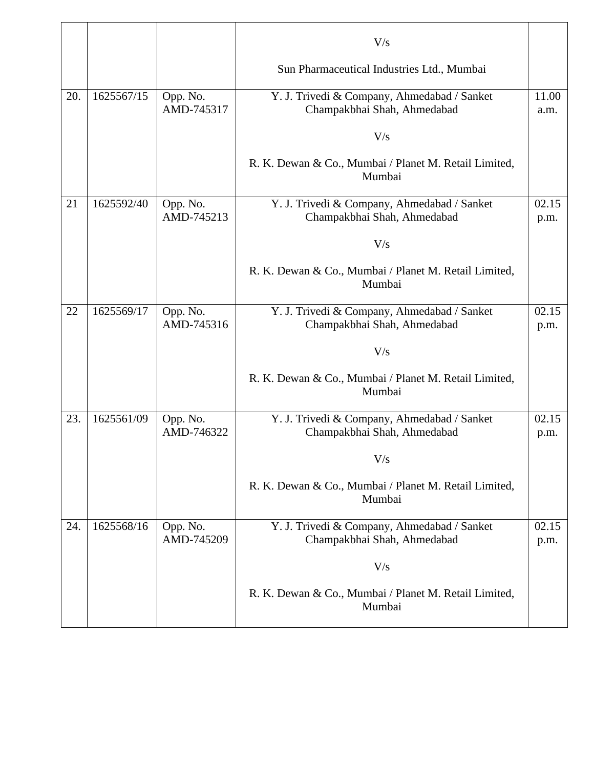| | | | | |
|---|---|---|---|---|
| | | | V/s<br><br>Sun Pharmaceutical Industries Ltd., Mumbai | |
| 20. | 1625567/15 | Opp. No. AMD-745317 | Y. J. Trivedi & Company, Ahmedabad / Sanket Champakbhai Shah, Ahmedabad<br><br>V/s<br><br>R. K. Dewan & Co., Mumbai / Planet M. Retail Limited, Mumbai | 11.00 a.m. |
| 21 | 1625592/40 | Opp. No. AMD-745213 | Y. J. Trivedi & Company, Ahmedabad / Sanket Champakbhai Shah, Ahmedabad<br><br>V/s<br><br>R. K. Dewan & Co., Mumbai / Planet M. Retail Limited, Mumbai | 02.15 p.m. |
| 22 | 1625569/17 | Opp. No. AMD-745316 | Y. J. Trivedi & Company, Ahmedabad / Sanket Champakbhai Shah, Ahmedabad<br><br>V/s<br><br>R. K. Dewan & Co., Mumbai / Planet M. Retail Limited, Mumbai | 02.15 p.m. |
| 23. | 1625561/09 | Opp. No. AMD-746322 | Y. J. Trivedi & Company, Ahmedabad / Sanket Champakbhai Shah, Ahmedabad<br><br>V/s<br><br>R. K. Dewan & Co., Mumbai / Planet M. Retail Limited, Mumbai | 02.15 p.m. |
| 24. | 1625568/16 | Opp. No. AMD-745209 | Y. J. Trivedi & Company, Ahmedabad / Sanket Champakbhai Shah, Ahmedabad<br><br>V/s<br><br>R. K. Dewan & Co., Mumbai / Planet M. Retail Limited, Mumbai | 02.15 p.m. |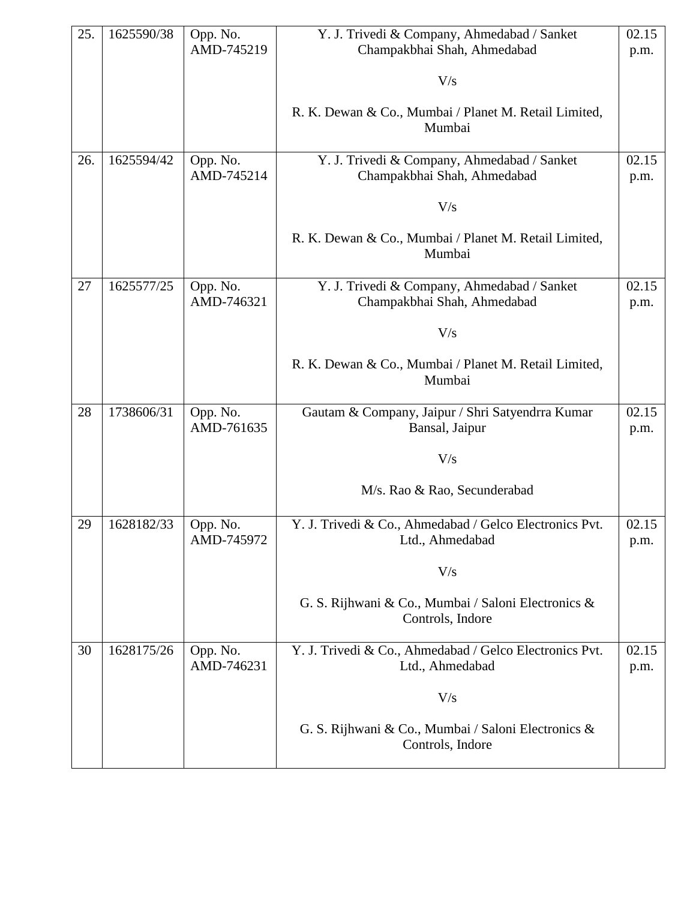| | | | | |
|---|---|---|---|---|
| 25. | 1625590/38 | Opp. No. AMD-745219 | Y. J. Trivedi & Company, Ahmedabad / Sanket Champakbhai Shah, Ahmedabad<br><br>V/s<br><br>R. K. Dewan & Co., Mumbai / Planet M. Retail Limited, Mumbai | 02.15 p.m. |
| 26. | 1625594/42 | Opp. No. AMD-745214 | Y. J. Trivedi & Company, Ahmedabad / Sanket Champakbhai Shah, Ahmedabad<br><br>V/s<br><br>R. K. Dewan & Co., Mumbai / Planet M. Retail Limited, Mumbai | 02.15 p.m. |
| 27 | 1625577/25 | Opp. No. AMD-746321 | Y. J. Trivedi & Company, Ahmedabad / Sanket Champakbhai Shah, Ahmedabad<br><br>V/s<br><br>R. K. Dewan & Co., Mumbai / Planet M. Retail Limited, Mumbai | 02.15 p.m. |
| 28 | 1738606/31 | Opp. No. AMD-761635 | Gautam & Company, Jaipur / Shri Satyendrra Kumar Bansal, Jaipur<br><br>V/s<br><br>M/s. Rao & Rao, Secunderabad | 02.15 p.m. |
| 29 | 1628182/33 | Opp. No. AMD-745972 | Y. J. Trivedi & Co., Ahmedabad / Gelco Electronics Pvt. Ltd., Ahmedabad<br><br>V/s<br><br>G. S. Rijhwani & Co., Mumbai / Saloni Electronics & Controls, Indore | 02.15 p.m. |
| 30 | 1628175/26 | Opp. No. AMD-746231 | Y. J. Trivedi & Co., Ahmedabad / Gelco Electronics Pvt. Ltd., Ahmedabad<br><br>V/s<br><br>G. S. Rijhwani & Co., Mumbai / Saloni Electronics & Controls, Indore | 02.15 p.m. |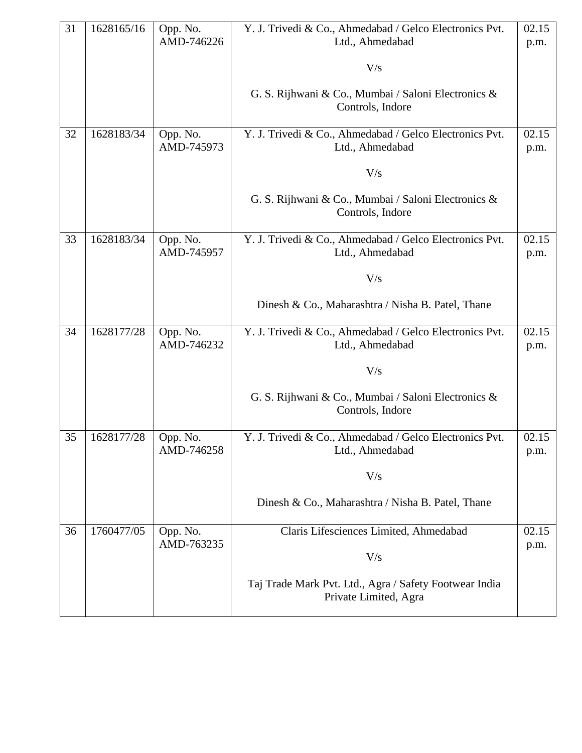| 31 | 1628165/16 | Opp. No. AMD-746226 | Y. J. Trivedi & Co., Ahmedabad / Gelco Electronics Pvt. Ltd., Ahmedabad<br><br>V/s<br><br>G. S. Rijhwani & Co., Mumbai / Saloni Electronics & Controls, Indore | 02.15 p.m. |
|---|---|---|---|---|
| 32 | 1628183/34 | Opp. No. AMD-745973 | Y. J. Trivedi & Co., Ahmedabad / Gelco Electronics Pvt. Ltd., Ahmedabad<br><br>V/s<br><br>G. S. Rijhwani & Co., Mumbai / Saloni Electronics & Controls, Indore | 02.15 p.m. |
| 33 | 1628183/34 | Opp. No. AMD-745957 | Y. J. Trivedi & Co., Ahmedabad / Gelco Electronics Pvt. Ltd., Ahmedabad<br><br>V/s<br><br>Dinesh & Co., Maharashtra / Nisha B. Patel, Thane | 02.15 p.m. |
| 34 | 1628177/28 | Opp. No. AMD-746232 | Y. J. Trivedi & Co., Ahmedabad / Gelco Electronics Pvt. Ltd., Ahmedabad<br><br>V/s<br><br>G. S. Rijhwani & Co., Mumbai / Saloni Electronics & Controls, Indore | 02.15 p.m. |
| 35 | 1628177/28 | Opp. No. AMD-746258 | Y. J. Trivedi & Co., Ahmedabad / Gelco Electronics Pvt. Ltd., Ahmedabad<br><br>V/s<br><br>Dinesh & Co., Maharashtra / Nisha B. Patel, Thane | 02.15 p.m. |
| 36 | 1760477/05 | Opp. No. AMD-763235 | Claris Lifesciences Limited, Ahmedabad<br><br>V/s<br><br>Taj Trade Mark Pvt. Ltd., Agra / Safety Footwear India Private Limited, Agra | 02.15 p.m. |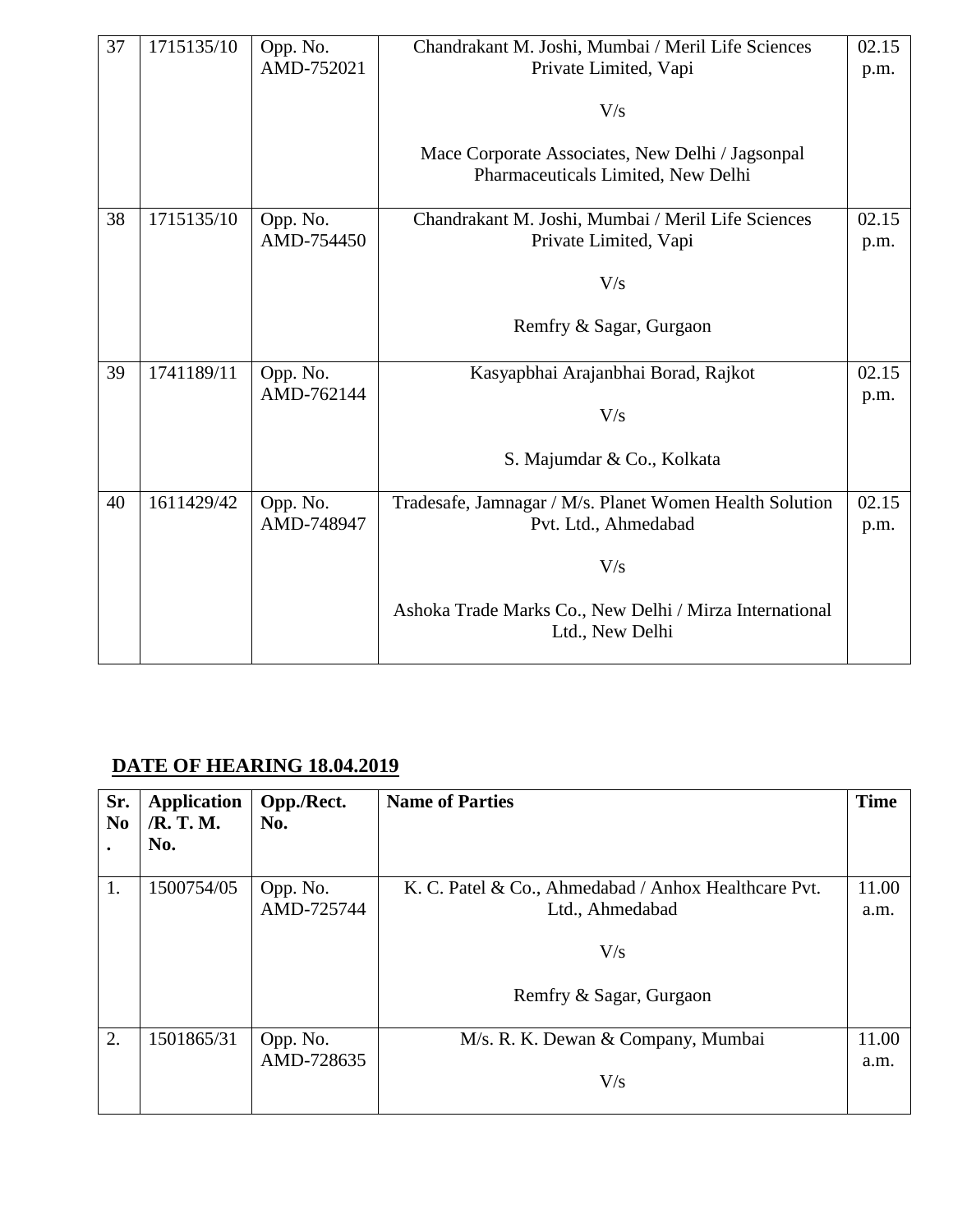| 37 | 1715135/10 | Opp. No. AMD-752021 | Chandrakant M. Joshi, Mumbai / Meril Life Sciences Private Limited, Vapi<br><br>V/s<br><br>Mace Corporate Associates, New Delhi / Jagsonpal Pharmaceuticals Limited, New Delhi | 02.15 p.m. |
|---|---|---|---|---|
| 38 | 1715135/10 | Opp. No. AMD-754450 | Chandrakant M. Joshi, Mumbai / Meril Life Sciences Private Limited, Vapi<br><br>V/s<br><br>Remfry & Sagar, Gurgaon | 02.15 p.m. |
| 39 | 1741189/11 | Opp. No. AMD-762144 | Kasyapbhai Arajanbhai Borad, Rajkot<br><br>V/s<br><br>S. Majumdar & Co., Kolkata | 02.15 p.m. |
| 40 | 1611429/42 | Opp. No. AMD-748947 | Tradesafe, Jamnagar / M/s. Planet Women Health Solution Pvt. Ltd., Ahmedabad<br><br>V/s<br><br>Ashoka Trade Marks Co., New Delhi / Mirza International Ltd., New Delhi | 02.15 p.m. |

## **DATE OF HEARING 18.04.2019**

| Sr. No. | Application /R. T. M. No. | Opp./Rect. No. | Name of Parties | Time |
|---|---|---|---|---|
| 1. | 1500754/05 | Opp. No. AMD-725744 | K. C. Patel & Co., Ahmedabad / Anhox Healthcare Pvt. Ltd., Ahmedabad<br><br>V/s<br><br>Remfry & Sagar, Gurgaon | 11.00 a.m. |
| 2. | 1501865/31 | Opp. No. AMD-728635 | M/s. R. K. Dewan & Company, Mumbai<br><br>V/s | 11.00 a.m. |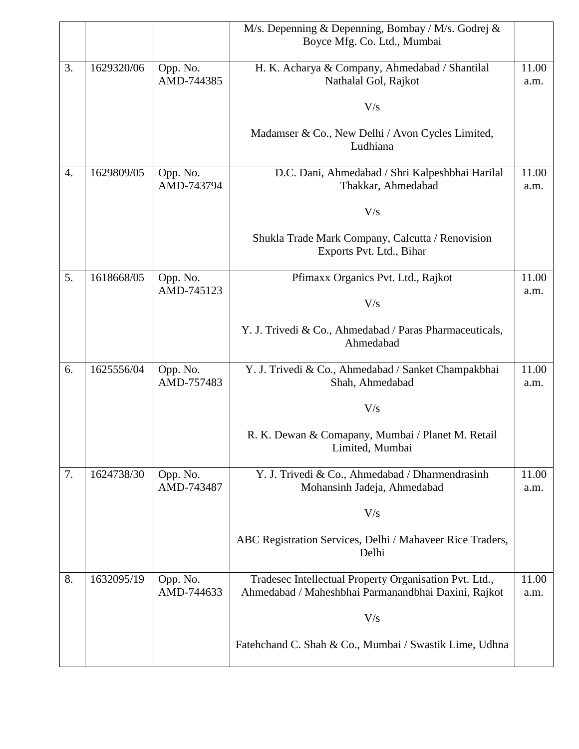| | | | | |
|---|---|---|---|---|
| | | | M/s. Depenning & Depenning, Bombay / M/s. Godrej & Boyce Mfg. Co. Ltd., Mumbai | |
| 3. | 1629320/06 | Opp. No. AMD-744385 | H. K. Acharya & Company, Ahmedabad / Shantilal Nathalal Gol, Rajkot<br><br>V/s<br><br>Madamser & Co., New Delhi / Avon Cycles Limited, Ludhiana | 11.00 a.m. |
| 4. | 1629809/05 | Opp. No. AMD-743794 | D.C. Dani, Ahmedabad / Shri Kalpeshbhai Harilal Thakkar, Ahmedabad<br><br>V/s<br><br>Shukla Trade Mark Company, Calcutta / Renovision Exports Pvt. Ltd., Bihar | 11.00 a.m. |
| 5. | 1618668/05 | Opp. No. AMD-745123 | Pfimaxx Organics Pvt. Ltd., Rajkot<br><br>V/s<br><br>Y. J. Trivedi & Co., Ahmedabad / Paras Pharmaceuticals, Ahmedabad | 11.00 a.m. |
| 6. | 1625556/04 | Opp. No. AMD-757483 | Y. J. Trivedi & Co., Ahmedabad / Sanket Champakbhai Shah, Ahmedabad<br><br>V/s<br><br>R. K. Dewan & Comapany, Mumbai / Planet M. Retail Limited, Mumbai | 11.00 a.m. |
| 7. | 1624738/30 | Opp. No. AMD-743487 | Y. J. Trivedi & Co., Ahmedabad / Dharmendrasinh Mohansinh Jadeja, Ahmedabad<br><br>V/s<br><br>ABC Registration Services, Delhi / Mahaveer Rice Traders, Delhi | 11.00 a.m. |
| 8. | 1632095/19 | Opp. No. AMD-744633 | Tradesec Intellectual Property Organisation Pvt. Ltd., Ahmedabad / Maheshbhai Parmanandbhai Daxini, Rajkot<br><br>V/s<br><br>Fatehchand C. Shah & Co., Mumbai / Swastik Lime, Udhna | 11.00 a.m. |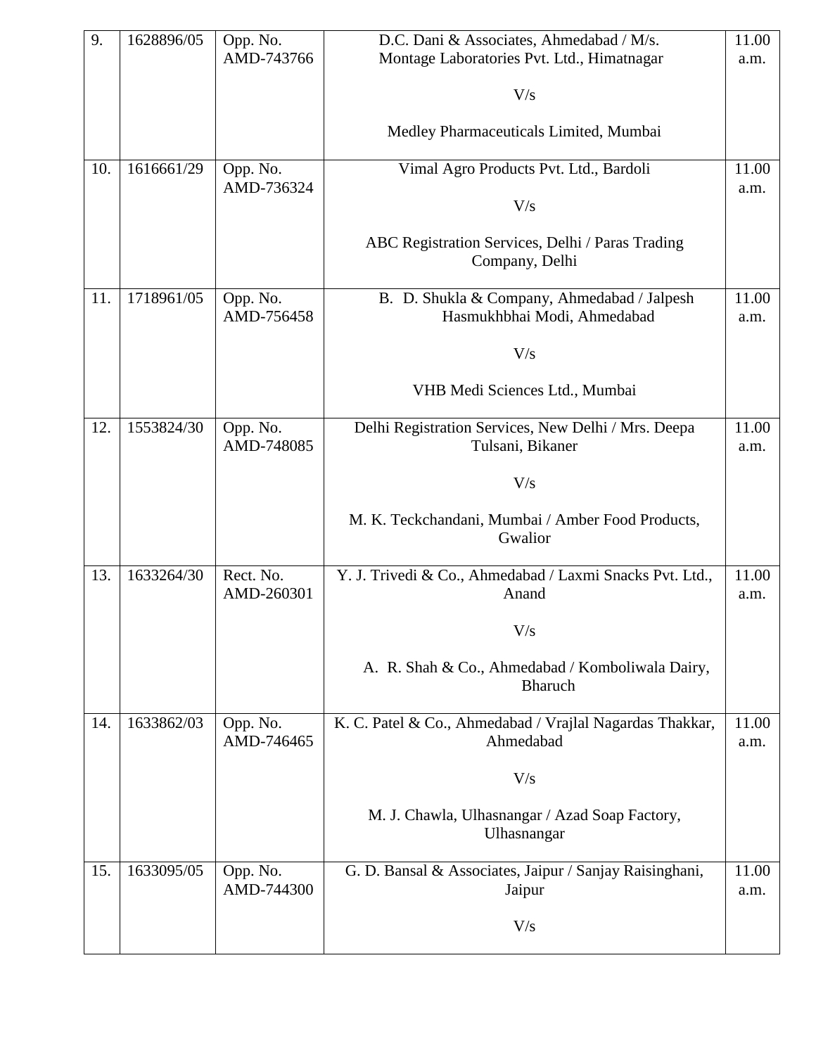| 9. | 1628896/05 | Opp. No. AMD-743766 | D.C. Dani & Associates, Ahmedabad / M/s. Montage Laboratories Pvt. Ltd., Himatnagar<br><br>V/s<br><br>Medley Pharmaceuticals Limited, Mumbai | 11.00 a.m. |
|---|---|---|---|---|
| 10. | 1616661/29 | Opp. No. AMD-736324 | Vimal Agro Products Pvt. Ltd., Bardoli<br><br>V/s<br><br>ABC Registration Services, Delhi / Paras Trading Company, Delhi | 11.00 a.m. |
| 11. | 1718961/05 | Opp. No. AMD-756458 | B. D. Shukla & Company, Ahmedabad / Jalpesh Hasmukhbhai Modi, Ahmedabad<br><br>V/s<br><br>VHB Medi Sciences Ltd., Mumbai | 11.00 a.m. |
| 12. | 1553824/30 | Opp. No. AMD-748085 | Delhi Registration Services, New Delhi / Mrs. Deepa Tulsani, Bikaner<br><br>V/s<br><br>M. K. Teckchandani, Mumbai / Amber Food Products, Gwalior | 11.00 a.m. |
| 13. | 1633264/30 | Rect. No. AMD-260301 | Y. J. Trivedi & Co., Ahmedabad / Laxmi Snacks Pvt. Ltd., Anand<br><br>V/s<br><br>A. R. Shah & Co., Ahmedabad / Komboliwala Dairy, Bharuch | 11.00 a.m. |
| 14. | 1633862/03 | Opp. No. AMD-746465 | K. C. Patel & Co., Ahmedabad / Vrajlal Nagardas Thakkar, Ahmedabad<br><br>V/s<br><br>M. J. Chawla, Ulhasnangar / Azad Soap Factory, Ulhasnangar | 11.00 a.m. |
| 15. | 1633095/05 | Opp. No. AMD-744300 | G. D. Bansal & Associates, Jaipur / Sanjay Raisinghani, Jaipur<br><br>V/s | 11.00 a.m. |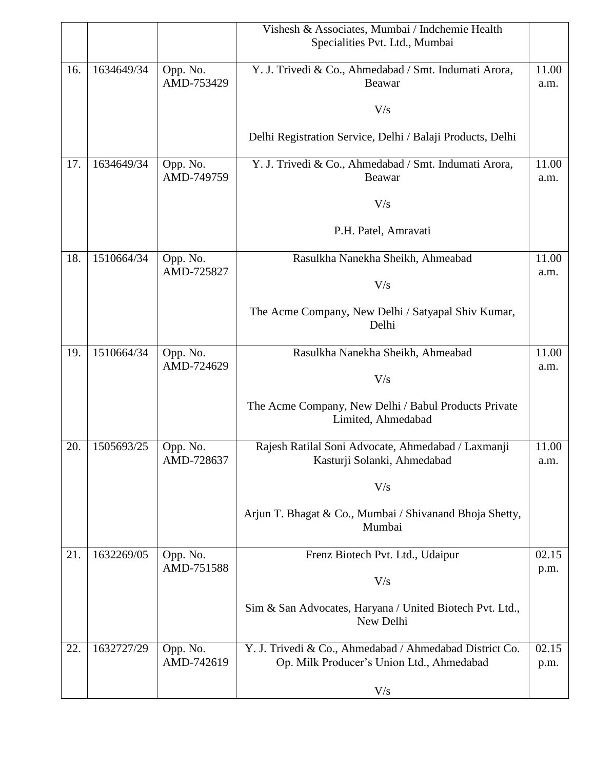| | | | | |
|---|---|---|---|---|
| | | | Vishesh & Associates, Mumbai / Indchemie Health Specialities Pvt. Ltd., Mumbai | |
| 16. | 1634649/34 | Opp. No. AMD-753429 | Y. J. Trivedi & Co., Ahmedabad / Smt. Indumati Arora, Beawar<br><br>V/s<br><br>Delhi Registration Service, Delhi / Balaji Products, Delhi | 11.00 a.m. |
| 17. | 1634649/34 | Opp. No. AMD-749759 | Y. J. Trivedi & Co., Ahmedabad / Smt. Indumati Arora, Beawar<br><br>V/s<br><br>P.H. Patel, Amravati | 11.00 a.m. |
| 18. | 1510664/34 | Opp. No. AMD-725827 | Rasulkha Nanekha Sheikh, Ahmeabad<br><br>V/s<br><br>The Acme Company, New Delhi / Satyapal Shiv Kumar, Delhi | 11.00 a.m. |
| 19. | 1510664/34 | Opp. No. AMD-724629 | Rasulkha Nanekha Sheikh, Ahmeabad<br><br>V/s<br><br>The Acme Company, New Delhi / Babul Products Private Limited, Ahmedabad | 11.00 a.m. |
| 20. | 1505693/25 | Opp. No. AMD-728637 | Rajesh Ratilal Soni Advocate, Ahmedabad / Laxmanji Kasturji Solanki, Ahmedabad<br><br>V/s<br><br>Arjun T. Bhagat & Co., Mumbai / Shivanand Bhoja Shetty, Mumbai | 11.00 a.m. |
| 21. | 1632269/05 | Opp. No. AMD-751588 | Frenz Biotech Pvt. Ltd., Udaipur<br><br>V/s<br><br>Sim & San Advocates, Haryana / United Biotech Pvt. Ltd., New Delhi | 02.15 p.m. |
| 22. | 1632727/29 | Opp. No. AMD-742619 | Y. J. Trivedi & Co., Ahmedabad / Ahmedabad District Co. Op. Milk Producer's Union Ltd., Ahmedabad<br><br>V/s | 02.15 p.m. |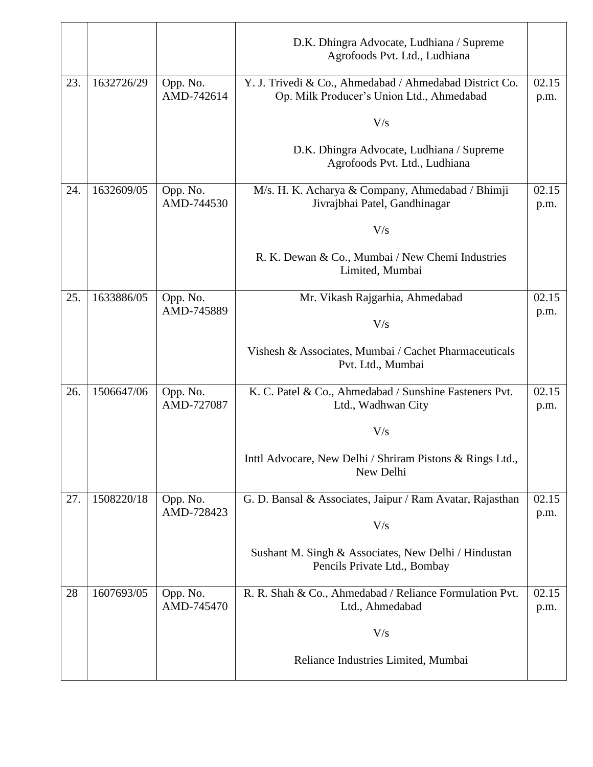| | | | | |
|---|---|---|---|---|
| | | | D.K. Dhingra Advocate, Ludhiana / Supreme Agrofoods Pvt. Ltd., Ludhiana | |
| 23. | 1632726/29 | Opp. No. AMD-742614 | Y. J. Trivedi & Co., Ahmedabad / Ahmedabad District Co. Op. Milk Producer's Union Ltd., Ahmedabad<br><br>V/s<br><br>D.K. Dhingra Advocate, Ludhiana / Supreme Agrofoods Pvt. Ltd., Ludhiana | 02.15 p.m. |
| 24. | 1632609/05 | Opp. No. AMD-744530 | M/s. H. K. Acharya & Company, Ahmedabad / Bhimji Jivrajbhai Patel, Gandhinagar<br><br>V/s<br><br>R. K. Dewan & Co., Mumbai / New Chemi Industries Limited, Mumbai | 02.15 p.m. |
| 25. | 1633886/05 | Opp. No. AMD-745889 | Mr. Vikash Rajgarhia, Ahmedabad<br><br>V/s<br><br>Vishesh & Associates, Mumbai / Cachet Pharmaceuticals Pvt. Ltd., Mumbai | 02.15 p.m. |
| 26. | 1506647/06 | Opp. No. AMD-727087 | K. C. Patel & Co., Ahmedabad / Sunshine Fasteners Pvt. Ltd., Wadhwan City<br><br>V/s<br><br>Inttl Advocare, New Delhi / Shriram Pistons & Rings Ltd., New Delhi | 02.15 p.m. |
| 27. | 1508220/18 | Opp. No. AMD-728423 | G. D. Bansal & Associates, Jaipur / Ram Avatar, Rajasthan<br><br>V/s<br><br>Sushant M. Singh & Associates, New Delhi / Hindustan Pencils Private Ltd., Bombay | 02.15 p.m. |
| 28 | 1607693/05 | Opp. No. AMD-745470 | R. R. Shah & Co., Ahmedabad / Reliance Formulation Pvt. Ltd., Ahmedabad<br><br>V/s<br><br>Reliance Industries Limited, Mumbai | 02.15 p.m. |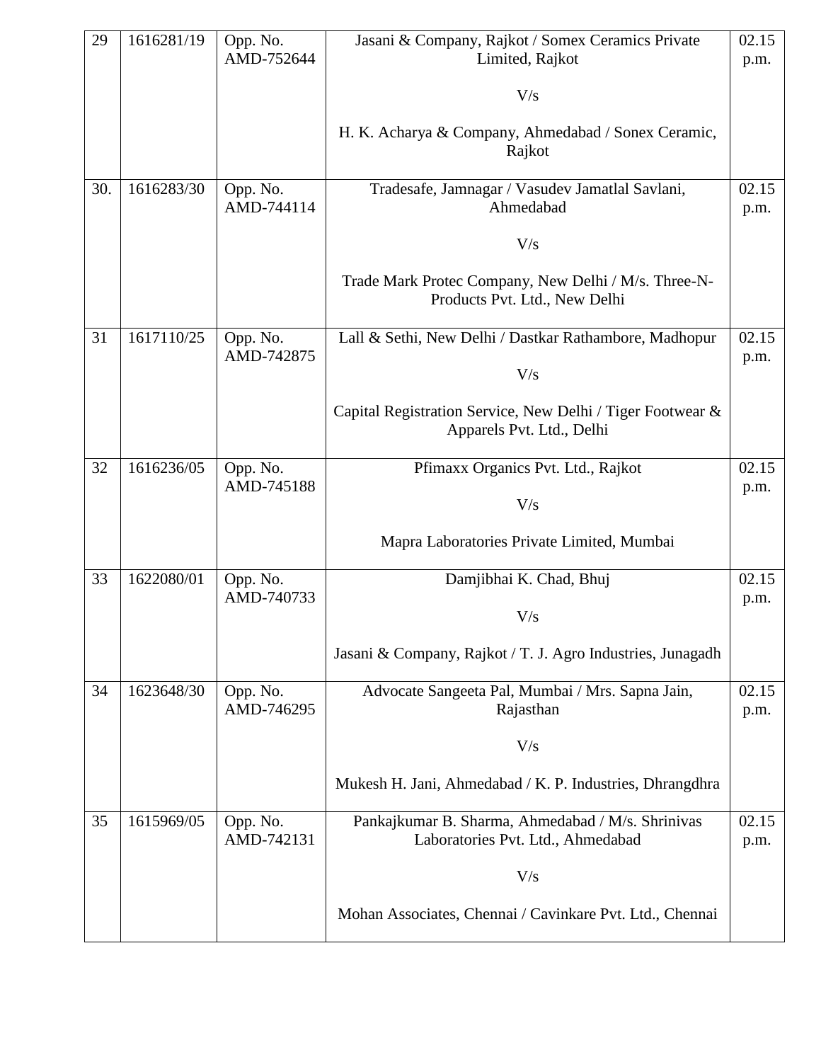| 29 | 1616281/19 | Opp. No. AMD-752644 | Jasani & Company, Rajkot / Somex Ceramics Private Limited, Rajkot<br><br>V/s<br><br>H. K. Acharya & Company, Ahmedabad / Sonex Ceramic, Rajkot | 02.15 p.m. |
|---|---|---|---|---|
| 30. | 1616283/30 | Opp. No. AMD-744114 | Tradesafe, Jamnagar / Vasudev Jamatlal Savlani, Ahmedabad<br><br>V/s<br><br>Trade Mark Protec Company, New Delhi / M/s. Three-N-Products Pvt. Ltd., New Delhi | 02.15 p.m. |
| 31 | 1617110/25 | Opp. No. AMD-742875 | Lall & Sethi, New Delhi / Dastkar Rathambore, Madhopur<br><br>V/s<br><br>Capital Registration Service, New Delhi / Tiger Footwear & Apparels Pvt. Ltd., Delhi | 02.15 p.m. |
| 32 | 1616236/05 | Opp. No. AMD-745188 | Pfimaxx Organics Pvt. Ltd., Rajkot<br><br>V/s<br><br>Mapra Laboratories Private Limited, Mumbai | 02.15 p.m. |
| 33 | 1622080/01 | Opp. No. AMD-740733 | Damjibhai K. Chad, Bhuj<br><br>V/s<br><br>Jasani & Company, Rajkot / T. J. Agro Industries, Junagadh | 02.15 p.m. |
| 34 | 1623648/30 | Opp. No. AMD-746295 | Advocate Sangeeta Pal, Mumbai / Mrs. Sapna Jain, Rajasthan<br><br>V/s<br><br>Mukesh H. Jani, Ahmedabad / K. P. Industries, Dhrangdhra | 02.15 p.m. |
| 35 | 1615969/05 | Opp. No. AMD-742131 | Pankajkumar B. Sharma, Ahmedabad / M/s. Shrinivas Laboratories Pvt. Ltd., Ahmedabad<br><br>V/s<br><br>Mohan Associates, Chennai / Cavinkare Pvt. Ltd., Chennai | 02.15 p.m. |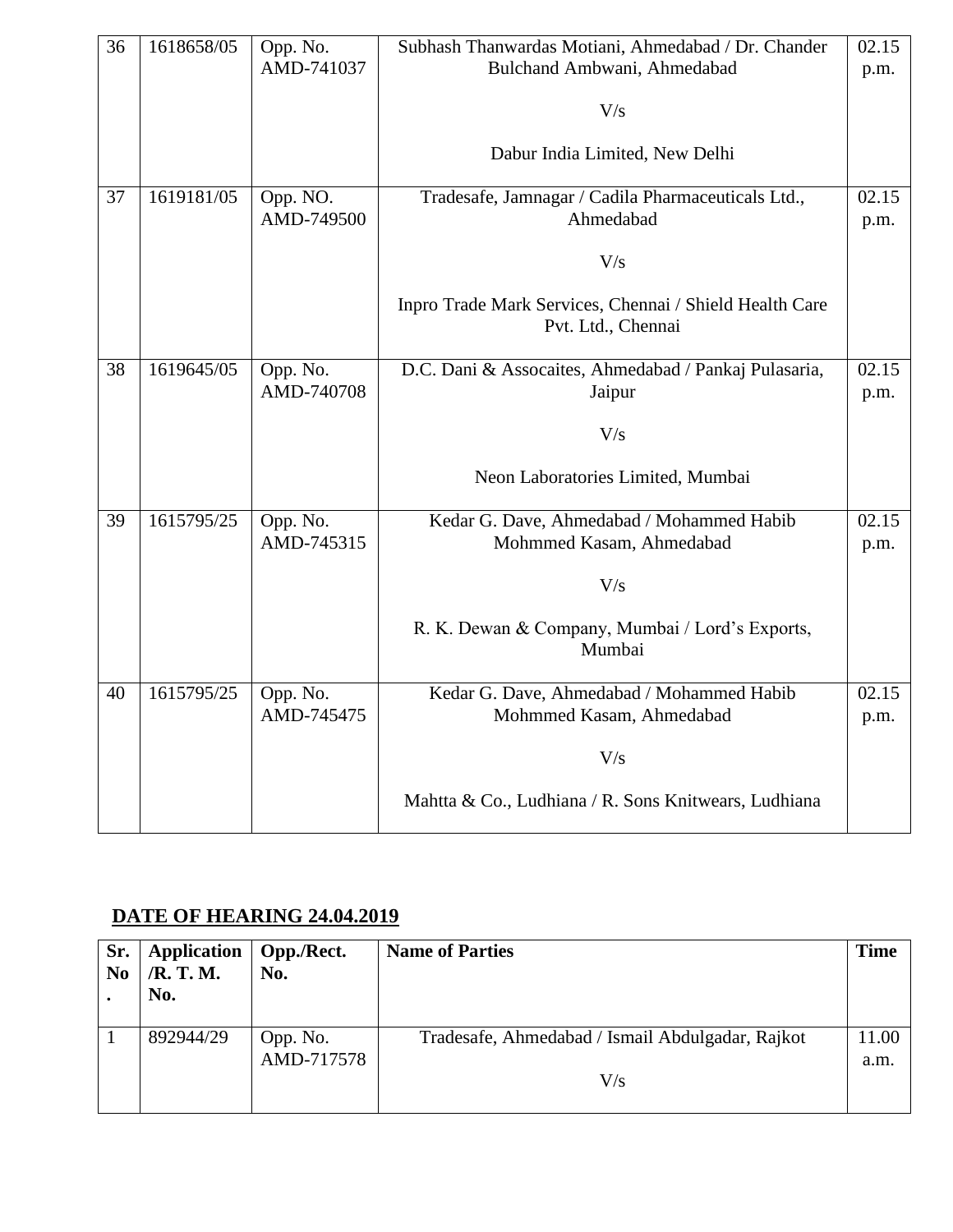| | | | | |
|---|---|---|---|---|
| 36 | 1618658/05 | Opp. No. AMD-741037 | Subhash Thanwardas Motiani, Ahmedabad / Dr. Chander Bulchand Ambwani, Ahmedabad<br><br>V/s<br><br>Dabur India Limited, New Delhi | 02.15 p.m. |
| 37 | 1619181/05 | Opp. NO. AMD-749500 | Tradesafe, Jamnagar / Cadila Pharmaceuticals Ltd., Ahmedabad<br><br>V/s<br><br>Inpro Trade Mark Services, Chennai / Shield Health Care Pvt. Ltd., Chennai | 02.15 p.m. |
| 38 | 1619645/05 | Opp. No. AMD-740708 | D.C. Dani & Assocaites, Ahmedabad / Pankaj Pulasaria, Jaipur<br><br>V/s<br><br>Neon Laboratories Limited, Mumbai | 02.15 p.m. |
| 39 | 1615795/25 | Opp. No. AMD-745315 | Kedar G. Dave, Ahmedabad / Mohammed Habib Mohmmed Kasam, Ahmedabad<br><br>V/s<br><br>R. K. Dewan & Company, Mumbai / Lord's Exports, Mumbai | 02.15 p.m. |
| 40 | 1615795/25 | Opp. No. AMD-745475 | Kedar G. Dave, Ahmedabad / Mohammed Habib Mohmmed Kasam, Ahmedabad<br><br>V/s<br><br>Mahtta & Co., Ludhiana / R. Sons Knitwears, Ludhiana | 02.15 p.m. |

## DATE OF HEARING 24.04.2019

| Sr. No. | Application /R. T. M. No. | Opp./Rect. No. | Name of Parties | Time |
|---|---|---|---|---|
| 1 | 892944/29 | Opp. No. AMD-717578 | Tradesafe, Ahmedabad / Ismail Abdulgadar, Rajkot<br><br>V/s | 11.00 a.m. |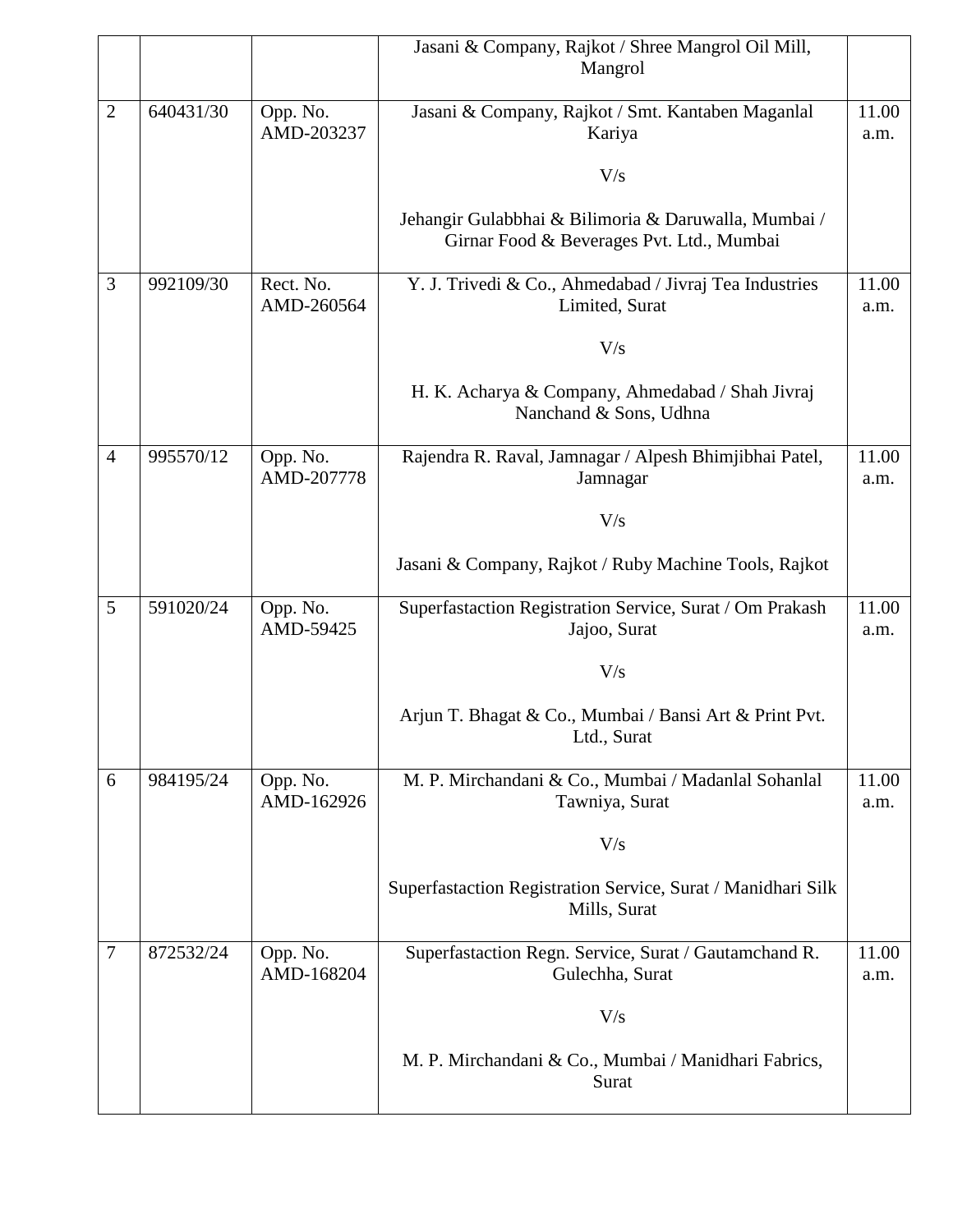| | | | | |
|---|---|---|---|---|
| | | | Jasani & Company, Rajkot / Shree Mangrol Oil Mill, Mangrol | |
| 2 | 640431/30 | Opp. No. AMD-203237 | Jasani & Company, Rajkot / Smt. Kantaben Maganlal Kariya<br><br>V/s<br><br>Jehangir Gulabbhai & Bilimoria & Daruwalla, Mumbai / Girnar Food & Beverages Pvt. Ltd., Mumbai | 11.00 a.m. |
| 3 | 992109/30 | Rect. No. AMD-260564 | Y. J. Trivedi & Co., Ahmedabad / Jivraj Tea Industries Limited, Surat<br><br>V/s<br><br>H. K. Acharya & Company, Ahmedabad / Shah Jivraj Nanchand & Sons, Udhna | 11.00 a.m. |
| 4 | 995570/12 | Opp. No. AMD-207778 | Rajendra R. Raval, Jamnagar / Alpesh Bhimjibhai Patel, Jamnagar<br><br>V/s<br><br>Jasani & Company, Rajkot / Ruby Machine Tools, Rajkot | 11.00 a.m. |
| 5 | 591020/24 | Opp. No. AMD-59425 | Superfastaction Registration Service, Surat / Om Prakash Jajoo, Surat<br><br>V/s<br><br>Arjun T. Bhagat & Co., Mumbai / Bansi Art & Print Pvt. Ltd., Surat | 11.00 a.m. |
| 6 | 984195/24 | Opp. No. AMD-162926 | M. P. Mirchandani & Co., Mumbai / Madanlal Sohanlal Tawniya, Surat<br><br>V/s<br><br>Superfastaction Registration Service, Surat / Manidhari Silk Mills, Surat | 11.00 a.m. |
| 7 | 872532/24 | Opp. No. AMD-168204 | Superfastaction Regn. Service, Surat / Gautamchand R. Gulechha, Surat<br><br>V/s<br><br>M. P. Mirchandani & Co., Mumbai / Manidhari Fabrics, Surat | 11.00 a.m. |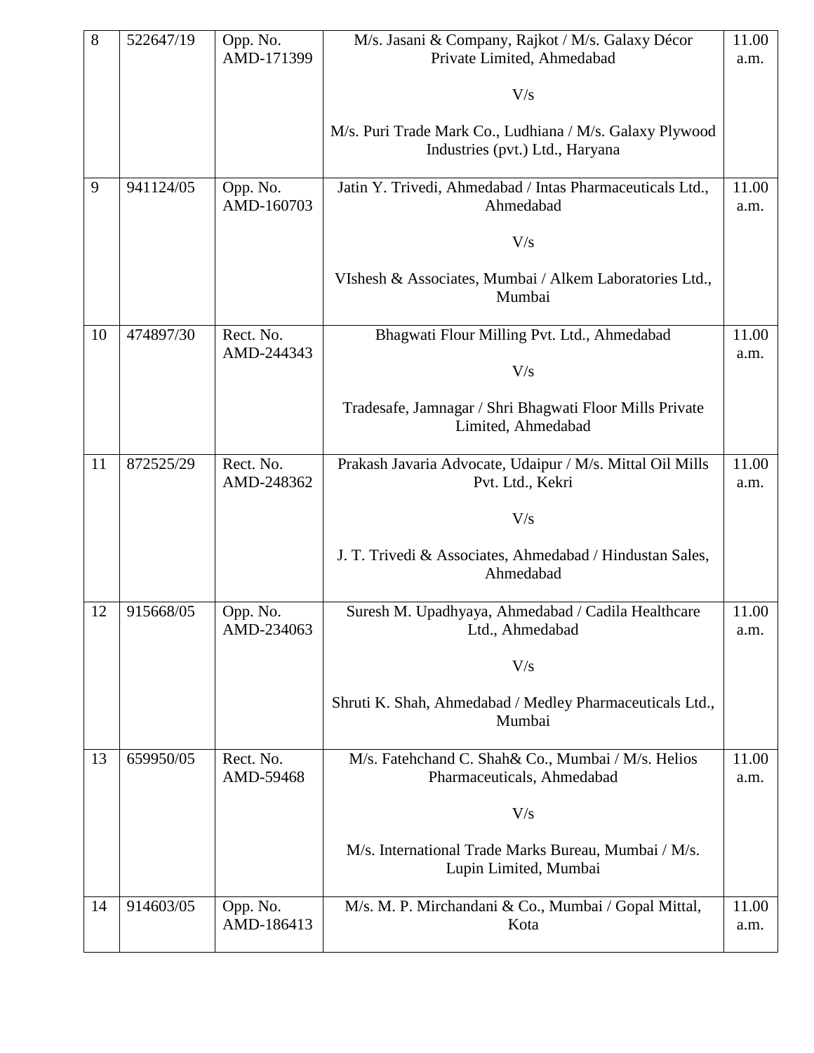| 8 | 522647/19 | Opp. No. AMD-171399 | M/s. Jasani & Company, Rajkot / M/s. Galaxy Décor Private Limited, Ahmedabad<br><br>V/s<br><br>M/s. Puri Trade Mark Co., Ludhiana / M/s. Galaxy Plywood Industries (pvt.) Ltd., Haryana | 11.00 a.m. |
|---|---|---|---|---|
| 9 | 941124/05 | Opp. No. AMD-160703 | Jatin Y. Trivedi, Ahmedabad / Intas Pharmaceuticals Ltd., Ahmedabad<br><br>V/s<br><br>VIshesh & Associates, Mumbai / Alkem Laboratories Ltd., Mumbai | 11.00 a.m. |
| 10 | 474897/30 | Rect. No. AMD-244343 | Bhagwati Flour Milling Pvt. Ltd., Ahmedabad<br><br>V/s<br><br>Tradesafe, Jamnagar / Shri Bhagwati Floor Mills Private Limited, Ahmedabad | 11.00 a.m. |
| 11 | 872525/29 | Rect. No. AMD-248362 | Prakash Javaria Advocate, Udaipur / M/s. Mittal Oil Mills Pvt. Ltd., Kekri<br><br>V/s<br><br>J. T. Trivedi & Associates, Ahmedabad / Hindustan Sales, Ahmedabad | 11.00 a.m. |
| 12 | 915668/05 | Opp. No. AMD-234063 | Suresh M. Upadhyaya, Ahmedabad / Cadila Healthcare Ltd., Ahmedabad<br><br>V/s<br><br>Shruti K. Shah, Ahmedabad / Medley Pharmaceuticals Ltd., Mumbai | 11.00 a.m. |
| 13 | 659950/05 | Rect. No. AMD-59468 | M/s. Fatehchand C. Shah& Co., Mumbai / M/s. Helios Pharmaceuticals, Ahmedabad<br><br>V/s<br><br>M/s. International Trade Marks Bureau, Mumbai / M/s. Lupin Limited, Mumbai | 11.00 a.m. |
| 14 | 914603/05 | Opp. No. AMD-186413 | M/s. M. P. Mirchandani & Co., Mumbai / Gopal Mittal, Kota | 11.00 a.m. |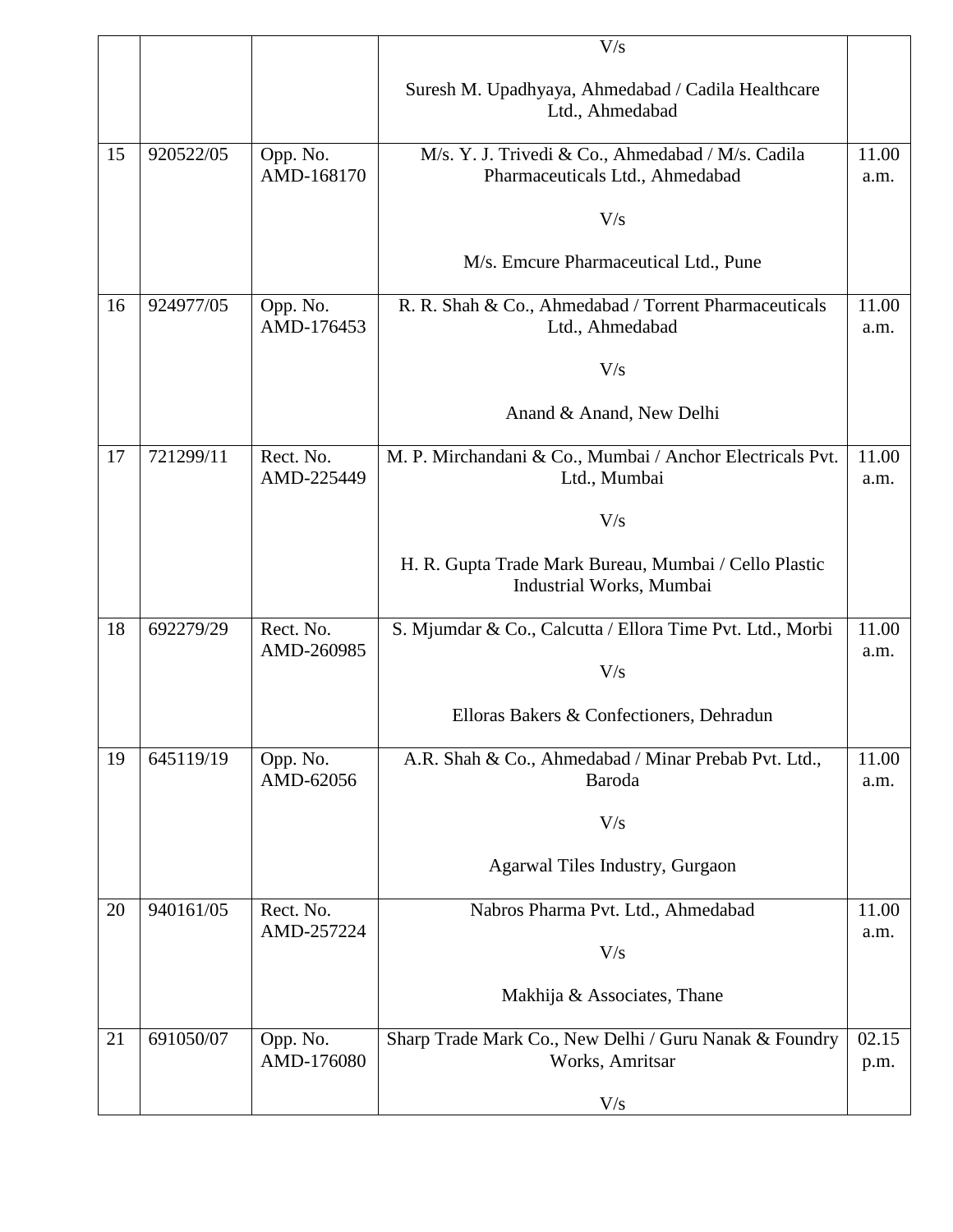| | | | V/s<br><br>Suresh M. Upadhyaya, Ahmedabad / Cadila Healthcare Ltd., Ahmedabad | |
|---|---|---|---|---|
| 15 | 920522/05 | Opp. No. AMD-168170 | M/s. Y. J. Trivedi & Co., Ahmedabad / M/s. Cadila Pharmaceuticals Ltd., Ahmedabad<br><br>V/s<br><br>M/s. Emcure Pharmaceutical Ltd., Pune | 11.00 a.m. |
| 16 | 924977/05 | Opp. No. AMD-176453 | R. R. Shah & Co., Ahmedabad / Torrent Pharmaceuticals Ltd., Ahmedabad<br><br>V/s<br><br>Anand & Anand, New Delhi | 11.00 a.m. |
| 17 | 721299/11 | Rect. No. AMD-225449 | M. P. Mirchandani & Co., Mumbai / Anchor Electricals Pvt. Ltd., Mumbai<br><br>V/s<br><br>H. R. Gupta Trade Mark Bureau, Mumbai / Cello Plastic Industrial Works, Mumbai | 11.00 a.m. |
| 18 | 692279/29 | Rect. No. AMD-260985 | S. Mjumdar & Co., Calcutta / Ellora Time Pvt. Ltd., Morbi<br><br>V/s<br><br>Elloras Bakers & Confectioners, Dehradun | 11.00 a.m. |
| 19 | 645119/19 | Opp. No. AMD-62056 | A.R. Shah & Co., Ahmedabad / Minar Prebab Pvt. Ltd., Baroda<br><br>V/s<br><br>Agarwal Tiles Industry, Gurgaon | 11.00 a.m. |
| 20 | 940161/05 | Rect. No. AMD-257224 | Nabros Pharma Pvt. Ltd., Ahmedabad<br><br>V/s<br><br>Makhija & Associates, Thane | 11.00 a.m. |
| 21 | 691050/07 | Opp. No. AMD-176080 | Sharp Trade Mark Co., New Delhi / Guru Nanak & Foundry Works, Amritsar<br><br>V/s | 02.15 p.m. |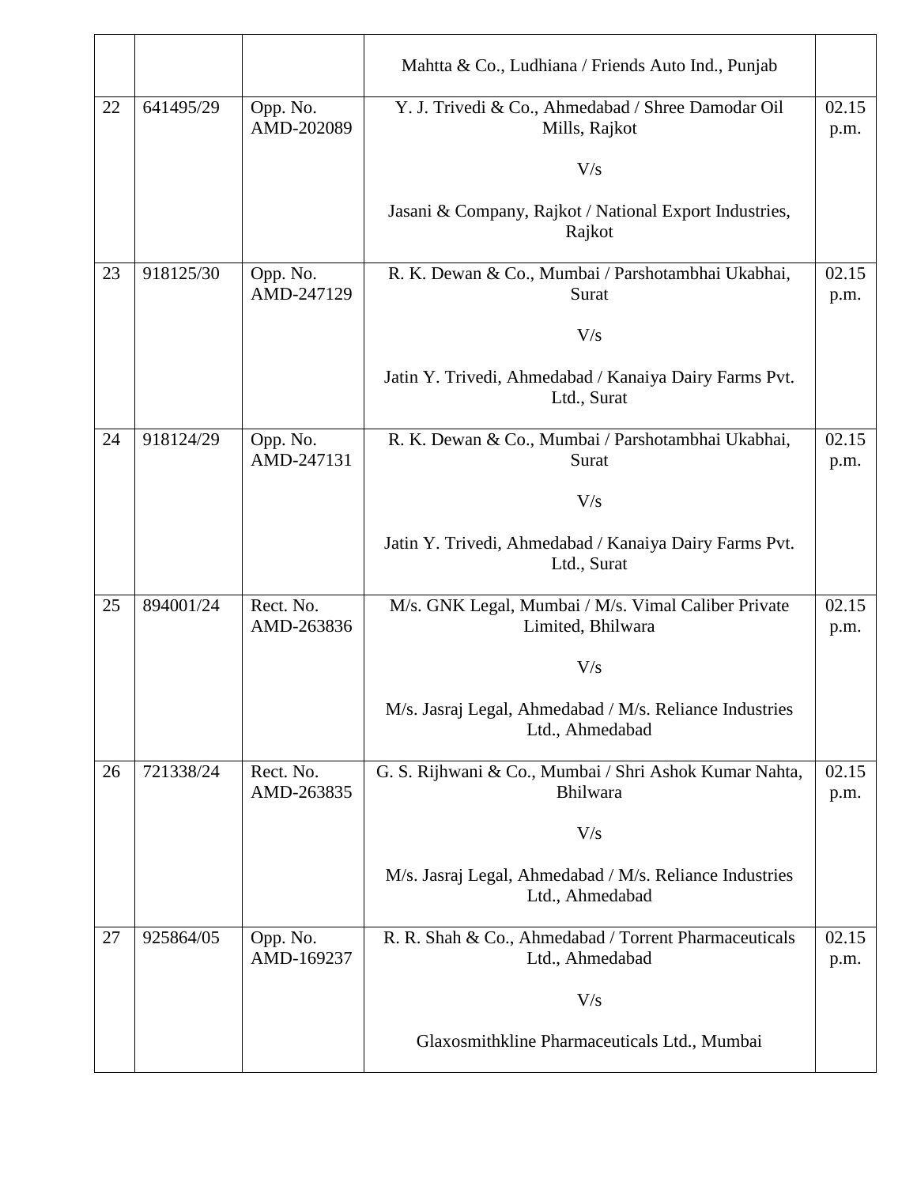| | | | | |
|---|---|---|---|---|
| | | | Mahtta & Co., Ludhiana / Friends Auto Ind., Punjab | |
| 22 | 641495/29 | Opp. No. AMD-202089 | Y. J. Trivedi & Co., Ahmedabad / Shree Damodar Oil Mills, Rajkot<br><br>V/s<br><br>Jasani & Company, Rajkot / National Export Industries, Rajkot | 02.15 p.m. |
| 23 | 918125/30 | Opp. No. AMD-247129 | R. K. Dewan & Co., Mumbai / Parshotambhai Ukabhai, Surat<br><br>V/s<br><br>Jatin Y. Trivedi, Ahmedabad / Kanaiya Dairy Farms Pvt. Ltd., Surat | 02.15 p.m. |
| 24 | 918124/29 | Opp. No. AMD-247131 | R. K. Dewan & Co., Mumbai / Parshotambhai Ukabhai, Surat<br><br>V/s<br><br>Jatin Y. Trivedi, Ahmedabad / Kanaiya Dairy Farms Pvt. Ltd., Surat | 02.15 p.m. |
| 25 | 894001/24 | Rect. No. AMD-263836 | M/s. GNK Legal, Mumbai / M/s. Vimal Caliber Private Limited, Bhilwara<br><br>V/s<br><br>M/s. Jasraj Legal, Ahmedabad / M/s. Reliance Industries Ltd., Ahmedabad | 02.15 p.m. |
| 26 | 721338/24 | Rect. No. AMD-263835 | G. S. Rijhwani & Co., Mumbai / Shri Ashok Kumar Nahta, Bhilwara<br><br>V/s<br><br>M/s. Jasraj Legal, Ahmedabad / M/s. Reliance Industries Ltd., Ahmedabad | 02.15 p.m. |
| 27 | 925864/05 | Opp. No. AMD-169237 | R. R. Shah & Co., Ahmedabad / Torrent Pharmaceuticals Ltd., Ahmedabad<br><br>V/s<br><br>Glaxosmithkline Pharmaceuticals Ltd., Mumbai | 02.15 p.m. |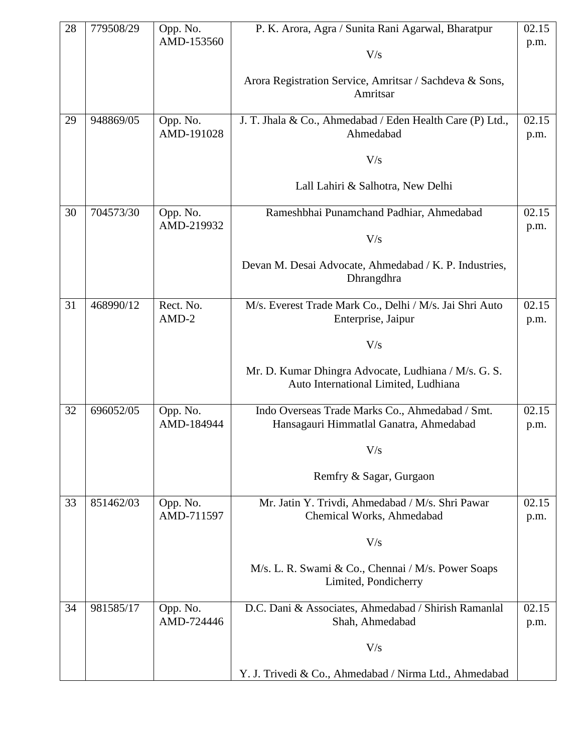| 28 | 779508/29 | Opp. No. AMD-153560 | P. K. Arora, Agra / Sunita Rani Agarwal, Bharatpur<br><br>V/s<br><br>Arora Registration Service, Amritsar / Sachdeva & Sons, Amritsar | 02.15 p.m. |
|---|---|---|---|---|
| 29 | 948869/05 | Opp. No. AMD-191028 | J. T. Jhala & Co., Ahmedabad / Eden Health Care (P) Ltd., Ahmedabad<br><br>V/s<br><br>Lall Lahiri & Salhotra, New Delhi | 02.15 p.m. |
| 30 | 704573/30 | Opp. No. AMD-219932 | Rameshbhai Punamchand Padhiar, Ahmedabad<br><br>V/s<br><br>Devan M. Desai Advocate, Ahmedabad / K. P. Industries, Dhrangdhra | 02.15 p.m. |
| 31 | 468990/12 | Rect. No. AMD-2 | M/s. Everest Trade Mark Co., Delhi / M/s. Jai Shri Auto Enterprise, Jaipur<br><br>V/s<br><br>Mr. D. Kumar Dhingra Advocate, Ludhiana / M/s. G. S. Auto International Limited, Ludhiana | 02.15 p.m. |
| 32 | 696052/05 | Opp. No. AMD-184944 | Indo Overseas Trade Marks Co., Ahmedabad / Smt. Hansagauri Himmatlal Ganatra, Ahmedabad<br><br>V/s<br><br>Remfry & Sagar, Gurgaon | 02.15 p.m. |
| 33 | 851462/03 | Opp. No. AMD-711597 | Mr. Jatin Y. Trivdi, Ahmedabad / M/s. Shri Pawar Chemical Works, Ahmedabad<br><br>V/s<br><br>M/s. L. R. Swami & Co., Chennai / M/s. Power Soaps Limited, Pondicherry | 02.15 p.m. |
| 34 | 981585/17 | Opp. No. AMD-724446 | D.C. Dani & Associates, Ahmedabad / Shirish Ramanlal Shah, Ahmedabad<br><br>V/s<br><br>Y. J. Trivedi & Co., Ahmedabad / Nirma Ltd., Ahmedabad | 02.15 p.m. |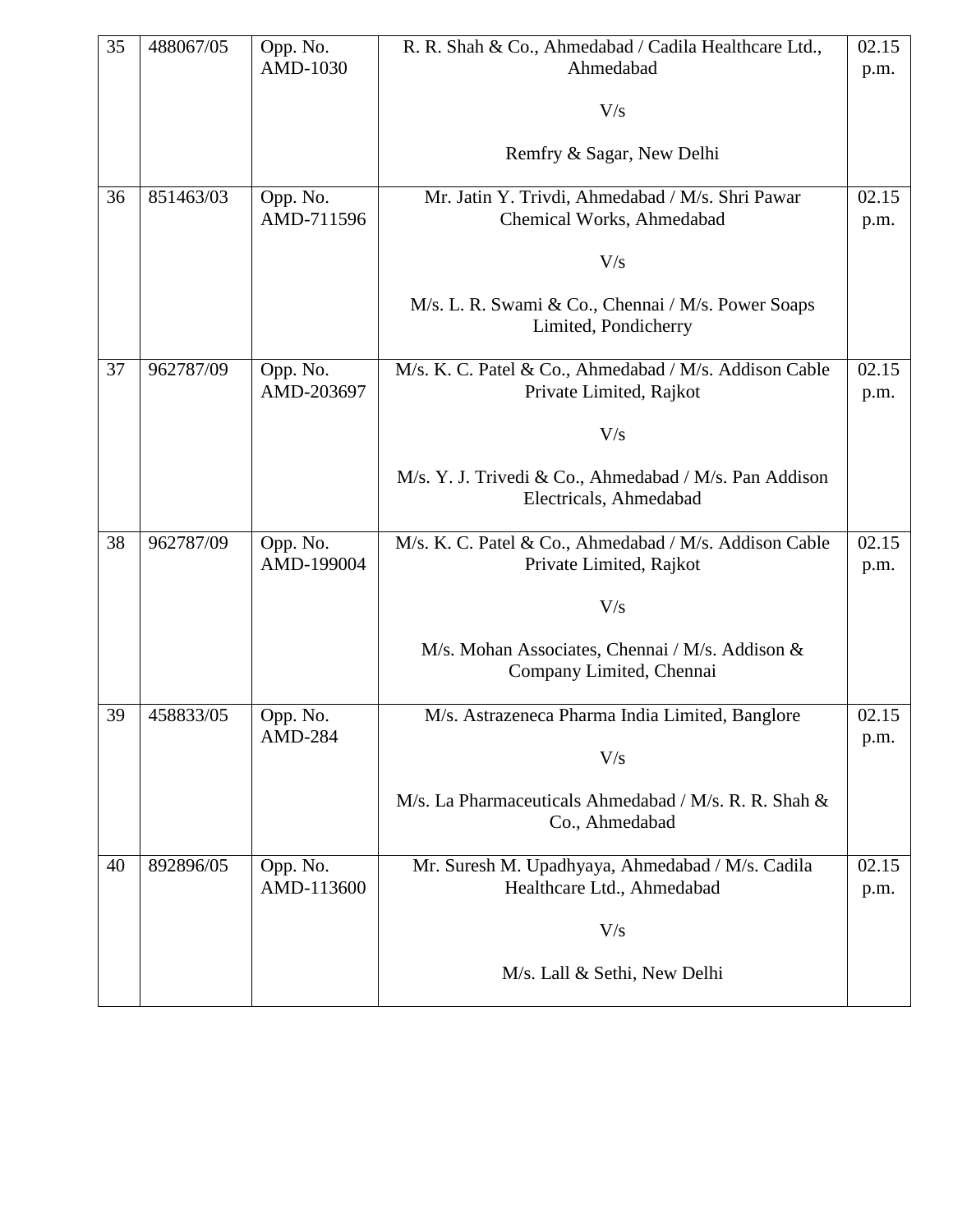| 35 | 488067/05 | Opp. No. AMD-1030 | R. R. Shah & Co., Ahmedabad / Cadila Healthcare Ltd., Ahmedabad<br><br>V/s<br><br>Remfry & Sagar, New Delhi | 02.15 p.m. |
|---|---|---|---|---|
| 36 | 851463/03 | Opp. No. AMD-711596 | Mr. Jatin Y. Trivdi, Ahmedabad / M/s. Shri Pawar Chemical Works, Ahmedabad<br><br>V/s<br><br>M/s. L. R. Swami & Co., Chennai / M/s. Power Soaps Limited, Pondicherry | 02.15 p.m. |
| 37 | 962787/09 | Opp. No. AMD-203697 | M/s. K. C. Patel & Co., Ahmedabad / M/s. Addison Cable Private Limited, Rajkot<br><br>V/s<br><br>M/s. Y. J. Trivedi & Co., Ahmedabad / M/s. Pan Addison Electricals, Ahmedabad | 02.15 p.m. |
| 38 | 962787/09 | Opp. No. AMD-199004 | M/s. K. C. Patel & Co., Ahmedabad / M/s. Addison Cable Private Limited, Rajkot<br><br>V/s<br><br>M/s. Mohan Associates, Chennai / M/s. Addison & Company Limited, Chennai | 02.15 p.m. |
| 39 | 458833/05 | Opp. No. AMD-284 | M/s. Astrazeneca Pharma India Limited, Banglore<br><br>V/s<br><br>M/s. La Pharmaceuticals Ahmedabad / M/s. R. R. Shah & Co., Ahmedabad | 02.15 p.m. |
| 40 | 892896/05 | Opp. No. AMD-113600 | Mr. Suresh M. Upadhyaya, Ahmedabad / M/s. Cadila Healthcare Ltd., Ahmedabad<br><br>V/s<br><br>M/s. Lall & Sethi, New Delhi | 02.15 p.m. |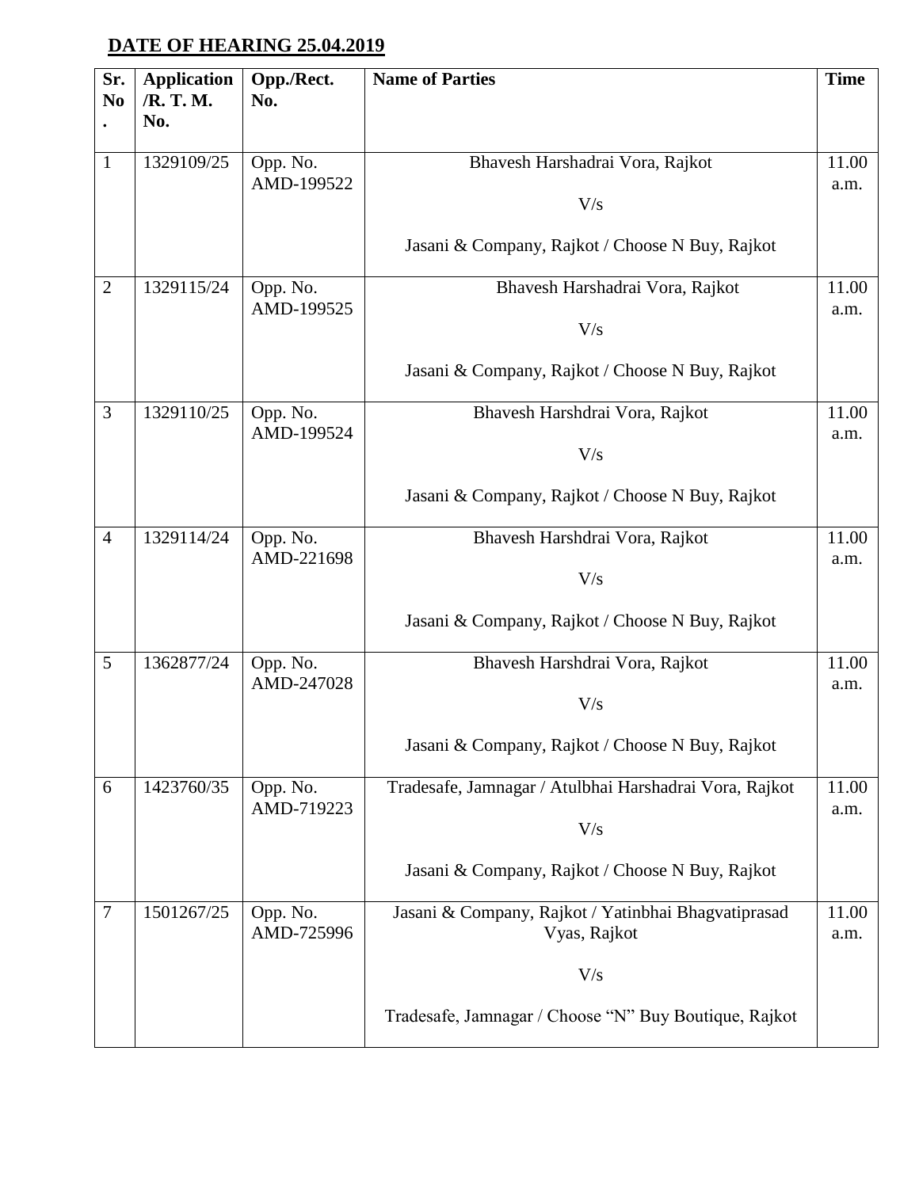**DATE OF HEARING 25.04.2019**

| Sr. No. | Application /R. T. M. No. | Opp./Rect. No. | Name of Parties | Time |
|---|---|---|---|---|
| 1 | 1329109/25 | Opp. No. AMD-199522 | Bhavesh Harshadrai Vora, Rajkot V/s Jasani & Company, Rajkot / Choose N Buy, Rajkot | 11.00 a.m. |
| 2 | 1329115/24 | Opp. No. AMD-199525 | Bhavesh Harshadrai Vora, Rajkot V/s Jasani & Company, Rajkot / Choose N Buy, Rajkot | 11.00 a.m. |
| 3 | 1329110/25 | Opp. No. AMD-199524 | Bhavesh Harshdrai Vora, Rajkot V/s Jasani & Company, Rajkot / Choose N Buy, Rajkot | 11.00 a.m. |
| 4 | 1329114/24 | Opp. No. AMD-221698 | Bhavesh Harshdrai Vora, Rajkot V/s Jasani & Company, Rajkot / Choose N Buy, Rajkot | 11.00 a.m. |
| 5 | 1362877/24 | Opp. No. AMD-247028 | Bhavesh Harshdrai Vora, Rajkot V/s Jasani & Company, Rajkot / Choose N Buy, Rajkot | 11.00 a.m. |
| 6 | 1423760/35 | Opp. No. AMD-719223 | Tradesafe, Jamnagar / Atulbhai Harshadrai Vora, Rajkot V/s Jasani & Company, Rajkot / Choose N Buy, Rajkot | 11.00 a.m. |
| 7 | 1501267/25 | Opp. No. AMD-725996 | Jasani & Company, Rajkot / Yatinbhai Bhagvatiprasad Vyas, Rajkot V/s Tradesafe, Jamnagar / Choose "N" Buy Boutique, Rajkot | 11.00 a.m. |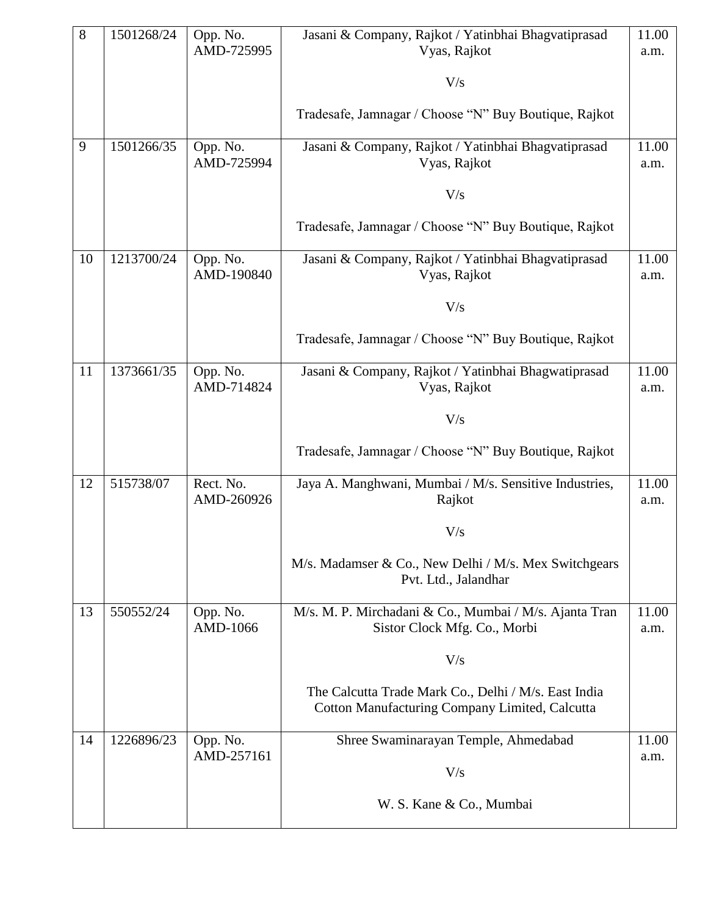| 8 | 1501268/24 | Opp. No. AMD-725995 | Jasani & Company, Rajkot / Yatinbhai Bhagvatiprasad Vyas, Rajkot<br><br>V/s<br><br>Tradesafe, Jamnagar / Choose "N" Buy Boutique, Rajkot | 11.00 a.m. |
|---|---|---|---|---|
| 9 | 1501266/35 | Opp. No. AMD-725994 | Jasani & Company, Rajkot / Yatinbhai Bhagvatiprasad Vyas, Rajkot<br><br>V/s<br><br>Tradesafe, Jamnagar / Choose "N" Buy Boutique, Rajkot | 11.00 a.m. |
| 10 | 1213700/24 | Opp. No. AMD-190840 | Jasani & Company, Rajkot / Yatinbhai Bhagvatiprasad Vyas, Rajkot<br><br>V/s<br><br>Tradesafe, Jamnagar / Choose "N" Buy Boutique, Rajkot | 11.00 a.m. |
| 11 | 1373661/35 | Opp. No. AMD-714824 | Jasani & Company, Rajkot / Yatinbhai Bhagwatiprasad Vyas, Rajkot<br><br>V/s<br><br>Tradesafe, Jamnagar / Choose "N" Buy Boutique, Rajkot | 11.00 a.m. |
| 12 | 515738/07 | Rect. No. AMD-260926 | Jaya A. Manghwani, Mumbai / M/s. Sensitive Industries, Rajkot<br><br>V/s<br><br>M/s. Madamser & Co., New Delhi / M/s. Mex Switchgears Pvt. Ltd., Jalandhar | 11.00 a.m. |
| 13 | 550552/24 | Opp. No. AMD-1066 | M/s. M. P. Mirchadani & Co., Mumbai / M/s. Ajanta Tran Sistor Clock Mfg. Co., Morbi<br><br>V/s<br><br>The Calcutta Trade Mark Co., Delhi / M/s. East India Cotton Manufacturing Company Limited, Calcutta | 11.00 a.m. |
| 14 | 1226896/23 | Opp. No. AMD-257161 | Shree Swaminarayan Temple, Ahmedabad<br><br>V/s<br><br>W. S. Kane & Co., Mumbai | 11.00 a.m. |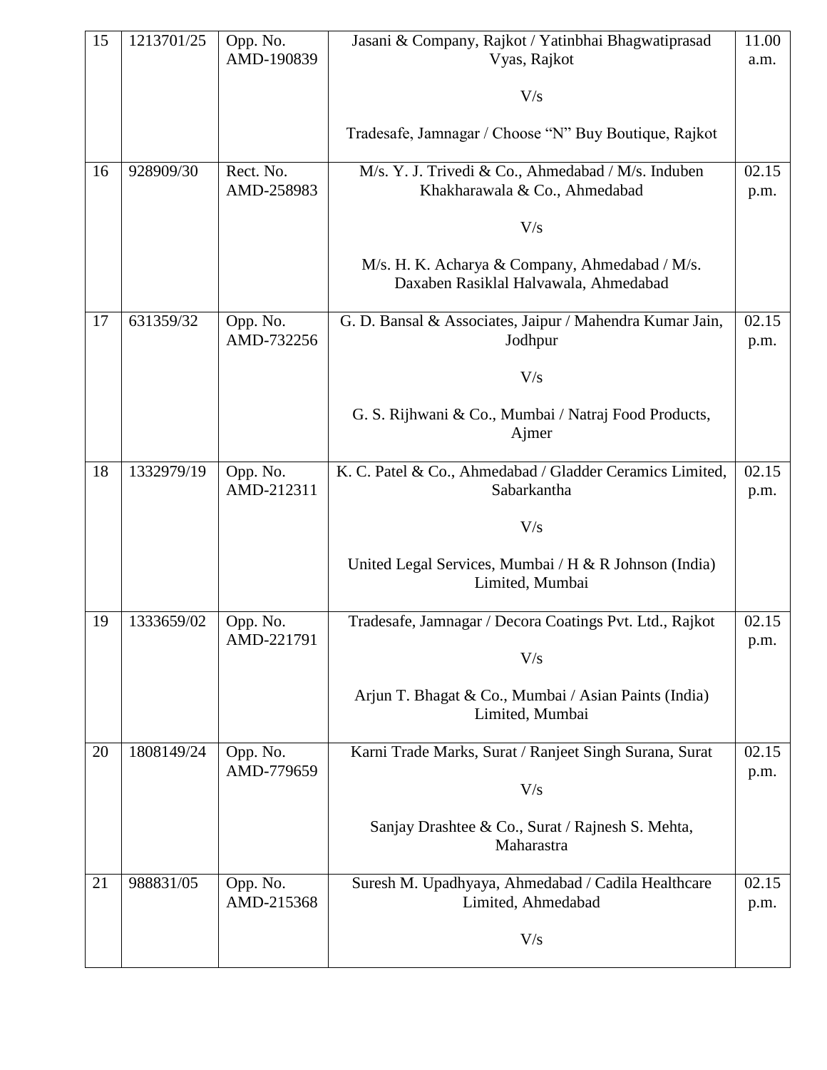| 15 | 1213701/25 | Opp. No. AMD-190839 | Jasani & Company, Rajkot / Yatinbhai Bhagwatiprasad Vyas, Rajkot<br><br>V/s<br><br>Tradesafe, Jamnagar / Choose "N" Buy Boutique, Rajkot | 11.00 a.m. |
|---|---|---|---|---|
| 16 | 928909/30 | Rect. No. AMD-258983 | M/s. Y. J. Trivedi & Co., Ahmedabad / M/s. Induben Khakharawala & Co., Ahmedabad<br><br>V/s<br><br>M/s. H. K. Acharya & Company, Ahmedabad / M/s. Daxaben Rasiklal Halvawala, Ahmedabad | 02.15 p.m. |
| 17 | 631359/32 | Opp. No. AMD-732256 | G. D. Bansal & Associates, Jaipur / Mahendra Kumar Jain, Jodhpur<br><br>V/s<br><br>G. S. Rijhwani & Co., Mumbai / Natraj Food Products, Ajmer | 02.15 p.m. |
| 18 | 1332979/19 | Opp. No. AMD-212311 | K. C. Patel & Co., Ahmedabad / Gladder Ceramics Limited, Sabarkantha<br><br>V/s<br><br>United Legal Services, Mumbai / H & R Johnson (India) Limited, Mumbai | 02.15 p.m. |
| 19 | 1333659/02 | Opp. No. AMD-221791 | Tradesafe, Jamnagar / Decora Coatings Pvt. Ltd., Rajkot<br><br>V/s<br><br>Arjun T. Bhagat & Co., Mumbai / Asian Paints (India) Limited, Mumbai | 02.15 p.m. |
| 20 | 1808149/24 | Opp. No. AMD-779659 | Karni Trade Marks, Surat / Ranjeet Singh Surana, Surat<br><br>V/s<br><br>Sanjay Drashtee & Co., Surat / Rajnesh S. Mehta, Maharastra | 02.15 p.m. |
| 21 | 988831/05 | Opp. No. AMD-215368 | Suresh M. Upadhyaya, Ahmedabad / Cadila Healthcare Limited, Ahmedabad<br><br>V/s | 02.15 p.m. |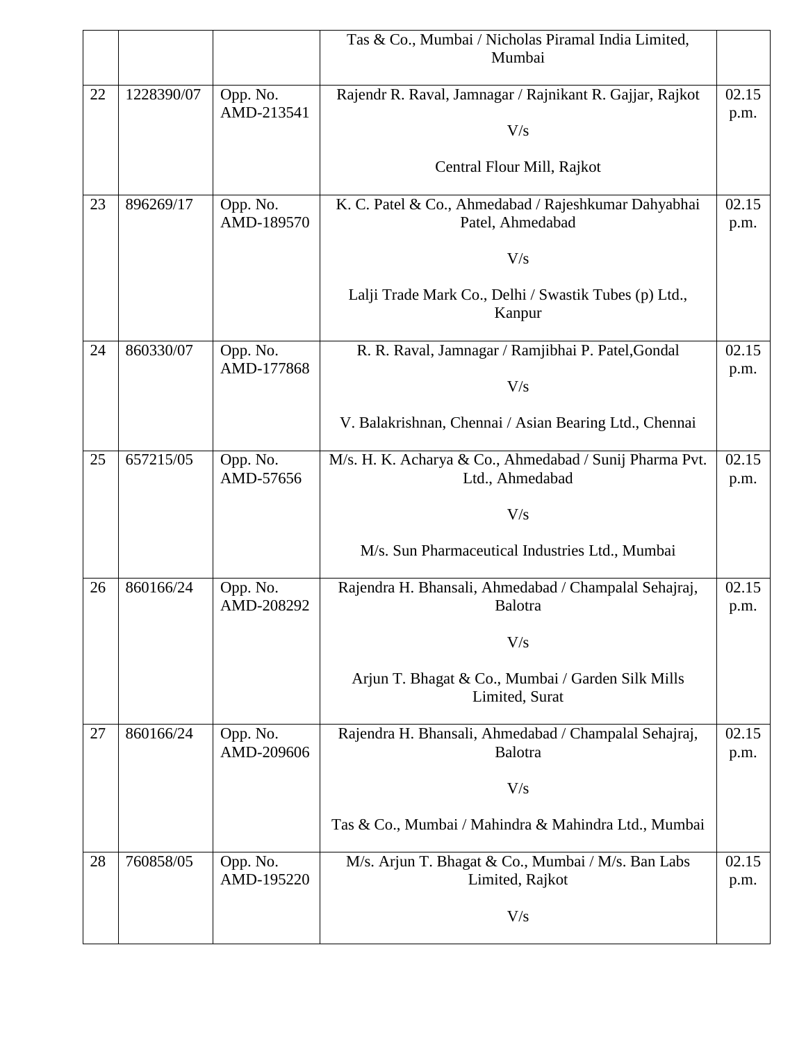| | | | | |
|---|---|---|---|---|
| | | | Tas & Co., Mumbai / Nicholas Piramal India Limited, Mumbai | |
| 22 | 1228390/07 | Opp. No. AMD-213541 | Rajendr R. Raval, Jamnagar / Rajnikant R. Gajjar, Rajkot<br><br>V/s<br><br>Central Flour Mill, Rajkot | 02.15 p.m. |
| 23 | 896269/17 | Opp. No. AMD-189570 | K. C. Patel & Co., Ahmedabad / Rajeshkumar Dahyabhai Patel, Ahmedabad<br><br>V/s<br><br>Lalji Trade Mark Co., Delhi / Swastik Tubes (p) Ltd., Kanpur | 02.15 p.m. |
| 24 | 860330/07 | Opp. No. AMD-177868 | R. R. Raval, Jamnagar / Ramjibhai P. Patel,Gondal<br><br>V/s<br><br>V. Balakrishnan, Chennai / Asian Bearing Ltd., Chennai | 02.15 p.m. |
| 25 | 657215/05 | Opp. No. AMD-57656 | M/s. H. K. Acharya & Co., Ahmedabad / Sunij Pharma Pvt. Ltd., Ahmedabad<br><br>V/s<br><br>M/s. Sun Pharmaceutical Industries Ltd., Mumbai | 02.15 p.m. |
| 26 | 860166/24 | Opp. No. AMD-208292 | Rajendra H. Bhansali, Ahmedabad / Champalal Sehajraj, Balotra<br><br>V/s<br><br>Arjun T. Bhagat & Co., Mumbai / Garden Silk Mills Limited, Surat | 02.15 p.m. |
| 27 | 860166/24 | Opp. No. AMD-209606 | Rajendra H. Bhansali, Ahmedabad / Champalal Sehajraj, Balotra<br><br>V/s<br><br>Tas & Co., Mumbai / Mahindra & Mahindra Ltd., Mumbai | 02.15 p.m. |
| 28 | 760858/05 | Opp. No. AMD-195220 | M/s. Arjun T. Bhagat & Co., Mumbai / M/s. Ban Labs Limited, Rajkot<br><br>V/s | 02.15 p.m. |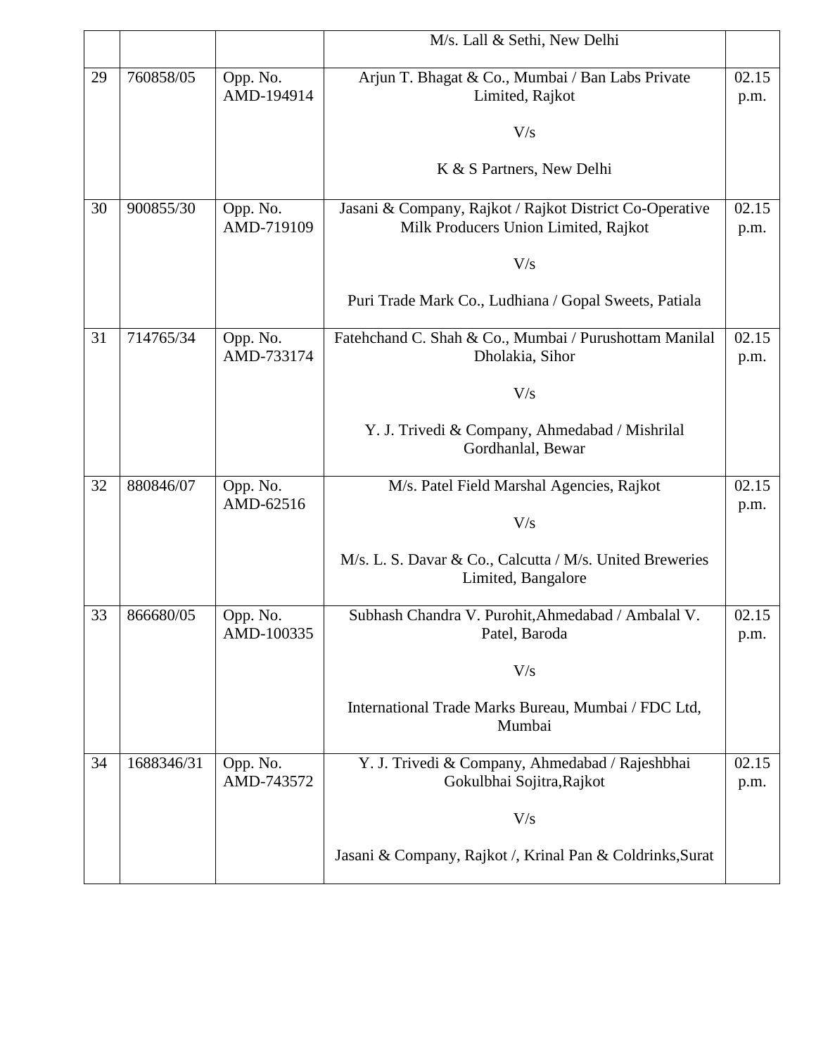| | | | | |
|---|---|---|---|---|
| | | | M/s. Lall & Sethi, New Delhi | |
| 29 | 760858/05 | Opp. No. AMD-194914 | Arjun T. Bhagat & Co., Mumbai / Ban Labs Private Limited, Rajkot<br><br>V/s<br><br>K & S Partners, New Delhi | 02.15 p.m. |
| 30 | 900855/30 | Opp. No. AMD-719109 | Jasani & Company, Rajkot / Rajkot District Co-Operative Milk Producers Union Limited, Rajkot<br><br>V/s<br><br>Puri Trade Mark Co., Ludhiana / Gopal Sweets, Patiala | 02.15 p.m. |
| 31 | 714765/34 | Opp. No. AMD-733174 | Fatehchand C. Shah & Co., Mumbai / Purushottam Manilal Dholakia, Sihor<br><br>V/s<br><br>Y. J. Trivedi & Company, Ahmedabad / Mishrilal Gordhanlal, Bewar | 02.15 p.m. |
| 32 | 880846/07 | Opp. No. AMD-62516 | M/s. Patel Field Marshal Agencies, Rajkot<br><br>V/s<br><br>M/s. L. S. Davar & Co., Calcutta / M/s. United Breweries Limited, Bangalore | 02.15 p.m. |
| 33 | 866680/05 | Opp. No. AMD-100335 | Subhash Chandra V. Purohit,Ahmedabad / Ambalal V. Patel, Baroda<br><br>V/s<br><br>International Trade Marks Bureau, Mumbai / FDC Ltd, Mumbai | 02.15 p.m. |
| 34 | 1688346/31 | Opp. No. AMD-743572 | Y. J. Trivedi & Company, Ahmedabad / Rajeshbhai Gokulbhai Sojitra,Rajkot<br><br>V/s<br><br>Jasani & Company, Rajkot /, Krinal Pan & Coldrinks,Surat | 02.15 p.m. |